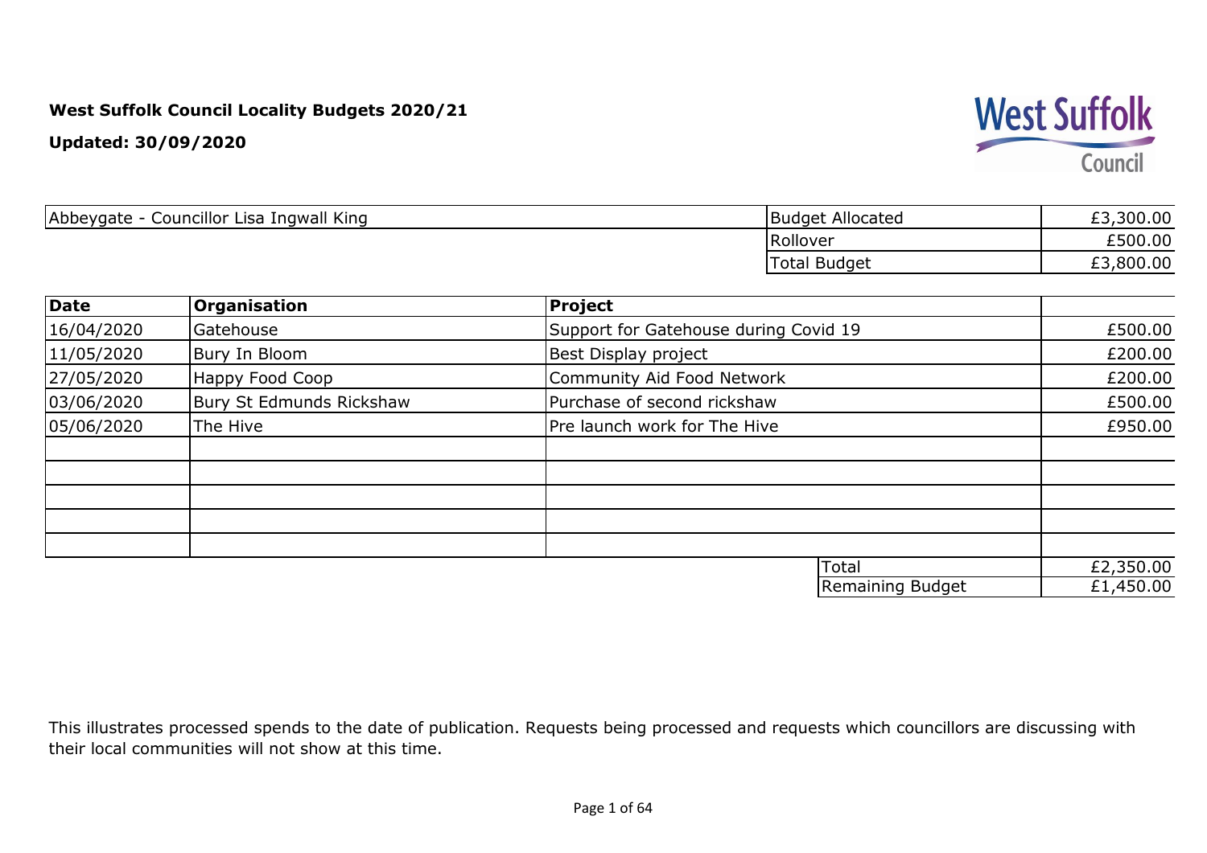**West Suffolk Council Locality Budgets 2020/21**

**Updated: 30/09/2020**

| Abbeygate - Councillor Lisa Ingwall King | Budget Allocated | £3,300.00 |
|---|---|---|
| | Rollover | £500.00 |
| | Total Budget | £3,800.00 |

| **Date** | **Organisation** | **Project** | |
|---|---|---|---|
| 16/04/2020 | Gatehouse | Support for Gatehouse during Covid 19 | £500.00 |
| 11/05/2020 | Bury In Bloom | Best Display project | £200.00 |
| 27/05/2020 | Happy Food Coop | Community Aid Food Network | £200.00 |
| 03/06/2020 | Bury St Edmunds Rickshaw | Purchase of second rickshaw | £500.00 |
| 05/06/2020 | The Hive | Pre launch work for The Hive | £950.00 |
| | | | |
| | | | |
| | | | |
| | | | |
| | | | |
| | | Total | £2,350.00 |
| | | Remaining Budget | £1,450.00 |

This illustrates processed spends to the date of publication. Requests being processed and requests which councillors are discussing with their local communities will not show at this time.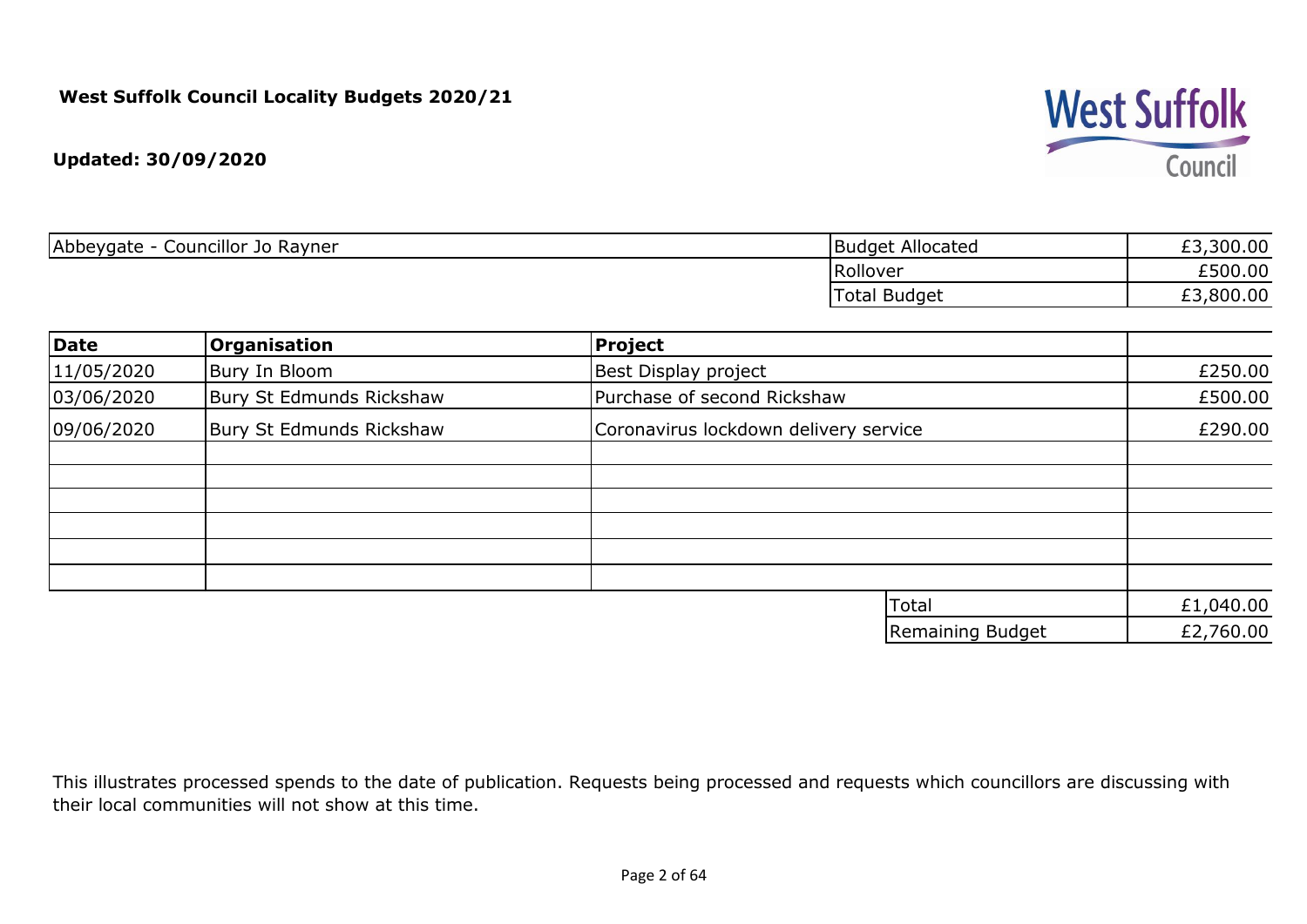**West Suffolk Council Locality Budgets 2020/21**

**Updated: 30/09/2020**

| Abbeygate - Councillor Jo Rayner | Budget Allocated | £3,300.00 |
|---|---|---|
| | Rollover | £500.00 |
| | Total Budget | £3,800.00 |

| **Date** | **Organisation** | **Project** | |
|---|---|---|---|
| 11/05/2020 | Bury In Bloom | Best Display project | £250.00 |
| 03/06/2020 | Bury St Edmunds Rickshaw | Purchase of second Rickshaw | £500.00 |
| 09/06/2020 | Bury St Edmunds Rickshaw | Coronavirus lockdown delivery service | £290.00 |
| | | | |
| | | | |
| | | | |
| | | | |
| | | | |
| | | | |
| | | Total | £1,040.00 |
| | | Remaining Budget | £2,760.00 |

This illustrates processed spends to the date of publication. Requests being processed and requests which councillors are discussing with their local communities will not show at this time.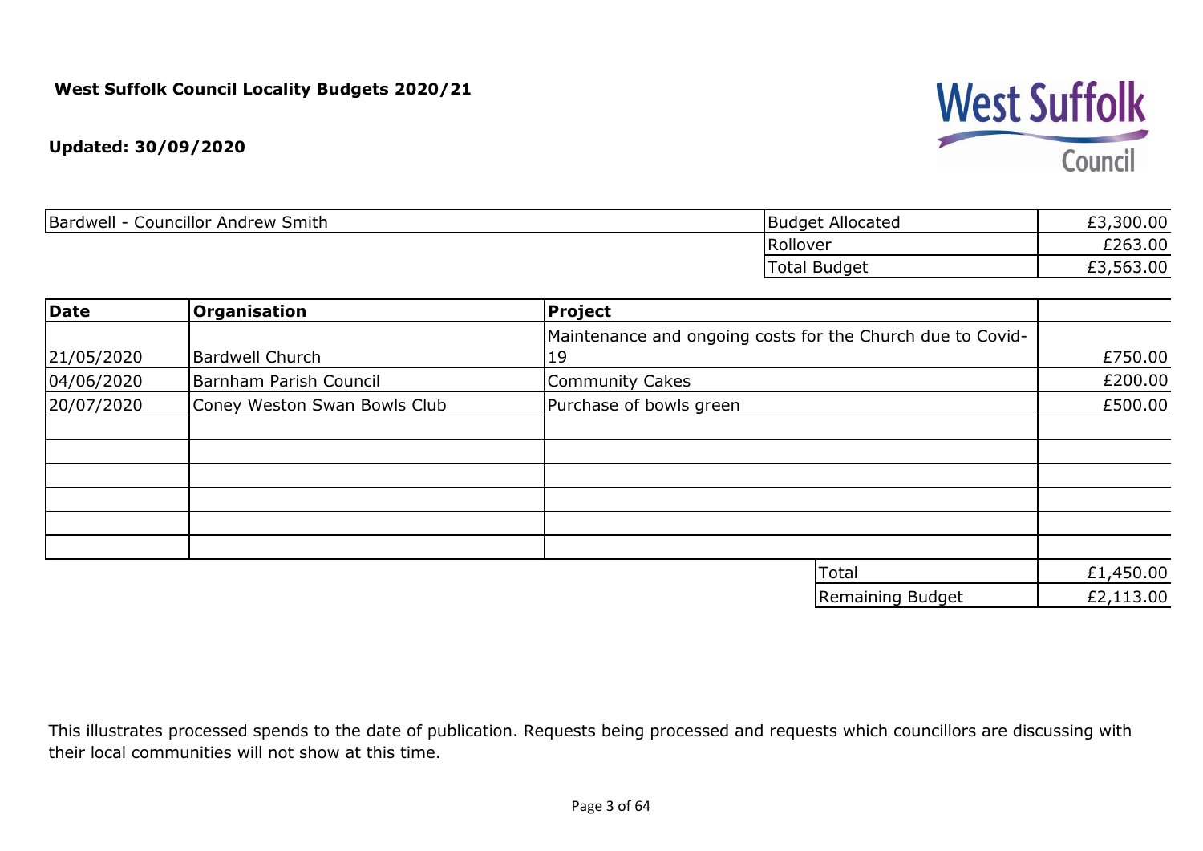**West Suffolk Council Locality Budgets 2020/21**

**Updated: 30/09/2020**

| Bardwell - Councillor Andrew Smith | Budget Allocated | £3,300.00 |
|---|---|---|
| | Rollover | £263.00 |
| | Total Budget | £3,563.00 |

| **Date** | **Organisation** | **Project** | |
|---|---|---|---|
| 21/05/2020 | Bardwell Church | Maintenance and ongoing costs for the Church due to Covid-19 | £750.00 |
| 04/06/2020 | Barnham Parish Council | Community Cakes | £200.00 |
| 20/07/2020 | Coney Weston Swan Bowls Club | Purchase of bowls green | £500.00 |
| | | | |
| | | | |
| | | | |
| | | | |
| | | | |
| | | | |
| | | Total | £1,450.00 |
| | | Remaining Budget | £2,113.00 |

This illustrates processed spends to the date of publication. Requests being processed and requests which councillors are discussing with their local communities will not show at this time.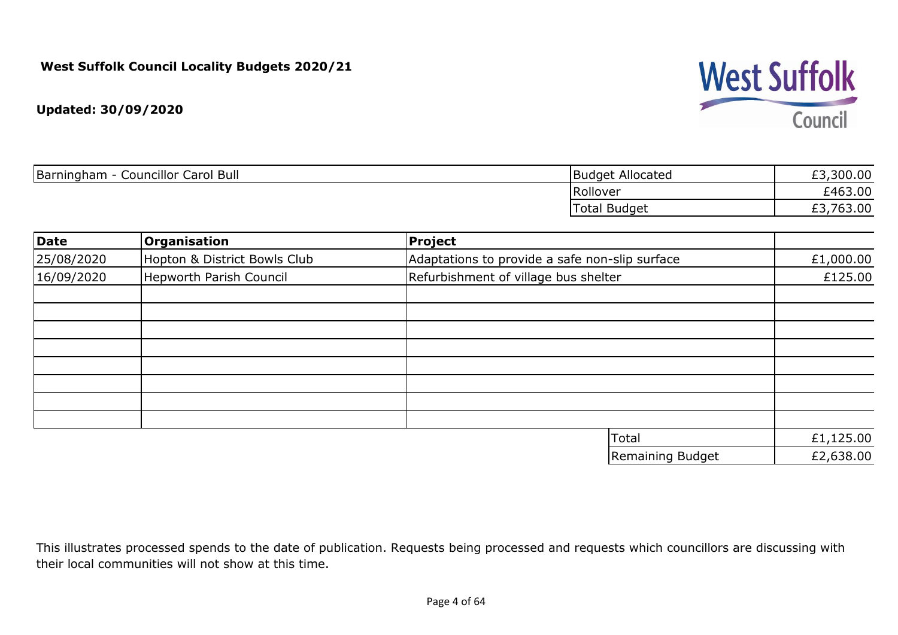**West Suffolk Council Locality Budgets 2020/21**

**Updated: 30/09/2020**

West Suffolk Council

| Barningham - Councillor Carol Bull | Budget Allocated | £3,300.00 |
|---|---|---|
| | Rollover | £463.00 |
| | Total Budget | £3,763.00 |

| Date | Organisation | Project | |
|---|---|---|---|
| 25/08/2020 | Hopton & District Bowls Club | Adaptations to provide a safe non-slip surface | £1,000.00 |
| 16/09/2020 | Hepworth Parish Council | Refurbishment of village bus shelter | £125.00 |
| | | | |
| | | | |
| | | | |
| | | | |
| | | | |
| | | | |
| | | | |
| | | | |
| | | Total | £1,125.00 |
| | | Remaining Budget | £2,638.00 |

This illustrates processed spends to the date of publication. Requests being processed and requests which councillors are discussing with their local communities will not show at this time.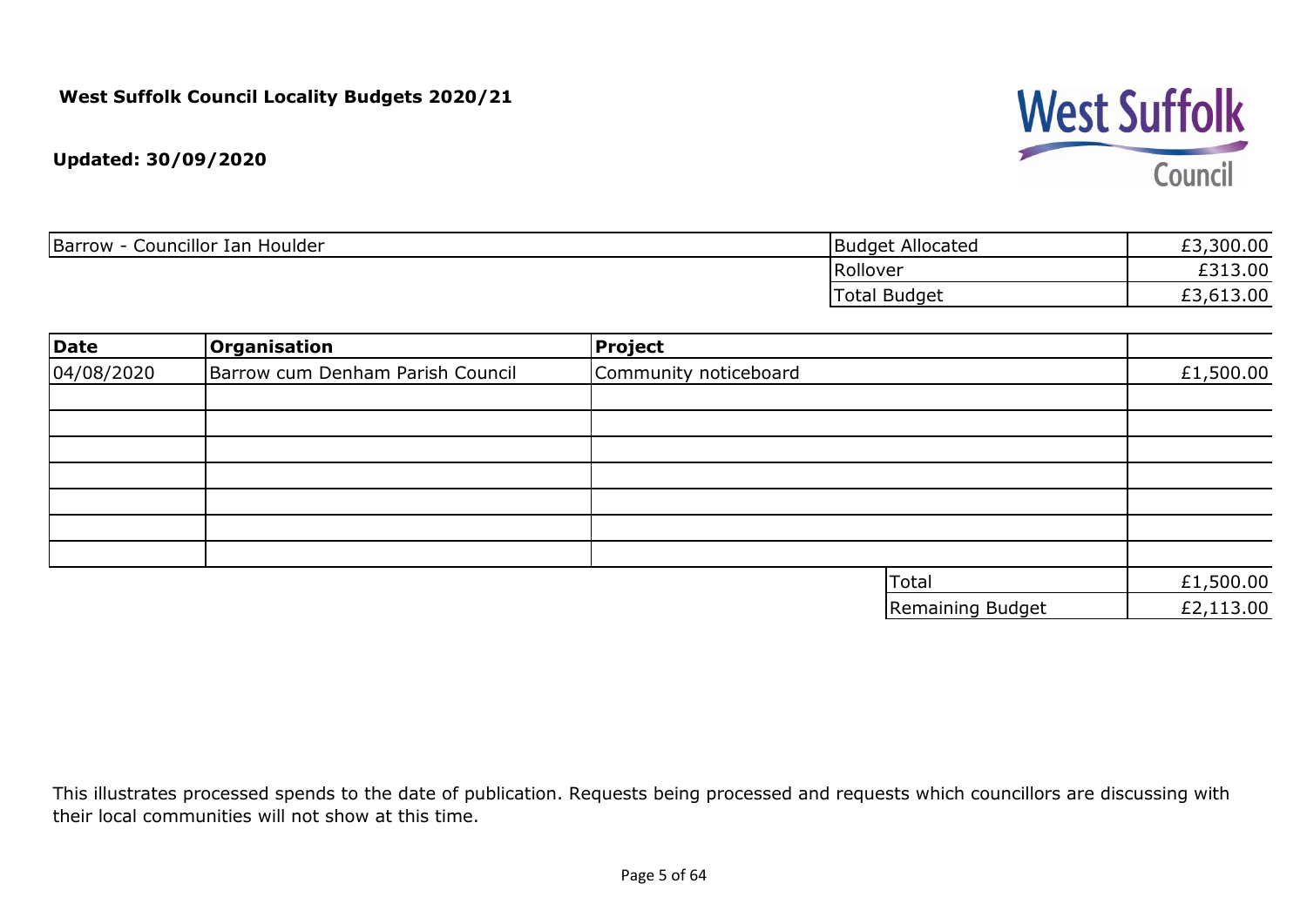**West Suffolk Council Locality Budgets 2020/21**

**Updated: 30/09/2020**

| Barrow - Councillor Ian Houlder | Budget Allocated | £3,300.00 |
| --- | --- | --- |
| | Rollover | £313.00 |
| | Total Budget | £3,613.00 |

| **Date** | **Organisation** | **Project** | |
| --- | --- | --- | --- |
| 04/08/2020 | Barrow cum Denham Parish Council | Community noticeboard | £1,500.00 |
| | | | |
| | | | |
| | | | |
| | | | |
| | | | |
| | | | |
| | | | |
| | | Total | £1,500.00 |
| | | Remaining Budget | £2,113.00 |

This illustrates processed spends to the date of publication. Requests being processed and requests which councillors are discussing with their local communities will not show at this time.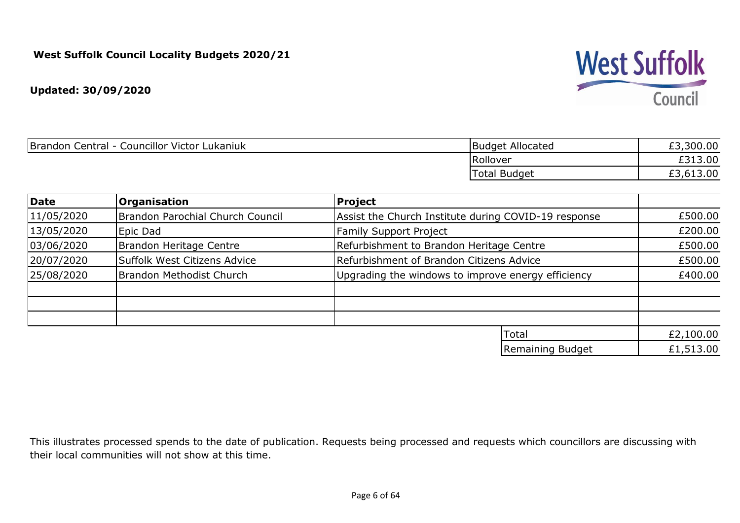**West Suffolk Council Locality Budgets 2020/21**

**Updated: 30/09/2020**

West Suffolk Council

| Brandon Central - Councillor Victor Lukaniuk | Budget Allocated | £3,300.00 |
|---|---|---|
| | Rollover | £313.00 |
| | Total Budget | £3,613.00 |

| Date | Organisation | Project | |
|---|---|---|---|
| 11/05/2020 | Brandon Parochial Church Council | Assist the Church Institute during COVID-19 response | £500.00 |
| 13/05/2020 | Epic Dad | Family Support Project | £200.00 |
| 03/06/2020 | Brandon Heritage Centre | Refurbishment to Brandon Heritage Centre | £500.00 |
| 20/07/2020 | Suffolk West Citizens Advice | Refurbishment of Brandon Citizens Advice | £500.00 |
| 25/08/2020 | Brandon Methodist Church | Upgrading the windows to improve energy efficiency | £400.00 |
| | | | |
| | | | |
| | | | |
| | | Total | £2,100.00 |
| | | Remaining Budget | £1,513.00 |

This illustrates processed spends to the date of publication. Requests being processed and requests which councillors are discussing with their local communities will not show at this time.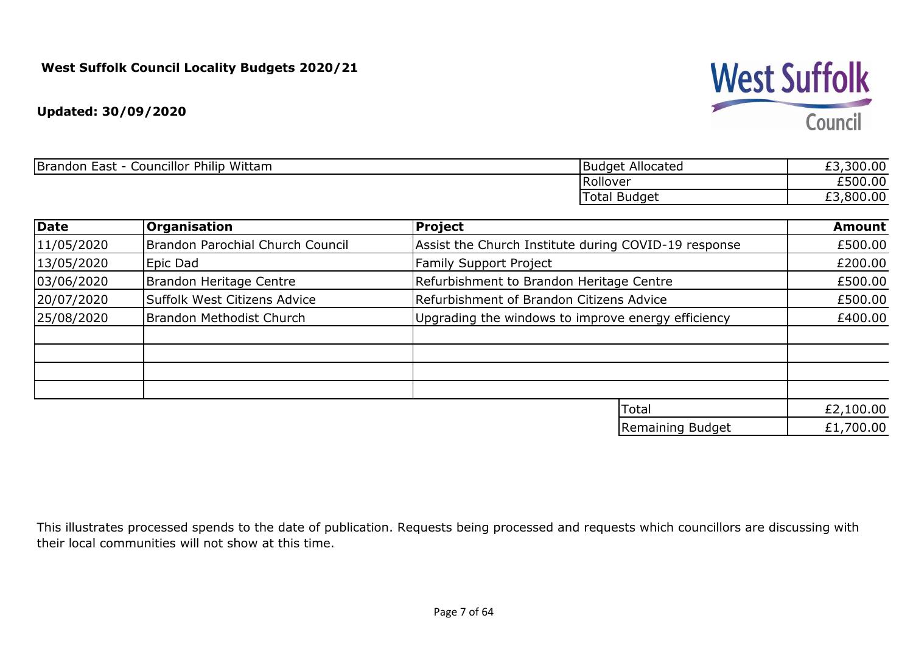**West Suffolk Council Locality Budgets 2020/21**

**Updated: 30/09/2020**

| Brandon East - Councillor Philip Wittam | Budget Allocated | £3,300.00 |
|---|---|---|
| | Rollover | £500.00 |
| | Total Budget | £3,800.00 |

| Date | Organisation | Project | Amount |
|---|---|---|---|
| 11/05/2020 | Brandon Parochial Church Council | Assist the Church Institute during COVID-19 response | £500.00 |
| 13/05/2020 | Epic Dad | Family Support Project | £200.00 |
| 03/06/2020 | Brandon Heritage Centre | Refurbishment to Brandon Heritage Centre | £500.00 |
| 20/07/2020 | Suffolk West Citizens Advice | Refurbishment of Brandon Citizens Advice | £500.00 |
| 25/08/2020 | Brandon Methodist Church | Upgrading the windows to improve energy efficiency | £400.00 |
| | | | |
| | | | |
| | | | |
| | | | |
| | | Total | £2,100.00 |
| | | Remaining Budget | £1,700.00 |

This illustrates processed spends to the date of publication. Requests being processed and requests which councillors are discussing with their local communities will not show at this time.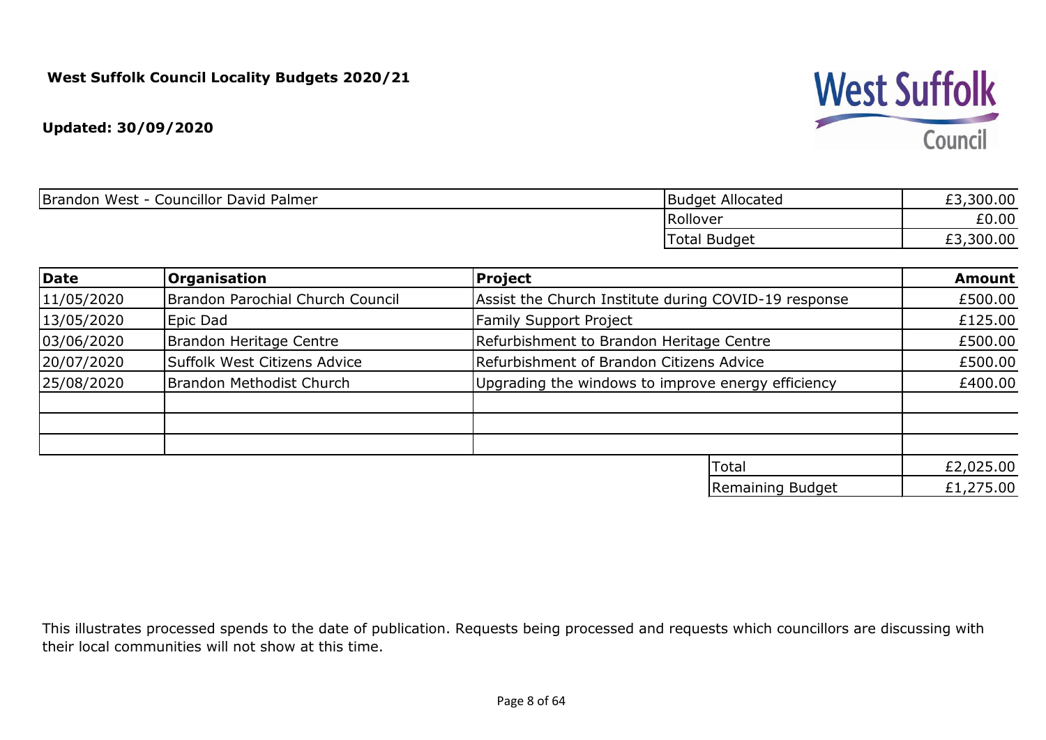**West Suffolk Council Locality Budgets 2020/21**

**Updated: 30/09/2020**

West Suffolk Council

| Brandon West - Councillor David Palmer | Budget Allocated | £3,300.00 |
|---|---|---|
| | Rollover | £0.00 |
| | Total Budget | £3,300.00 |

| Date | Organisation | Project | Amount |
|---|---|---|---|
| 11/05/2020 | Brandon Parochial Church Council | Assist the Church Institute during COVID-19 response | £500.00 |
| 13/05/2020 | Epic Dad | Family Support Project | £125.00 |
| 03/06/2020 | Brandon Heritage Centre | Refurbishment to Brandon Heritage Centre | £500.00 |
| 20/07/2020 | Suffolk West Citizens Advice | Refurbishment of Brandon Citizens Advice | £500.00 |
| 25/08/2020 | Brandon Methodist Church | Upgrading the windows to improve energy efficiency | £400.00 |
| | | | |
| | | | |
| | | | |
| | | Total | £2,025.00 |
| | | Remaining Budget | £1,275.00 |

This illustrates processed spends to the date of publication. Requests being processed and requests which councillors are discussing with their local communities will not show at this time.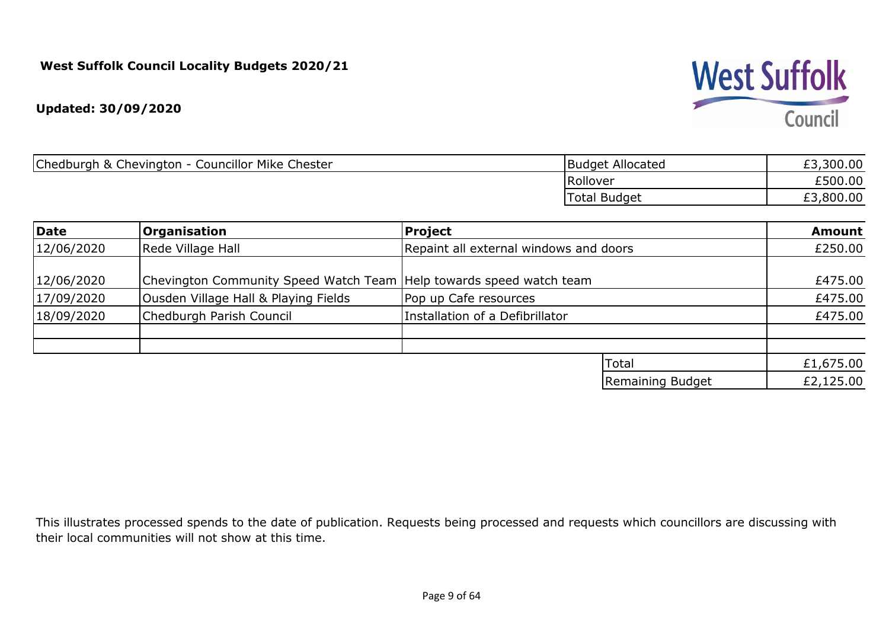**West Suffolk Council Locality Budgets 2020/21**

**Updated: 30/09/2020**

West Suffolk Council

| Chedburgh & Chevington - Councillor Mike Chester | Budget Allocated | £3,300.00 |
|---|---|---|
| | Rollover | £500.00 |
| | Total Budget | £3,800.00 |

| Date | Organisation | Project | Amount |
|---|---|---|---|
| 12/06/2020 | Rede Village Hall | Repaint all external windows and doors | £250.00 |
| 12/06/2020 | Chevington Community Speed Watch Team | Help towards speed watch team | £475.00 |
| 17/09/2020 | Ousden Village Hall & Playing Fields | Pop up Cafe resources | £475.00 |
| 18/09/2020 | Chedburgh Parish Council | Installation of a Defibrillator | £475.00 |
| | | | |
| | | | |
| | | Total | £1,675.00 |
| | | Remaining Budget | £2,125.00 |

This illustrates processed spends to the date of publication. Requests being processed and requests which councillors are discussing with their local communities will not show at this time.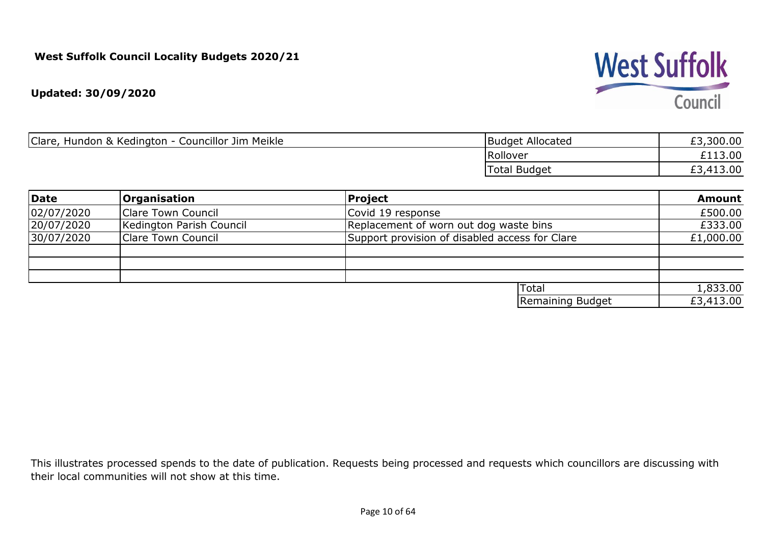**West Suffolk Council Locality Budgets 2020/21**

**Updated: 30/09/2020**

West Suffolk Council

| Clare, Hundon & Kedington - Councillor Jim Meikle | Budget Allocated | £3,300.00 |
|---|---|---|
| | Rollover | £113.00 |
| | Total Budget | £3,413.00 |

| **Date** | **Organisation** | **Project** | **Amount** |
|---|---|---|---|
| 02/07/2020 | Clare Town Council | Covid 19 response | £500.00 |
| 20/07/2020 | Kedington Parish Council | Replacement of worn out dog waste bins | £333.00 |
| 30/07/2020 | Clare Town Council | Support provision of disabled access for Clare | £1,000.00 |
| | | | |
| | | | |
| | | | |
| | | Total | 1,833.00 |
| | | Remaining Budget | £3,413.00 |

This illustrates processed spends to the date of publication. Requests being processed and requests which councillors are discussing with their local communities will not show at this time.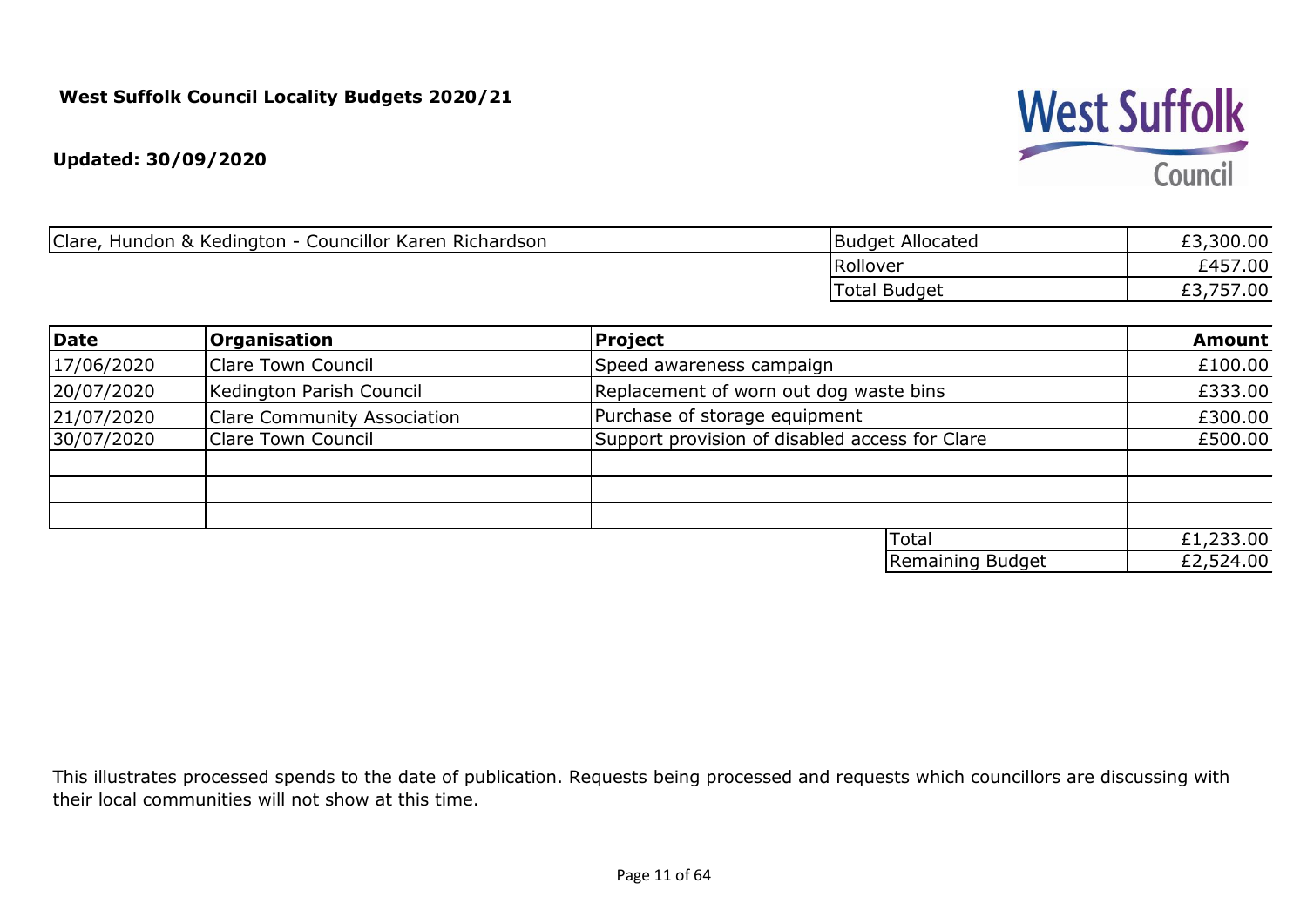**West Suffolk Council Locality Budgets 2020/21**

**Updated: 30/09/2020**

| Clare, Hundon & Kedington - Councillor Karen Richardson | Budget Allocated | £3,300.00 |
|---|---|---|
| | Rollover | £457.00 |
| | Total Budget | £3,757.00 |

| **Date** | **Organisation** | **Project** | **Amount** |
|---|---|---|---|
| 17/06/2020 | Clare Town Council | Speed awareness campaign | £100.00 |
| 20/07/2020 | Kedington Parish Council | Replacement of worn out dog waste bins | £333.00 |
| 21/07/2020 | Clare Community Association | Purchase of storage equipment | £300.00 |
| 30/07/2020 | Clare Town Council | Support provision of disabled access for Clare | £500.00 |
| | | | |
| | | | |
| | | | |
| | | Total | £1,233.00 |
| | | Remaining Budget | £2,524.00 |

This illustrates processed spends to the date of publication. Requests being processed and requests which councillors are discussing with their local communities will not show at this time.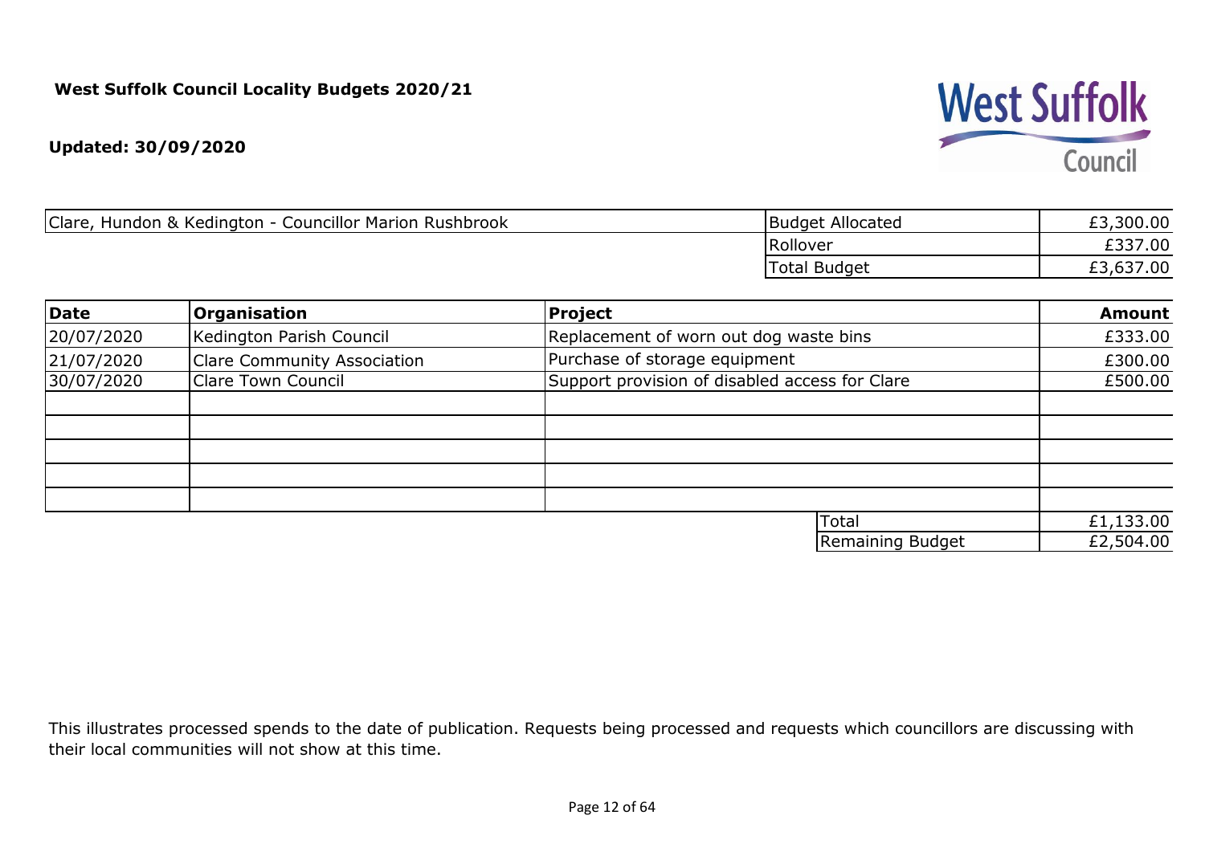**West Suffolk Council Locality Budgets 2020/21**

**Updated: 30/09/2020**

| Clare, Hundon & Kedington - Councillor Marion Rushbrook | Budget Allocated | £3,300.00 |
|---|---|---|
| | Rollover | £337.00 |
| | Total Budget | £3,637.00 |

| Date | Organisation | Project | Amount |
|---|---|---|---|
| 20/07/2020 | Kedington Parish Council | Replacement of worn out dog waste bins | £333.00 |
| 21/07/2020 | Clare Community Association | Purchase of storage equipment | £300.00 |
| 30/07/2020 | Clare Town Council | Support provision of disabled access for Clare | £500.00 |
| | | | |
| | | | |
| | | | |
| | | | |
| | | | |
| | | Total | £1,133.00 |
| | | Remaining Budget | £2,504.00 |

This illustrates processed spends to the date of publication. Requests being processed and requests which councillors are discussing with their local communities will not show at this time.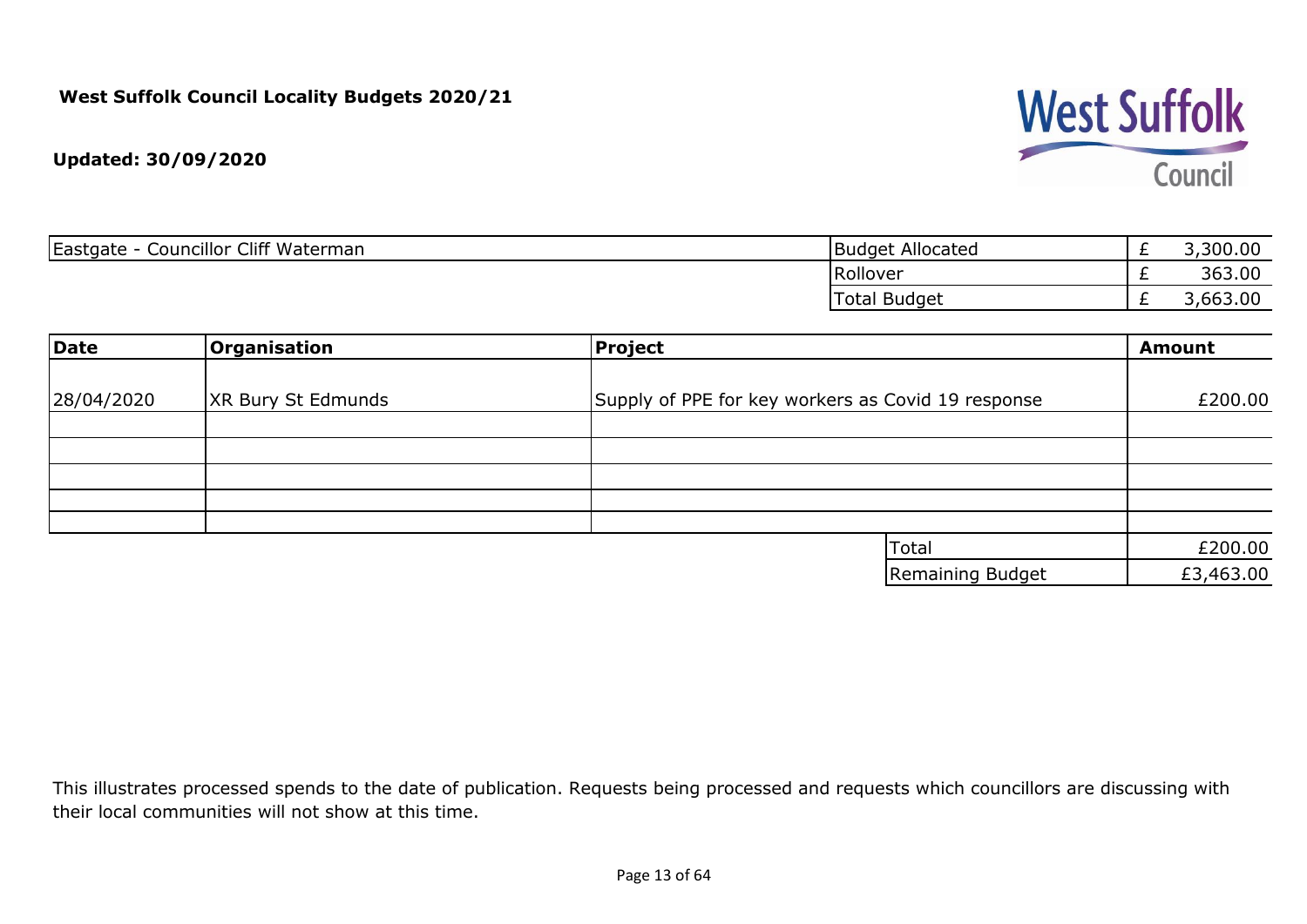**West Suffolk Council Locality Budgets 2020/21**

**Updated: 30/09/2020**

| Eastgate - Councillor Cliff Waterman | | |
|---|---|---|
| | Budget Allocated | £ 3,300.00 |
| | Rollover | £ 363.00 |
| | Total Budget | £ 3,663.00 |

| **Date** | **Organisation** | **Project** | **Amount** |
|---|---|---|---|
| 28/04/2020 | XR Bury St Edmunds | Supply of PPE for key workers as Covid 19 response | £200.00 |
| | | | |
| | | | |
| | | | |
| | | | |
| | | | |
| | | Total | £200.00 |
| | | Remaining Budget | £3,463.00 |

This illustrates processed spends to the date of publication. Requests being processed and requests which councillors are discussing with their local communities will not show at this time.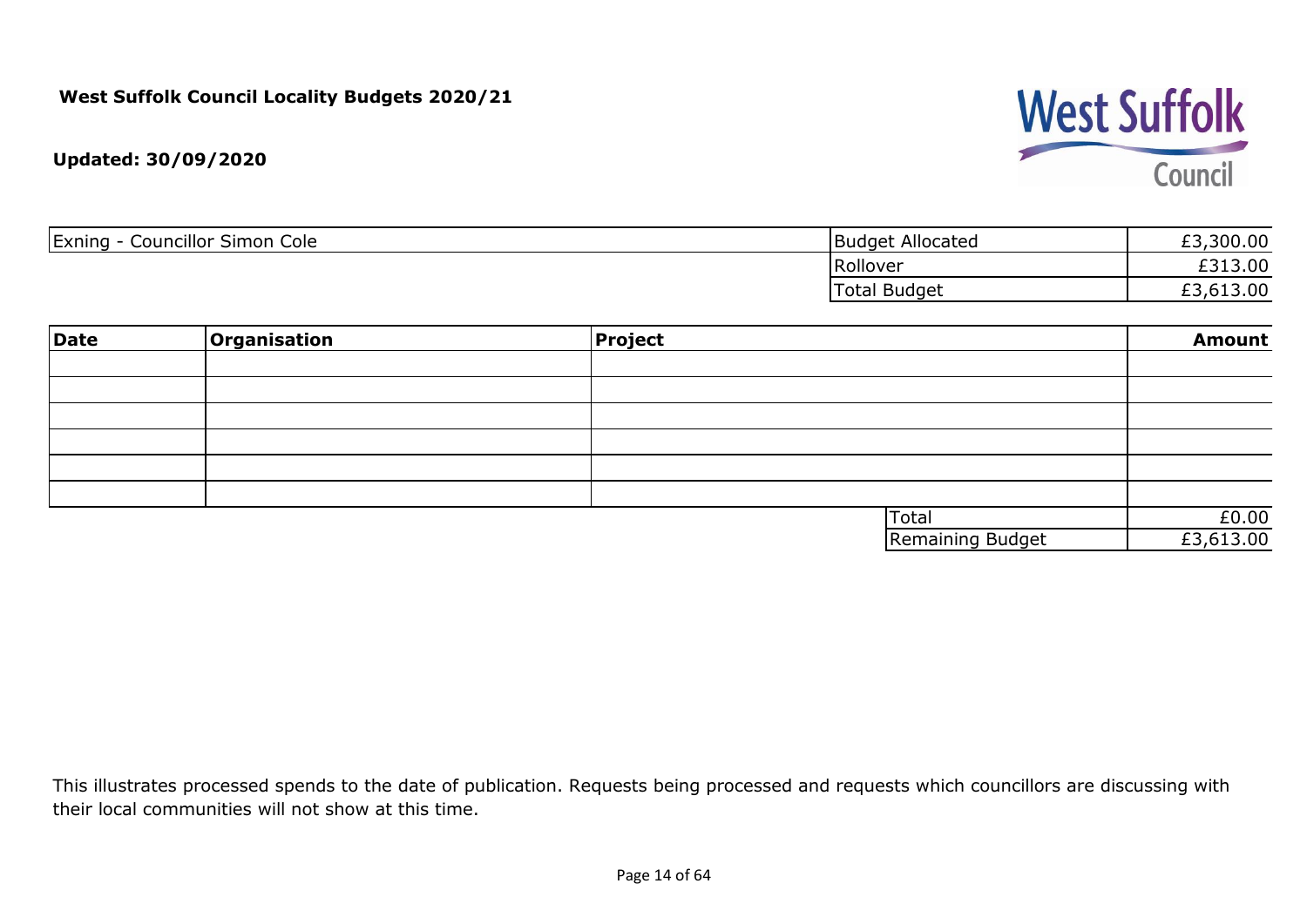**West Suffolk Council Locality Budgets 2020/21**

**Updated: 30/09/2020**

| Exning - Councillor Simon Cole | Budget Allocated | £3,300.00 |
|---|---|---|
| | Rollover | £313.00 |
| | Total Budget | £3,613.00 |

| **Date** | **Organisation** | **Project** | **Amount** |
|---|---|---|---|
| | | | |
| | | | |
| | | | |
| | | | |
| | | | |
| | | | |
| | | Total | £0.00 |
| | | Remaining Budget | £3,613.00 |

This illustrates processed spends to the date of publication. Requests being processed and requests which councillors are discussing with their local communities will not show at this time.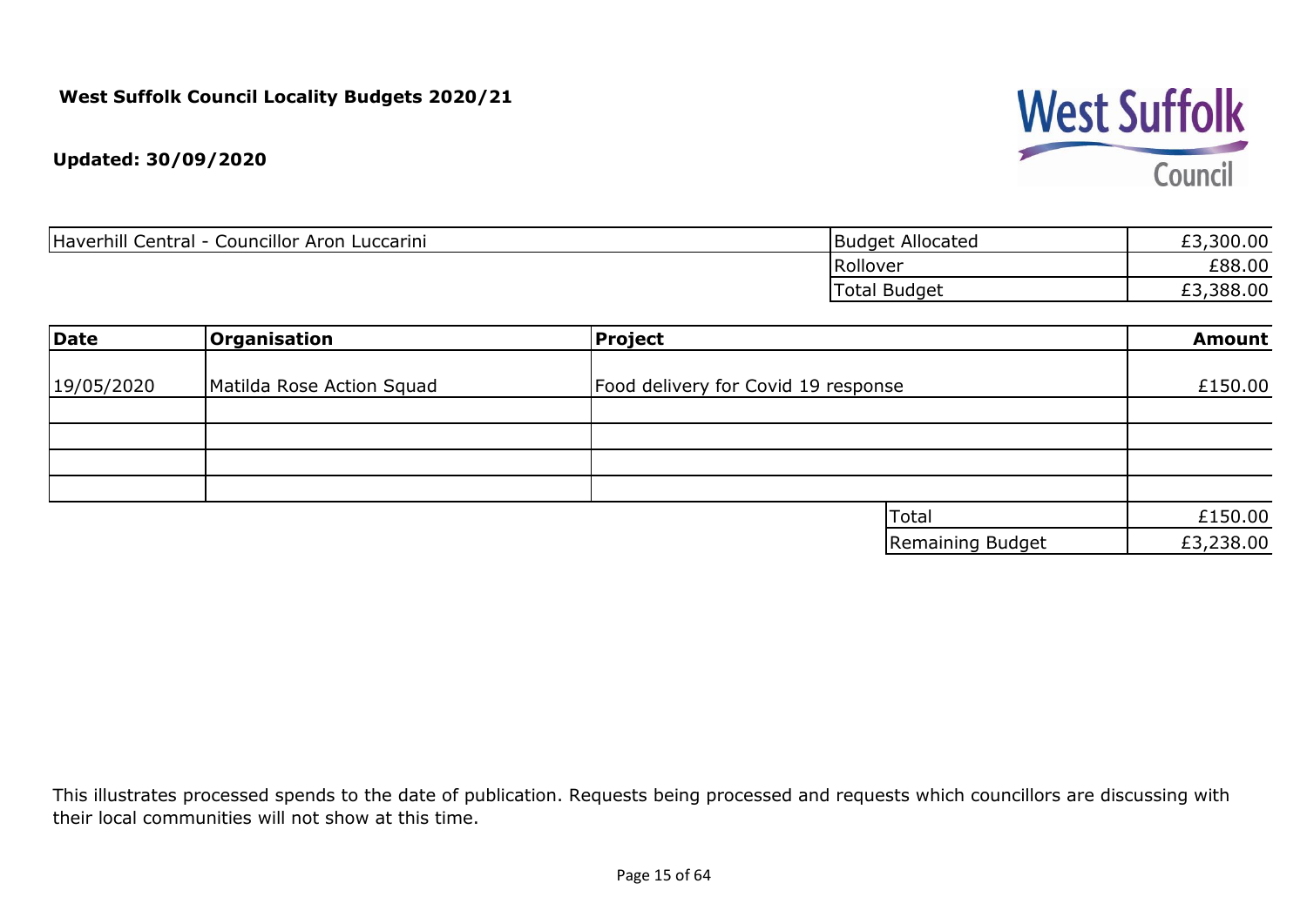**West Suffolk Council Locality Budgets 2020/21**

**Updated: 30/09/2020**

| Haverhill Central - Councillor Aron Luccarini | | |
|---|---|---|
| | Budget Allocated | £3,300.00 |
| | Rollover | £88.00 |
| | Total Budget | £3,388.00 |

| Date | Organisation | Project | | Amount |
|---|---|---|---|---|
| 19/05/2020 | Matilda Rose Action Squad | Food delivery for Covid 19 response | | £150.00 |
| | | | | |
| | | | | |
| | | | | |
| | | | | |
| | | | Total | £150.00 |
| | | | Remaining Budget | £3,238.00 |

This illustrates processed spends to the date of publication. Requests being processed and requests which councillors are discussing with their local communities will not show at this time.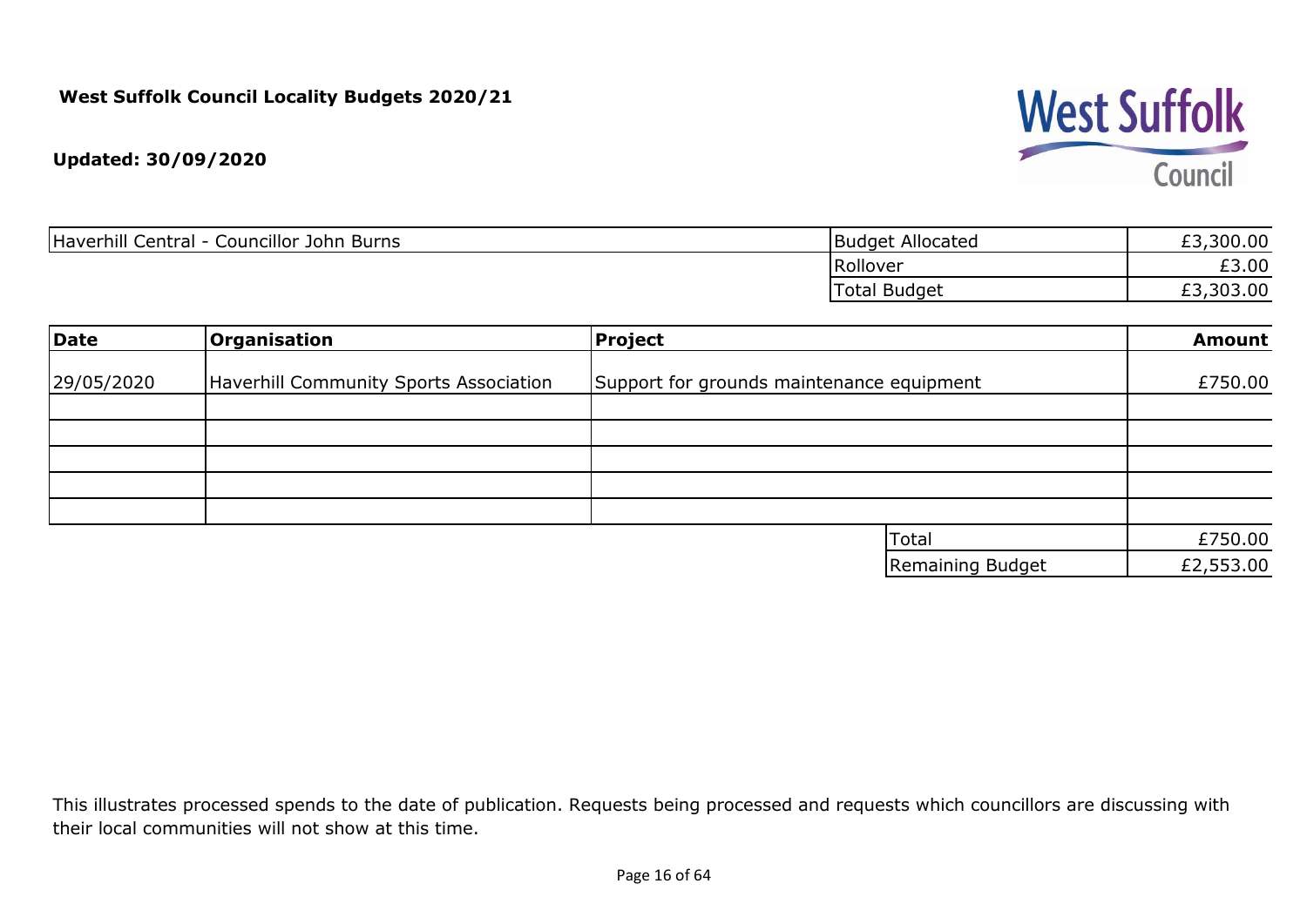**West Suffolk Council Locality Budgets 2020/21**

**Updated: 30/09/2020**

| Haverhill Central - Councillor John Burns | | |
|---|---|---|
| | Budget Allocated | £3,300.00 |
| | Rollover | £3.00 |
| | Total Budget | £3,303.00 |

| **Date** | **Organisation** | **Project** | **Amount** |
|---|---|---|---|
| 29/05/2020 | Haverhill Community Sports Association | Support for grounds maintenance equipment | £750.00 |
| | | | |
| | | | |
| | | | |
| | | | |
| | | | |
| | | Total | £750.00 |
| | | Remaining Budget | £2,553.00 |

This illustrates processed spends to the date of publication. Requests being processed and requests which councillors are discussing with their local communities will not show at this time.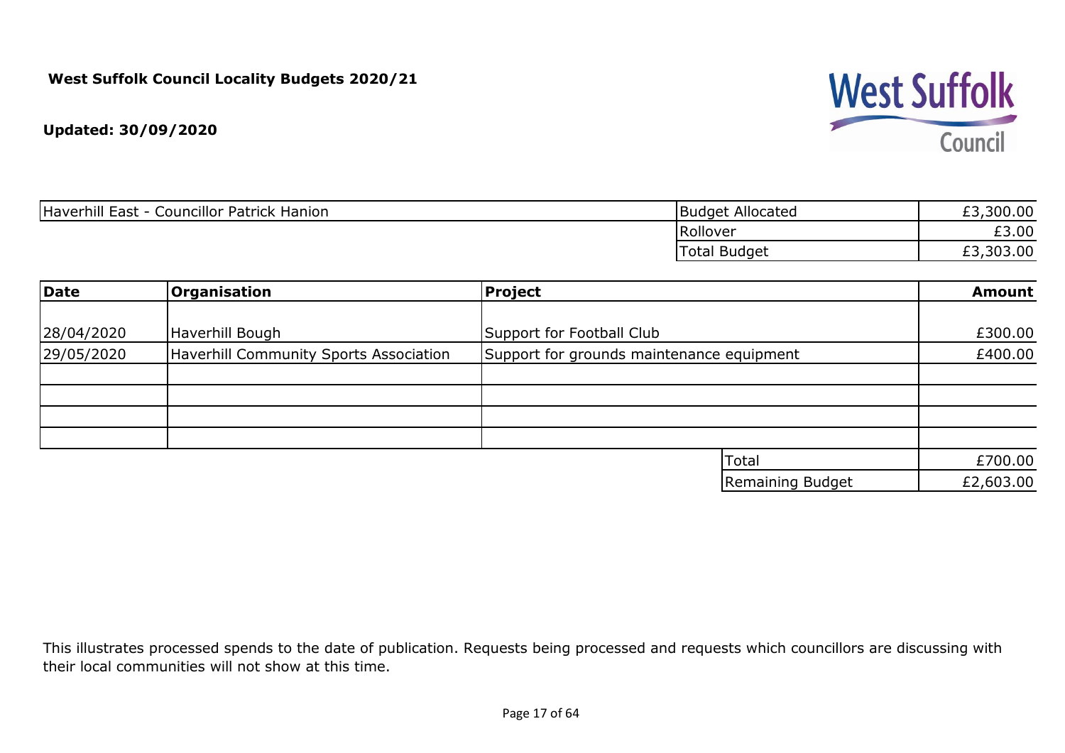**West Suffolk Council Locality Budgets 2020/21**

**Updated: 30/09/2020**

| Haverhill East - Councillor Patrick Hanion | | |
|---|---|---|
| | Budget Allocated | £3,300.00 |
| | Rollover | £3.00 |
| | Total Budget | £3,303.00 |

| Date | Organisation | Project | Amount |
|---|---|---|---|
| | | | |
| 28/04/2020 | Haverhill Bough | Support for Football Club | £300.00 |
| 29/05/2020 | Haverhill Community Sports Association | Support for grounds maintenance equipment | £400.00 |
| | | | |
| | | | |
| | | | |
| | | | |
| | | Total | £700.00 |
| | | Remaining Budget | £2,603.00 |

This illustrates processed spends to the date of publication. Requests being processed and requests which councillors are discussing with their local communities will not show at this time.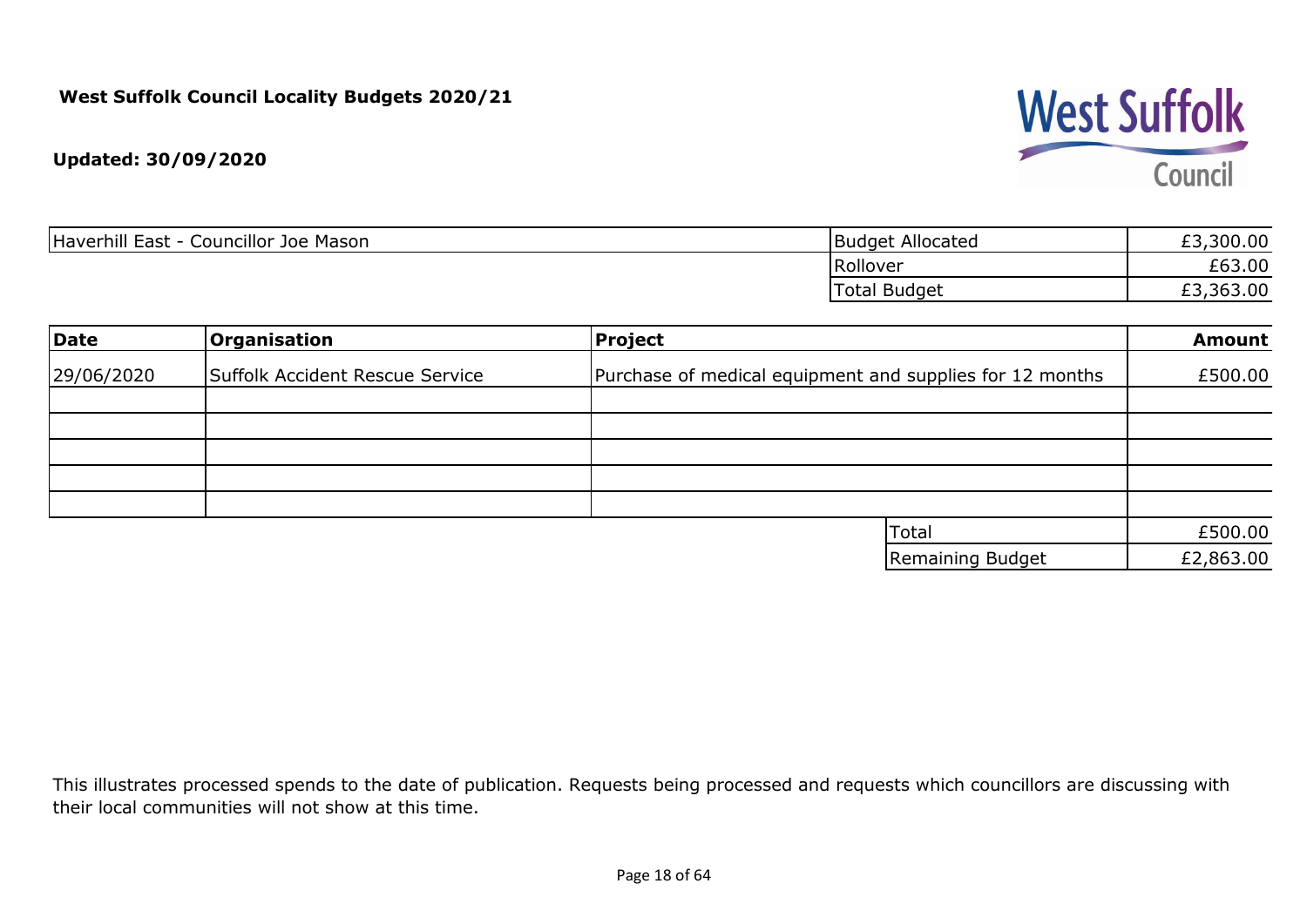**West Suffolk Council Locality Budgets 2020/21**

**Updated: 30/09/2020**

| Haverhill East - Councillor Joe Mason | | |
|---|---|---|
| | Budget Allocated | £3,300.00 |
| | Rollover | £63.00 |
| | Total Budget | £3,363.00 |

| Date | Organisation | Project | Amount |
|---|---|---|---|
| 29/06/2020 | Suffolk Accident Rescue Service | Purchase of medical equipment and supplies for 12 months | £500.00 |
| | | | |
| | | | |
| | | | |
| | | | |
| | | | |
| | | Total | £500.00 |
| | | Remaining Budget | £2,863.00 |

This illustrates processed spends to the date of publication. Requests being processed and requests which councillors are discussing with their local communities will not show at this time.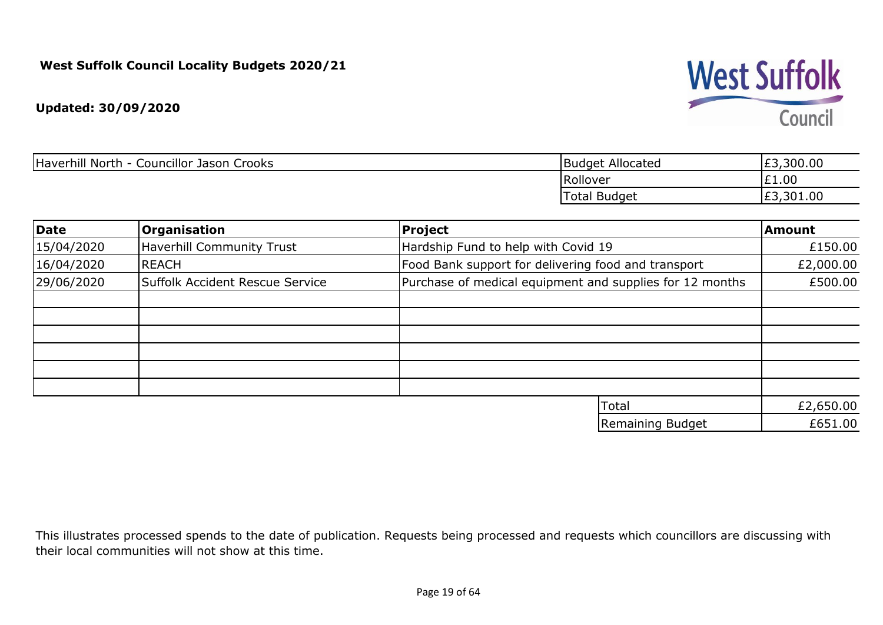**West Suffolk Council Locality Budgets 2020/21**

**Updated: 30/09/2020**

| Haverhill North - Councillor Jason Crooks | Budget Allocated | £3,300.00 |
|---|---|---|
| | Rollover | £1.00 |
| | Total Budget | £3,301.00 |

| Date | Organisation | Project | Amount |
|---|---|---|---|
| 15/04/2020 | Haverhill Community Trust | Hardship Fund to help with Covid 19 | £150.00 |
| 16/04/2020 | REACH | Food Bank support for delivering food and transport | £2,000.00 |
| 29/06/2020 | Suffolk Accident Rescue Service | Purchase of medical equipment and supplies for 12 months | £500.00 |
| | | | |
| | | | |
| | | | |
| | | | |
| | | | |
| | | | |
| | | Total | £2,650.00 |
| | | Remaining Budget | £651.00 |

This illustrates processed spends to the date of publication. Requests being processed and requests which councillors are discussing with their local communities will not show at this time.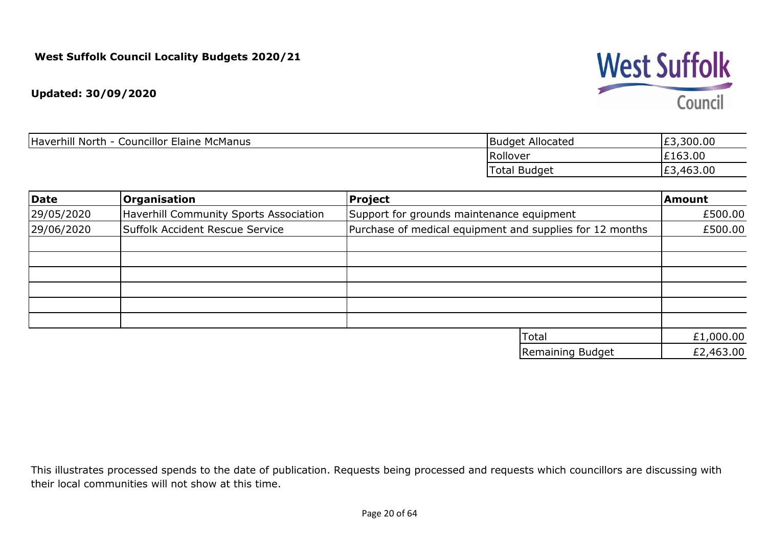**West Suffolk Council Locality Budgets 2020/21**

**Updated: 30/09/2020**

| Haverhill North - Councillor Elaine McManus | Budget Allocated | £3,300.00 |
|---|---|---|
| | Rollover | £163.00 |
| | Total Budget | £3,463.00 |

| Date | Organisation | Project | Amount |
|---|---|---|---|
| 29/05/2020 | Haverhill Community Sports Association | Support for grounds maintenance equipment | £500.00 |
| 29/06/2020 | Suffolk Accident Rescue Service | Purchase of medical equipment and supplies for 12 months | £500.00 |
| | | | |
| | | | |
| | | | |
| | | | |
| | | | |
| | | | |
| | | Total | £1,000.00 |
| | | Remaining Budget | £2,463.00 |

This illustrates processed spends to the date of publication. Requests being processed and requests which councillors are discussing with their local communities will not show at this time.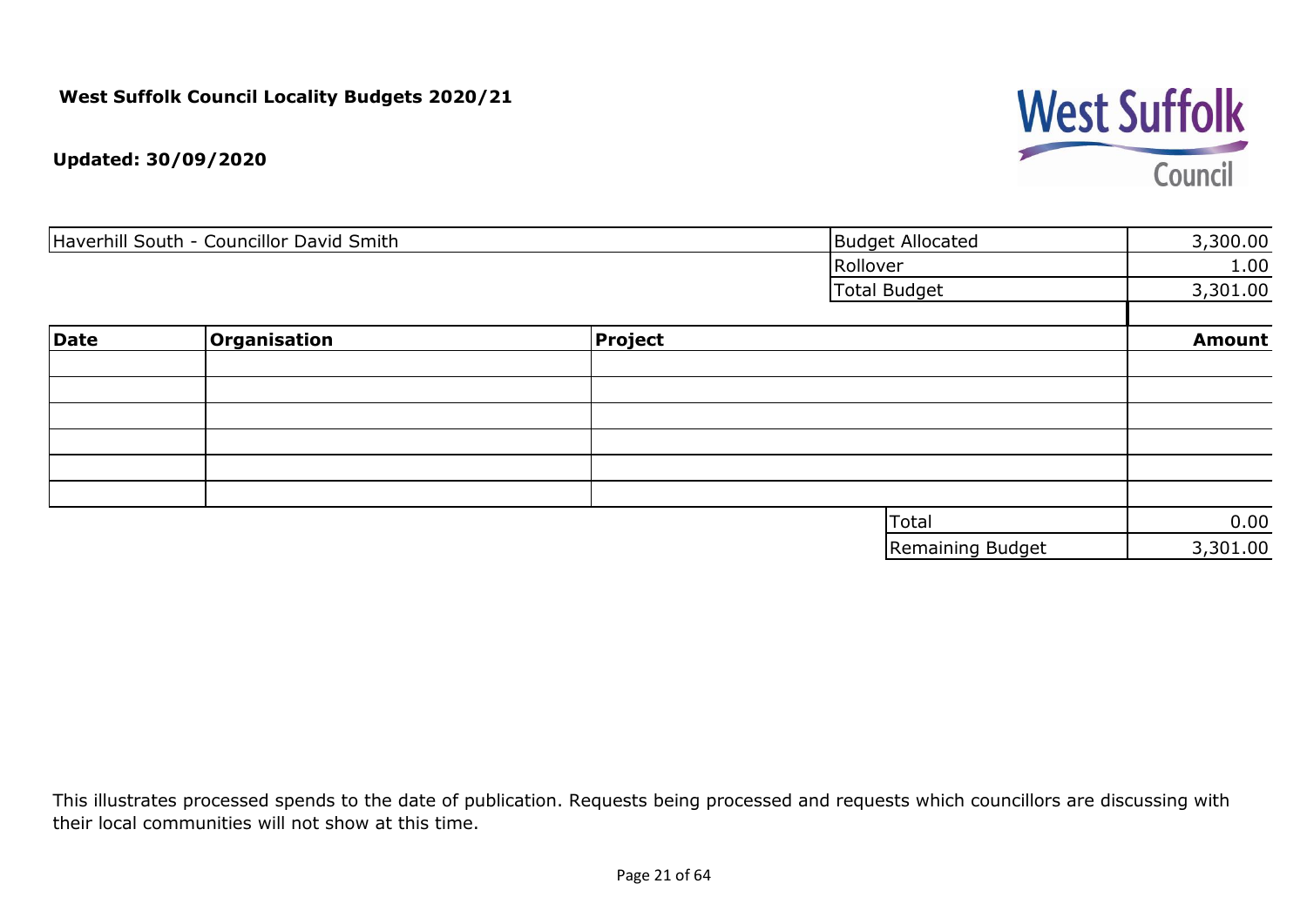**West Suffolk Council Locality Budgets 2020/21**

**Updated: 30/09/2020**

| Haverhill South - Councillor David Smith | Budget Allocated | 3,300.00 |
|---|---|---|
| | Rollover | 1.00 |
| | Total Budget | 3,301.00 |

| **Date** | **Organisation** | **Project** | **Amount** |
|---|---|---|---|
| | | | |
| | | | |
| | | | |
| | | | |
| | | | |
| | | | |
| | | Total | 0.00 |
| | | Remaining Budget | 3,301.00 |

This illustrates processed spends to the date of publication. Requests being processed and requests which councillors are discussing with their local communities will not show at this time.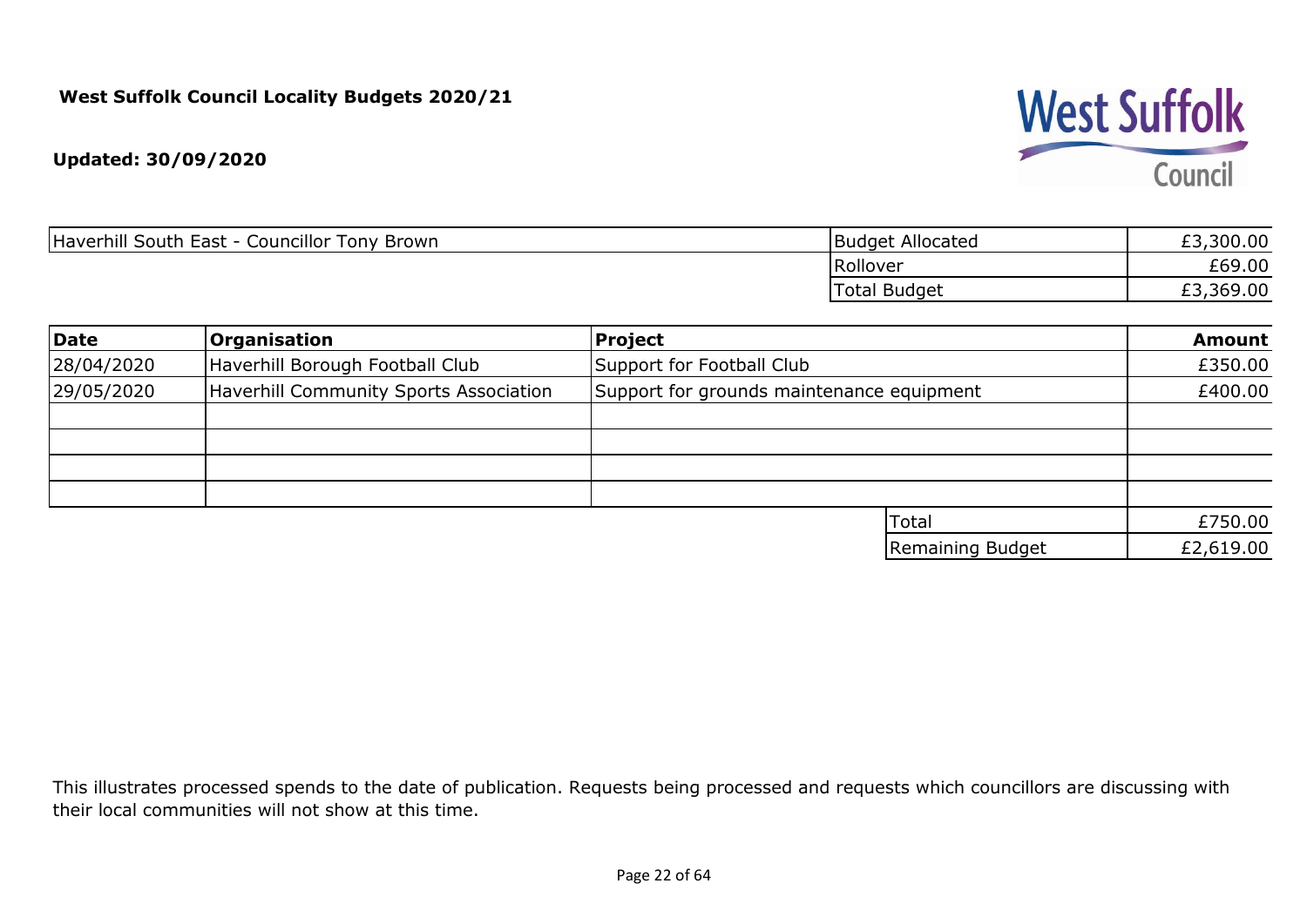**West Suffolk Council Locality Budgets 2020/21**

**Updated: 30/09/2020**

| Haverhill South East - Councillor Tony Brown | Budget Allocated | £3,300.00 |
|---|---|---|
| | Rollover | £69.00 |
| | Total Budget | £3,369.00 |

| Date | Organisation | Project | Amount |
|---|---|---|---|
| 28/04/2020 | Haverhill Borough Football Club | Support for Football Club | £350.00 |
| 29/05/2020 | Haverhill Community Sports Association | Support for grounds maintenance equipment | £400.00 |
| | | | |
| | | | |
| | | | |
| | | | |
| | | Total | £750.00 |
| | | Remaining Budget | £2,619.00 |

This illustrates processed spends to the date of publication. Requests being processed and requests which councillors are discussing with their local communities will not show at this time.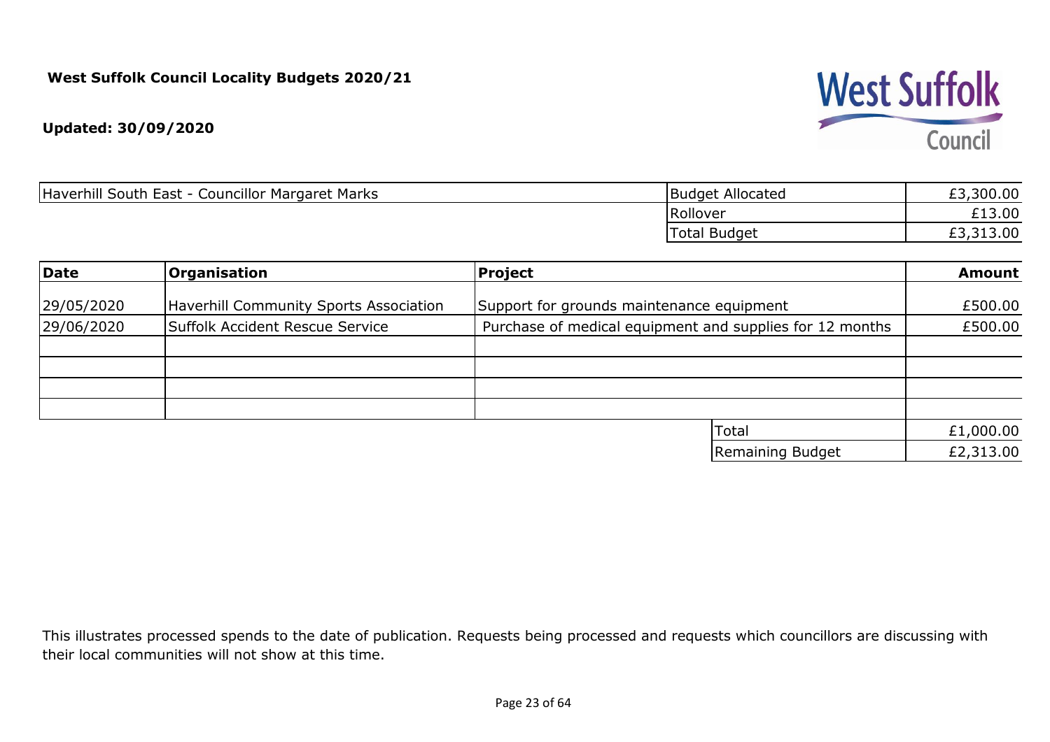**West Suffolk Council Locality Budgets 2020/21**

**Updated: 30/09/2020**

| Haverhill South East - Councillor Margaret Marks | Budget Allocated | £3,300.00 |
|---|---|---|
| | Rollover | £13.00 |
| | Total Budget | £3,313.00 |

| **Date** | **Organisation** | **Project** | **Amount** |
|---|---|---|---|
| 29/05/2020 | Haverhill Community Sports Association | Support for grounds maintenance equipment | £500.00 |
| 29/06/2020 | Suffolk Accident Rescue Service | Purchase of medical equipment and supplies for 12 months | £500.00 |
| | | | |
| | | | |
| | | | |
| | | | |
| | | Total | £1,000.00 |
| | | Remaining Budget | £2,313.00 |

This illustrates processed spends to the date of publication. Requests being processed and requests which councillors are discussing with their local communities will not show at this time.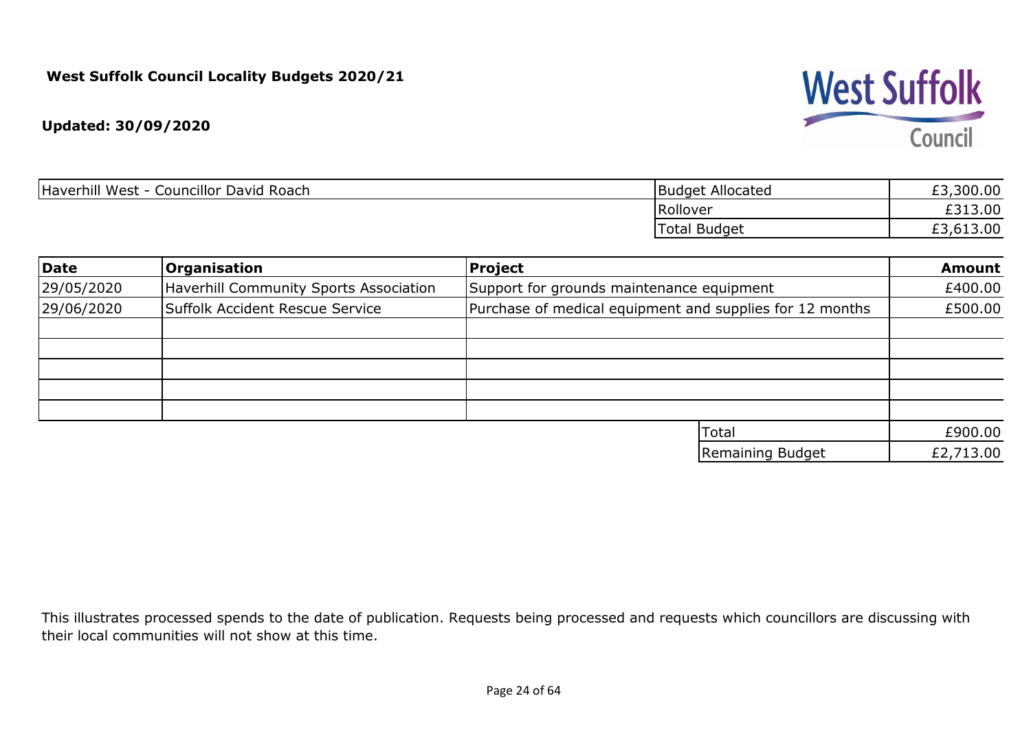**West Suffolk Council Locality Budgets 2020/21**

**Updated: 30/09/2020**

| Haverhill West - Councillor David Roach | Budget Allocated | £3,300.00 |
|---|---|---|
| | Rollover | £313.00 |
| | Total Budget | £3,613.00 |

| **Date** | **Organisation** | **Project** | **Amount** |
|---|---|---|---|
| 29/05/2020 | Haverhill Community Sports Association | Support for grounds maintenance equipment | £400.00 |
| 29/06/2020 | Suffolk Accident Rescue Service | Purchase of medical equipment and supplies for 12 months | £500.00 |
| | | | |
| | | | |
| | | | |
| | | | |
| | | | |
| | | Total | £900.00 |
| | | Remaining Budget | £2,713.00 |

This illustrates processed spends to the date of publication. Requests being processed and requests which councillors are discussing with their local communities will not show at this time.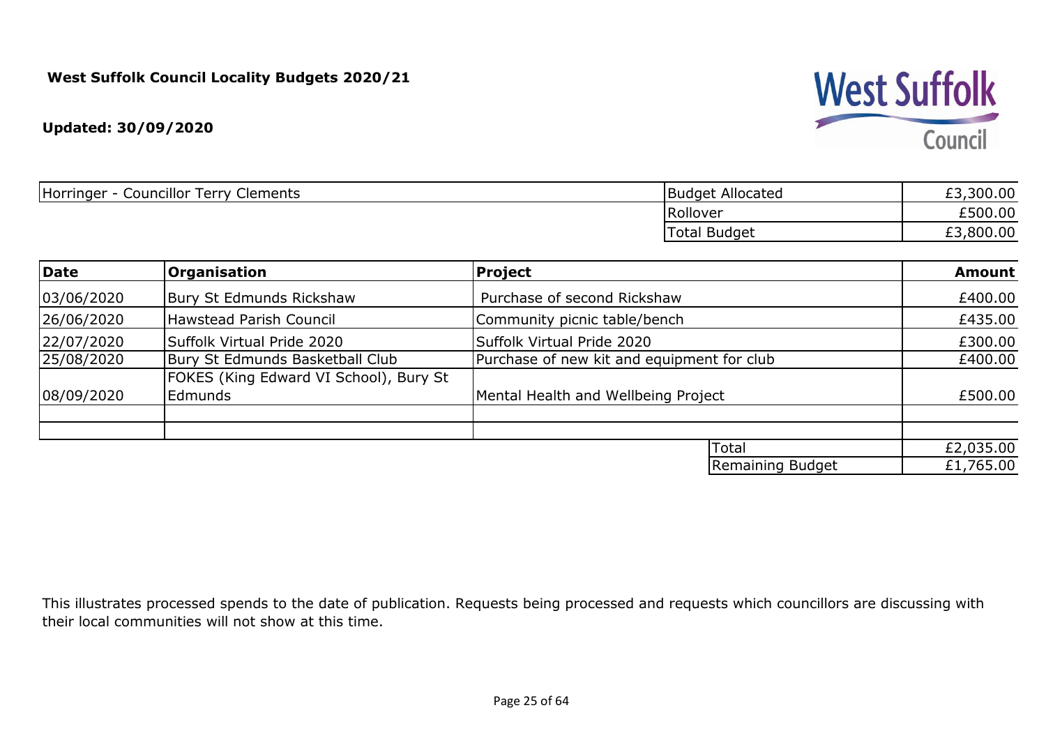**West Suffolk Council Locality Budgets 2020/21**

**Updated: 30/09/2020**

| Horringer - Councillor Terry Clements | Budget Allocated | £3,300.00 |
|---|---|---|
| | Rollover | £500.00 |
| | Total Budget | £3,800.00 |

| Date | Organisation | Project | Amount |
|---|---|---|---|
| 03/06/2020 | Bury St Edmunds Rickshaw | Purchase of second Rickshaw | £400.00 |
| 26/06/2020 | Hawstead Parish Council | Community picnic table/bench | £435.00 |
| 22/07/2020 | Suffolk Virtual Pride 2020 | Suffolk Virtual Pride 2020 | £300.00 |
| 25/08/2020 | Bury St Edmunds Basketball Club | Purchase of new kit and equipment for club | £400.00 |
| 08/09/2020 | FOKES (King Edward VI School), Bury St Edmunds | Mental Health and Wellbeing Project | £500.00 |
| | | | |
| | | | |
| | | Total | £2,035.00 |
| | | Remaining Budget | £1,765.00 |

This illustrates processed spends to the date of publication. Requests being processed and requests which councillors are discussing with their local communities will not show at this time.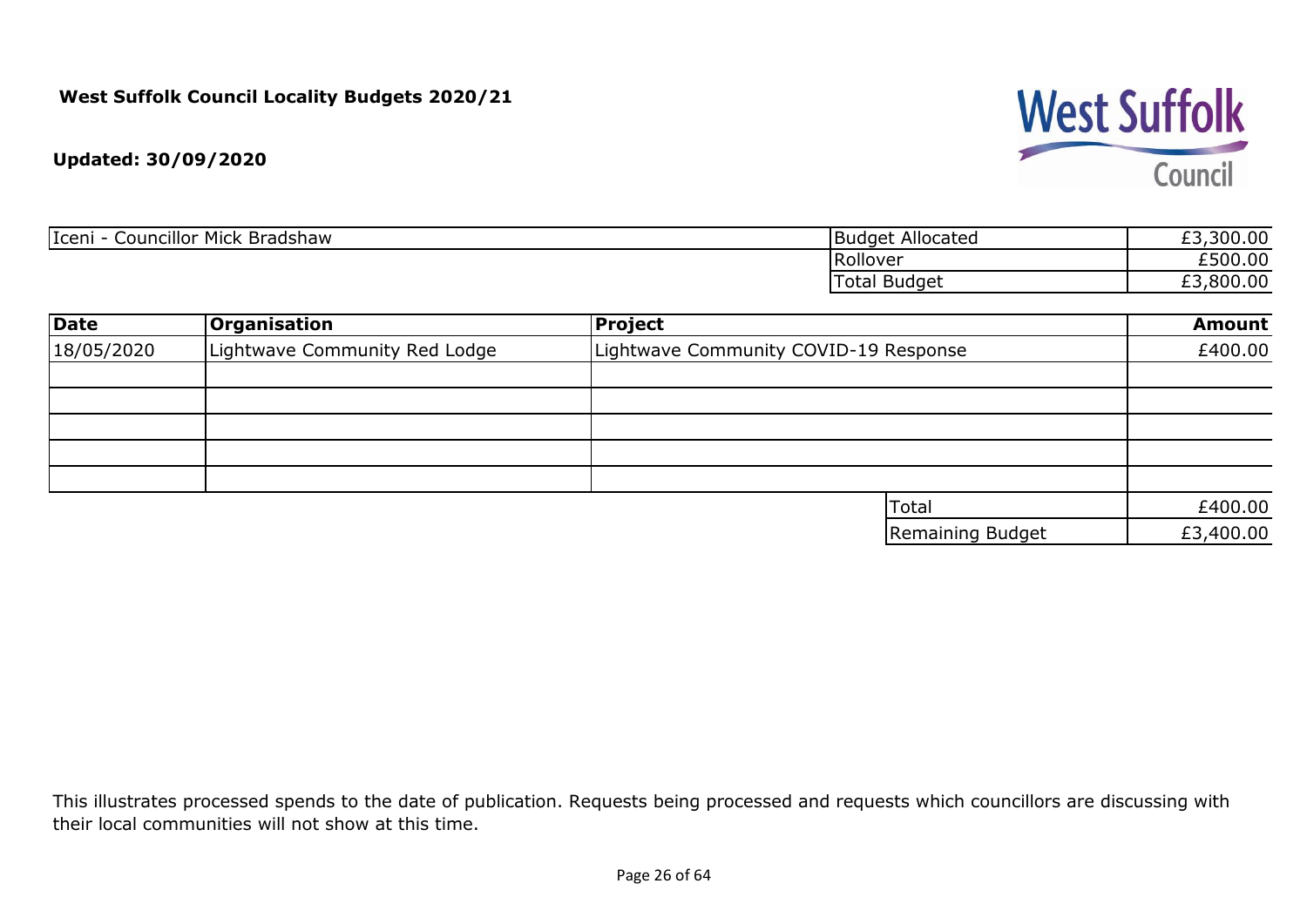**West Suffolk Council Locality Budgets 2020/21**

**Updated: 30/09/2020**

West Suffolk Council

| Iceni - Councillor Mick Bradshaw | Budget Allocated | £3,300.00 |
|---|---|---|
| | Rollover | £500.00 |
| | Total Budget | £3,800.00 |

| Date | Organisation | Project | Amount |
|---|---|---|---|
| 18/05/2020 | Lightwave Community Red Lodge | Lightwave Community COVID-19 Response | £400.00 |
| | | | |
| | | | |
| | | | |
| | | | |
| | | | |
| | | Total | £400.00 |
| | | Remaining Budget | £3,400.00 |

This illustrates processed spends to the date of publication. Requests being processed and requests which councillors are discussing with their local communities will not show at this time.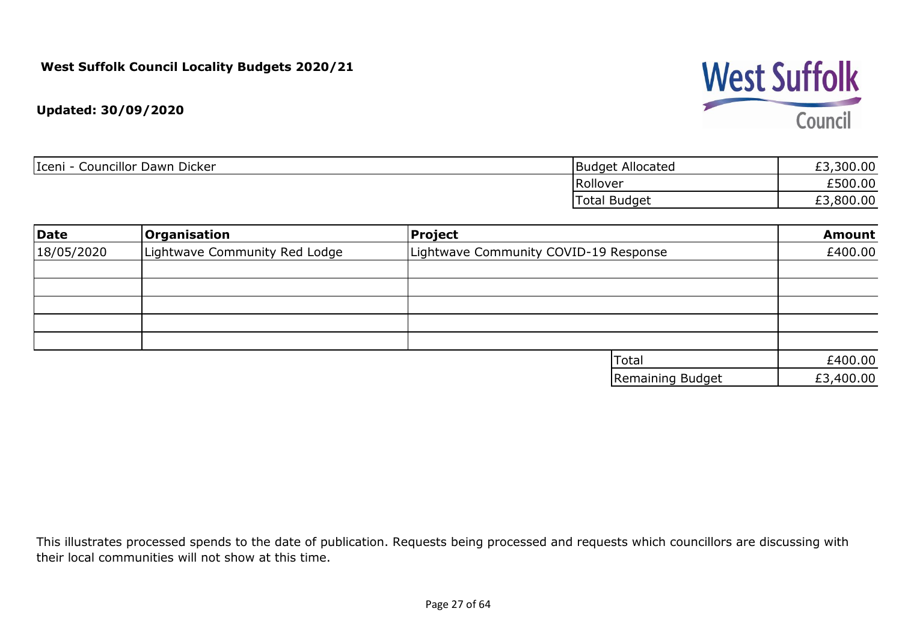**West Suffolk Council Locality Budgets 2020/21**

**Updated: 30/09/2020**

| Iceni - Councillor Dawn Dicker | Budget Allocated | £3,300.00 |
|---|---|---|
| | Rollover | £500.00 |
| | Total Budget | £3,800.00 |

| Date | Organisation | Project | Amount |
|---|---|---|---|
| 18/05/2020 | Lightwave Community Red Lodge | Lightwave Community COVID-19 Response | £400.00 |
| | | | |
| | | | |
| | | | |
| | | | |
| | | | |
| | | Total | £400.00 |
| | | Remaining Budget | £3,400.00 |

This illustrates processed spends to the date of publication. Requests being processed and requests which councillors are discussing with their local communities will not show at this time.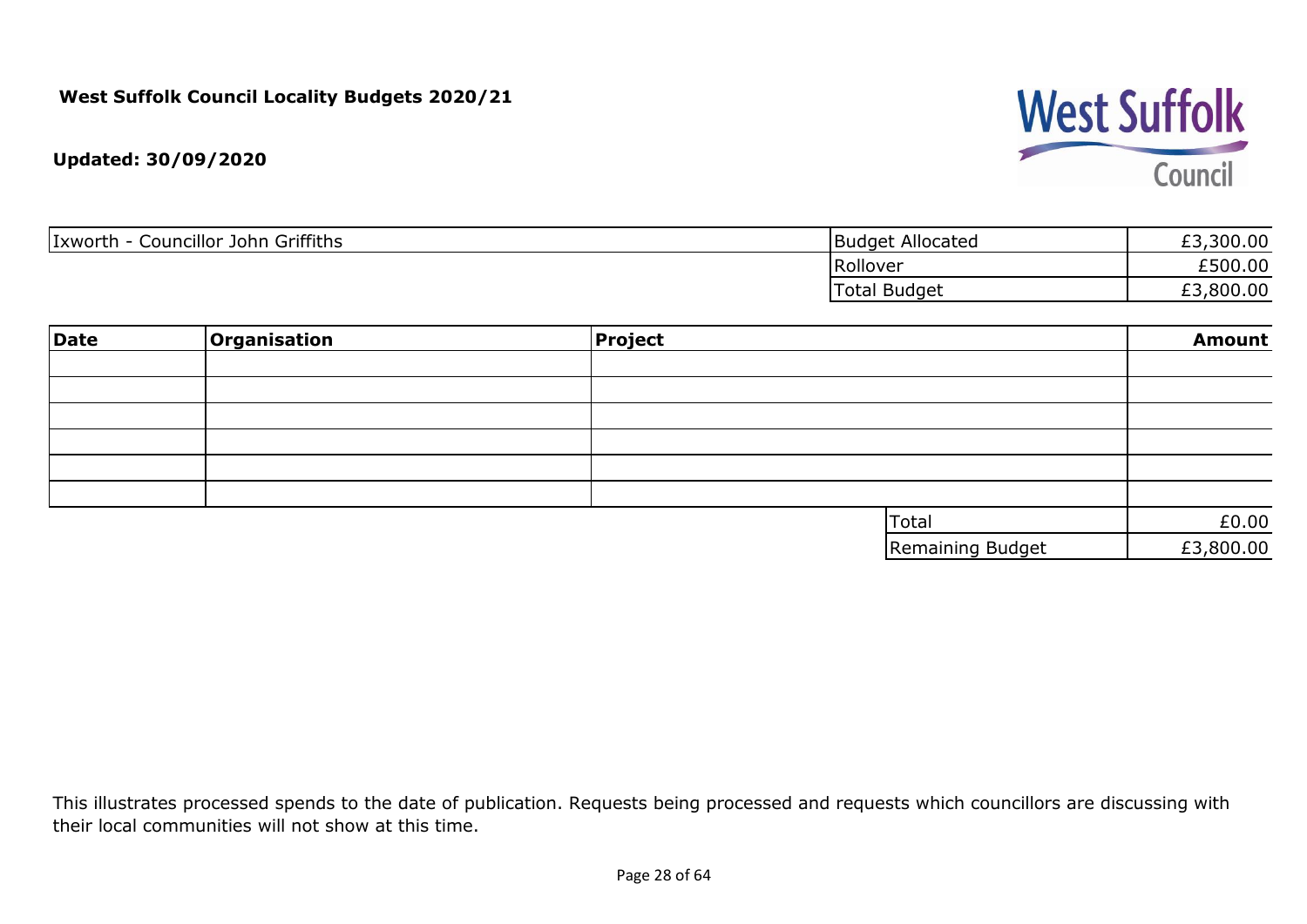**West Suffolk Council Locality Budgets 2020/21**

**Updated: 30/09/2020**

West Suffolk Council

| Ixworth - Councillor John Griffiths | Budget Allocated | £3,300.00 |
|---|---|---|
| | Rollover | £500.00 |
| | Total Budget | £3,800.00 |

| Date | Organisation | Project | Amount |
|---|---|---|---|
| | | | |
| | | | |
| | | | |
| | | | |
| | | | |
| | | | |
| | | Total | £0.00 |
| | | Remaining Budget | £3,800.00 |

This illustrates processed spends to the date of publication. Requests being processed and requests which councillors are discussing with their local communities will not show at this time.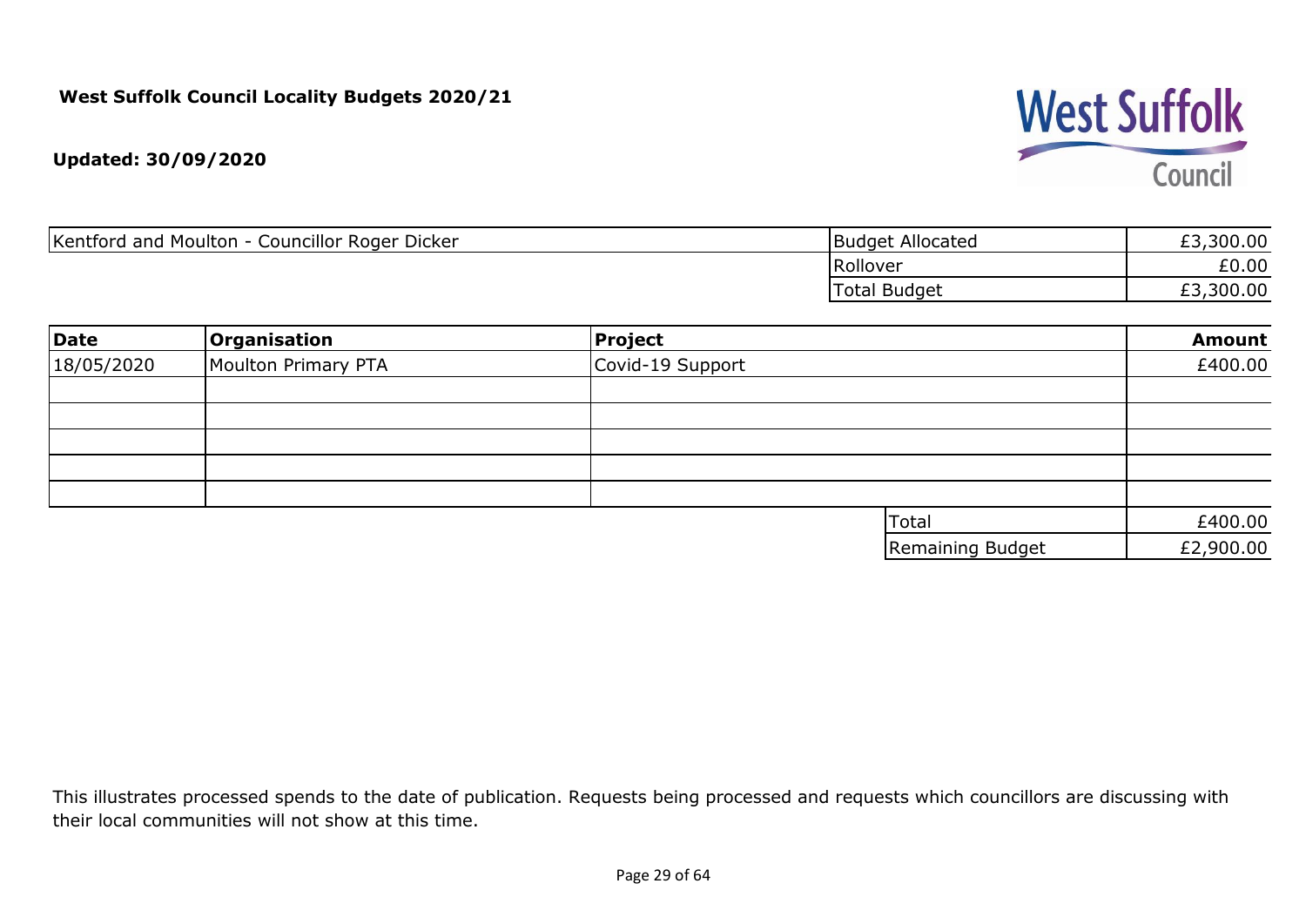**West Suffolk Council Locality Budgets 2020/21**

**Updated: 30/09/2020**

West Suffolk Council

| Kentford and Moulton - Councillor Roger Dicker | Budget Allocated | £3,300.00 |
|---|---|---|
| | Rollover | £0.00 |
| | Total Budget | £3,300.00 |

| Date | Organisation | Project | Amount |
|---|---|---|---|
| 18/05/2020 | Moulton Primary PTA | Covid-19 Support | £400.00 |
| | | | |
| | | | |
| | | | |
| | | | |
| | | | |
| | | Total | £400.00 |
| | | Remaining Budget | £2,900.00 |

This illustrates processed spends to the date of publication. Requests being processed and requests which councillors are discussing with their local communities will not show at this time.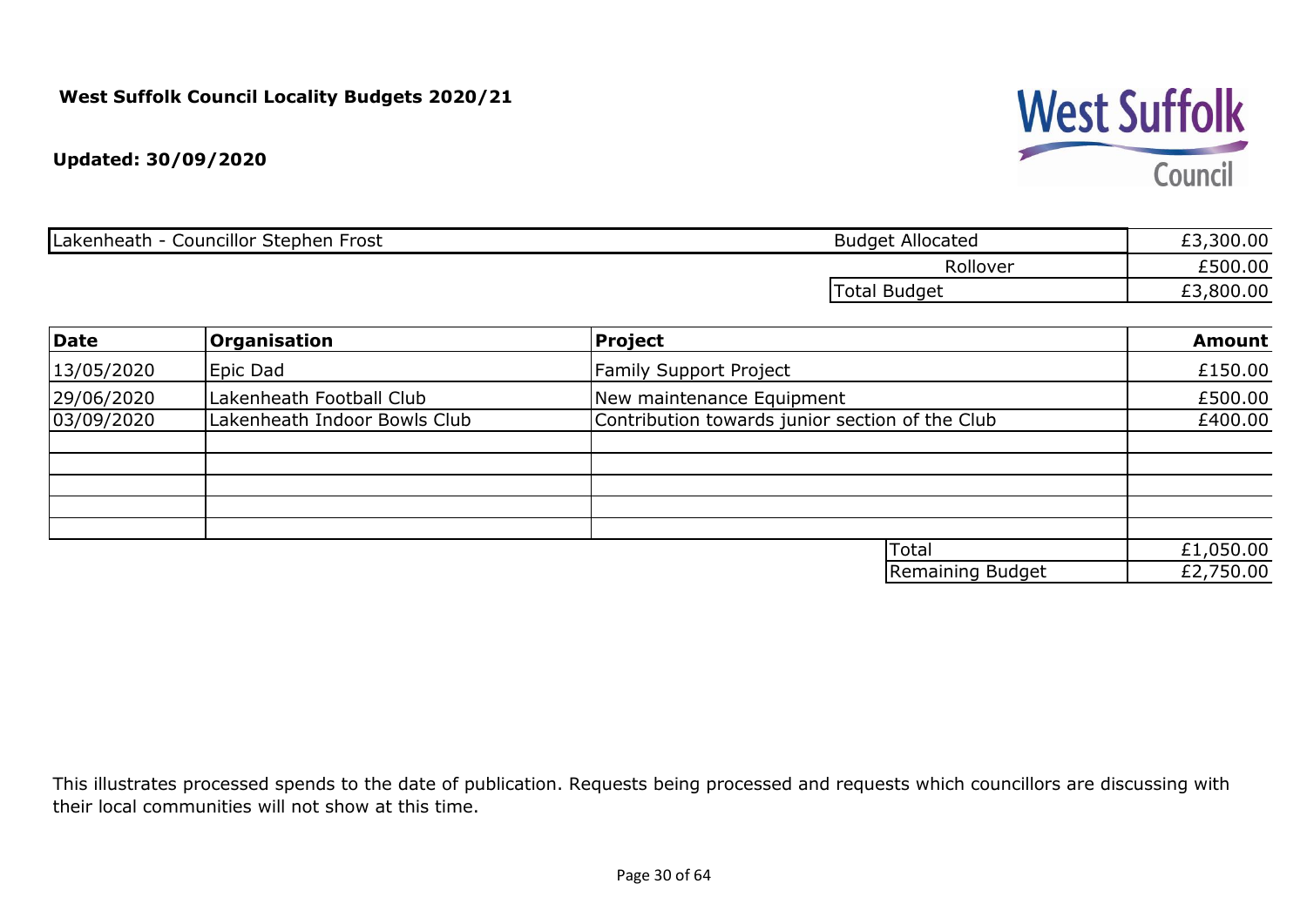**West Suffolk Council Locality Budgets 2020/21**

**Updated: 30/09/2020**

| Lakenheath - Councillor Stephen Frost | Budget Allocated | £3,300.00 |
|---|---|---|
| | Rollover | £500.00 |
| | Total Budget | £3,800.00 |

| Date | Organisation | Project | Amount |
|---|---|---|---|
| 13/05/2020 | Epic Dad | Family Support Project | £150.00 |
| 29/06/2020 | Lakenheath Football Club | New maintenance Equipment | £500.00 |
| 03/09/2020 | Lakenheath Indoor Bowls Club | Contribution towards junior section of the Club | £400.00 |
| | | | |
| | | | |
| | | | |
| | | | |
| | | | |
| | | Total | £1,050.00 |
| | | Remaining Budget | £2,750.00 |

This illustrates processed spends to the date of publication. Requests being processed and requests which councillors are discussing with their local communities will not show at this time.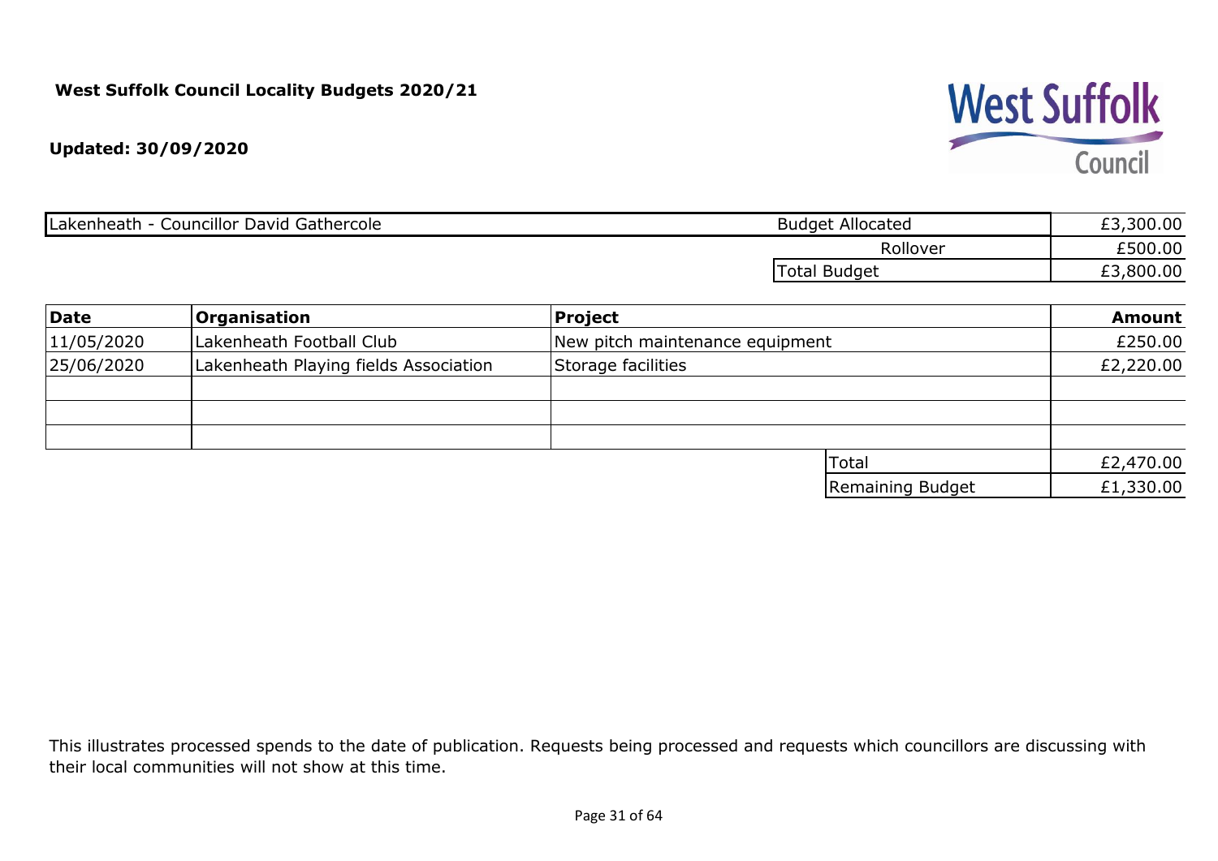**West Suffolk Council Locality Budgets 2020/21**

**Updated: 30/09/2020**

| Lakenheath - Councillor David Gathercole | Budget Allocated | £3,300.00 |
|---|---|---|
| | Rollover | £500.00 |
| | Total Budget | £3,800.00 |

| **Date** | **Organisation** | **Project** | **Amount** |
|---|---|---|---|
| 11/05/2020 | Lakenheath Football Club | New pitch maintenance equipment | £250.00 |
| 25/06/2020 | Lakenheath Playing fields Association | Storage facilities | £2,220.00 |
| | | | |
| | | | |
| | | | |
| | | Total | £2,470.00 |
| | | Remaining Budget | £1,330.00 |

This illustrates processed spends to the date of publication. Requests being processed and requests which councillors are discussing with their local communities will not show at this time.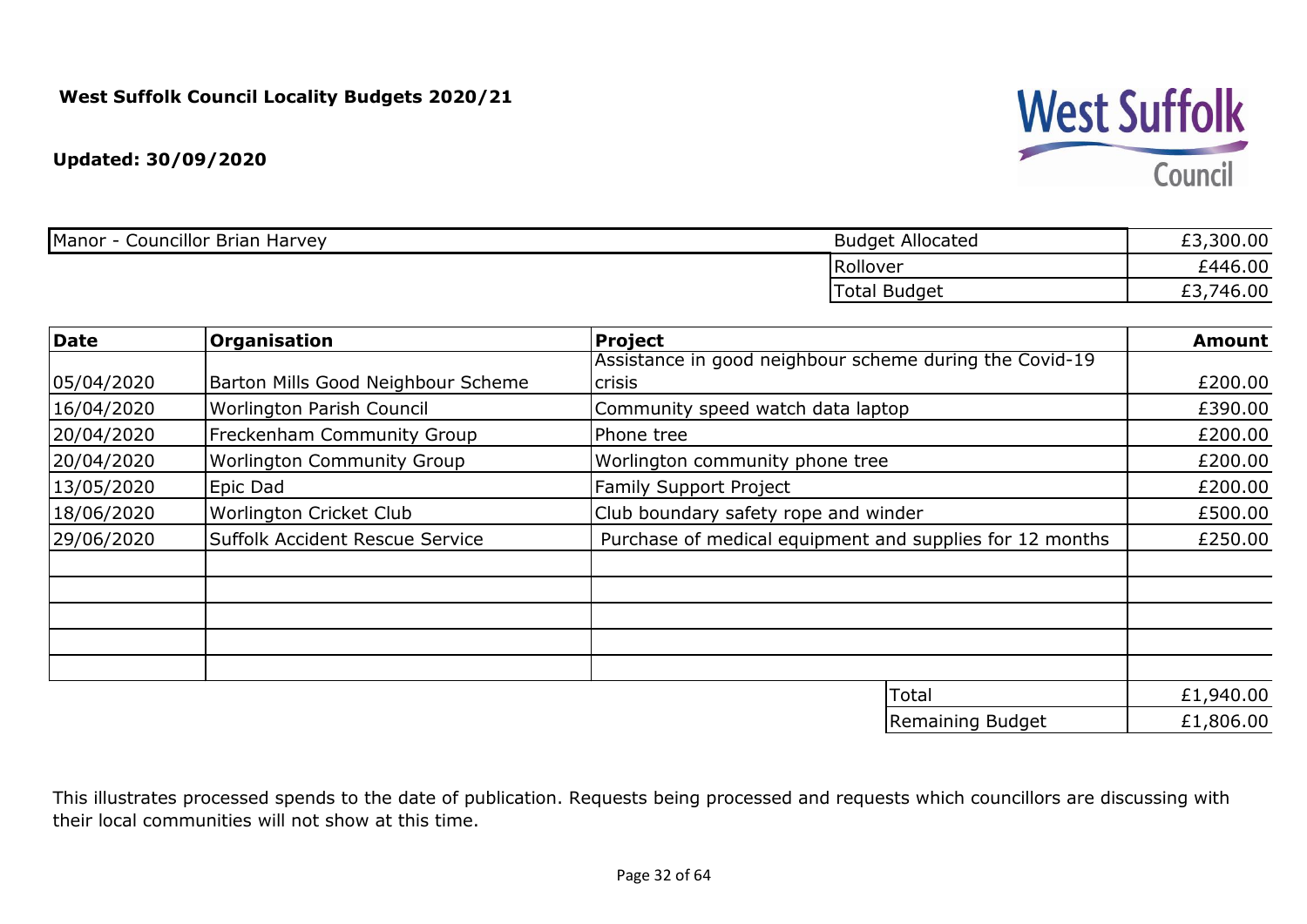**West Suffolk Council Locality Budgets 2020/21**

**Updated: 30/09/2020**

West Suffolk Council

| Manor - Councillor Brian Harvey | Budget Allocated | £3,300.00 |
|---|---|---|
| | Rollover | £446.00 |
| | Total Budget | £3,746.00 |

| Date | Organisation | Project | Amount |
|---|---|---|---|
| 05/04/2020 | Barton Mills Good Neighbour Scheme | Assistance in good neighbour scheme during the Covid-19 crisis | £200.00 |
| 16/04/2020 | Worlington Parish Council | Community speed watch data laptop | £390.00 |
| 20/04/2020 | Freckenham Community Group | Phone tree | £200.00 |
| 20/04/2020 | Worlington Community Group | Worlington community phone tree | £200.00 |
| 13/05/2020 | Epic Dad | Family Support Project | £200.00 |
| 18/06/2020 | Worlington Cricket Club | Club boundary safety rope and winder | £500.00 |
| 29/06/2020 | Suffolk Accident Rescue Service | Purchase of medical equipment and supplies for 12 months | £250.00 |
| | | | |
| | | | |
| | | | |
| | | | |
| | | | |
| | | Total | £1,940.00 |
| | | Remaining Budget | £1,806.00 |

This illustrates processed spends to the date of publication. Requests being processed and requests which councillors are discussing with their local communities will not show at this time.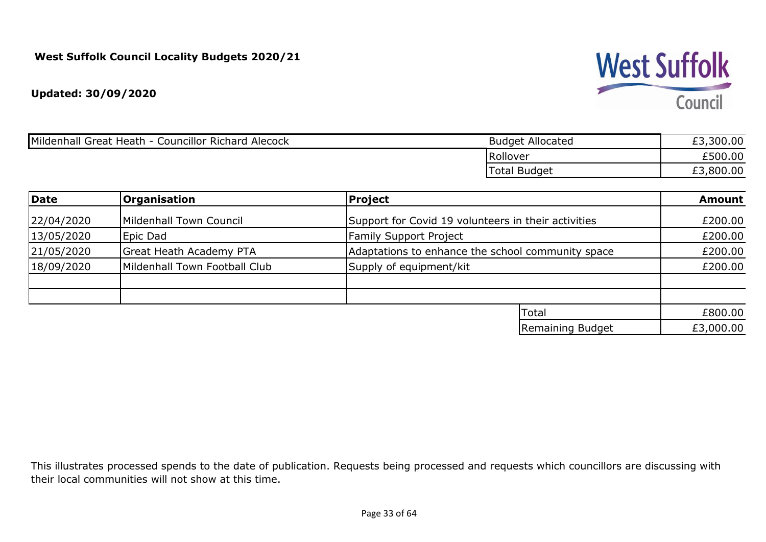**West Suffolk Council Locality Budgets 2020/21**

**Updated: 30/09/2020**

| Mildenhall Great Heath - Councillor Richard Alecock | Budget Allocated | £3,300.00 |
|---|---|---|
| | Rollover | £500.00 |
| | Total Budget | £3,800.00 |

| **Date** | **Organisation** | **Project** | **Amount** |
|---|---|---|---|
| 22/04/2020 | Mildenhall Town Council | Support for Covid 19 volunteers in their activities | £200.00 |
| 13/05/2020 | Epic Dad | Family Support Project | £200.00 |
| 21/05/2020 | Great Heath Academy PTA | Adaptations to enhance the school community space | £200.00 |
| 18/09/2020 | Mildenhall Town Football Club | Supply of equipment/kit | £200.00 |
| | | | |
| | | | |
| | | Total | £800.00 |
| | | Remaining Budget | £3,000.00 |

This illustrates processed spends to the date of publication. Requests being processed and requests which councillors are discussing with their local communities will not show at this time.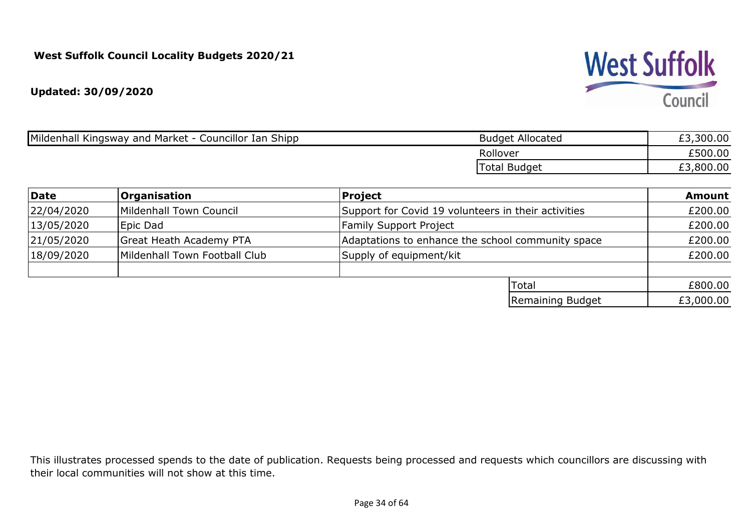**West Suffolk Council Locality Budgets 2020/21**

**Updated: 30/09/2020**

| Mildenhall Kingsway and Market - Councillor Ian Shipp | Budget Allocated | £3,300.00 |
|---|---|---|
| | Rollover | £500.00 |
| | Total Budget | £3,800.00 |

| **Date** | **Organisation** | **Project** | **Amount** |
|---|---|---|---|
| 22/04/2020 | Mildenhall Town Council | Support for Covid 19 volunteers in their activities | £200.00 |
| 13/05/2020 | Epic Dad | Family Support Project | £200.00 |
| 21/05/2020 | Great Heath Academy PTA | Adaptations to enhance the school community space | £200.00 |
| 18/09/2020 | Mildenhall Town Football Club | Supply of equipment/kit | £200.00 |
| | | | |
| | | Total | £800.00 |
| | | Remaining Budget | £3,000.00 |

This illustrates processed spends to the date of publication. Requests being processed and requests which councillors are discussing with their local communities will not show at this time.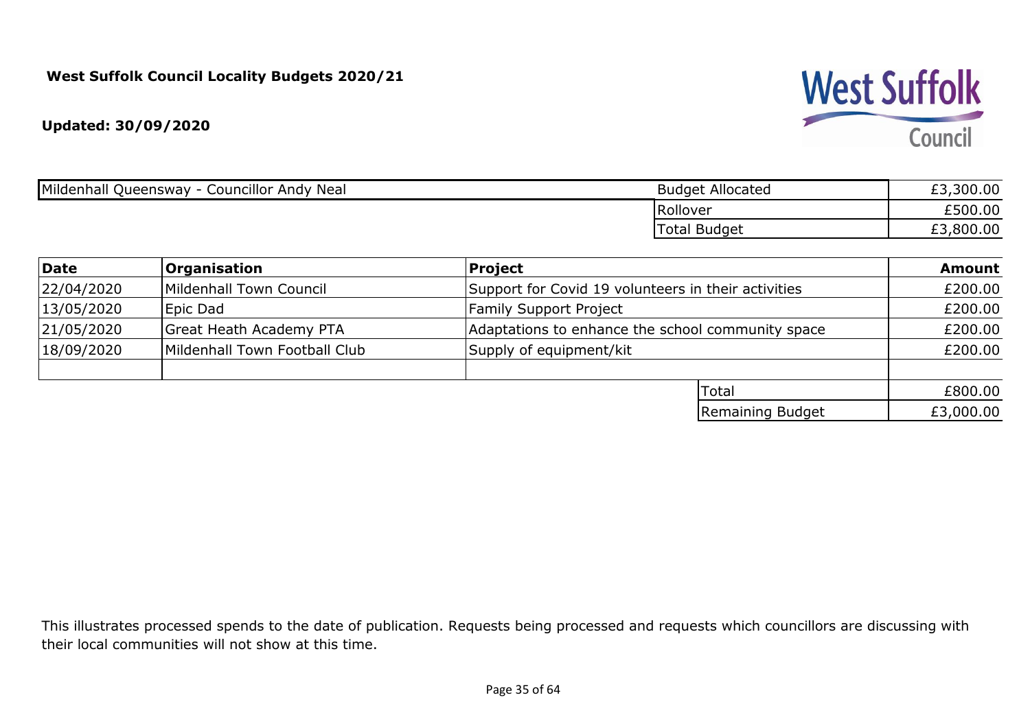**West Suffolk Council Locality Budgets 2020/21**

**Updated: 30/09/2020**

| Mildenhall Queensway - Councillor Andy Neal | Budget Allocated | £3,300.00 |
|---|---|---|
| | Rollover | £500.00 |
| | Total Budget | £3,800.00 |

| Date | Organisation | Project | Amount |
|---|---|---|---|
| 22/04/2020 | Mildenhall Town Council | Support for Covid 19 volunteers in their activities | £200.00 |
| 13/05/2020 | Epic Dad | Family Support Project | £200.00 |
| 21/05/2020 | Great Heath Academy PTA | Adaptations to enhance the school community space | £200.00 |
| 18/09/2020 | Mildenhall Town Football Club | Supply of equipment/kit | £200.00 |
| | | | |
| | | Total | £800.00 |
| | | Remaining Budget | £3,000.00 |

This illustrates processed spends to the date of publication. Requests being processed and requests which councillors are discussing with their local communities will not show at this time.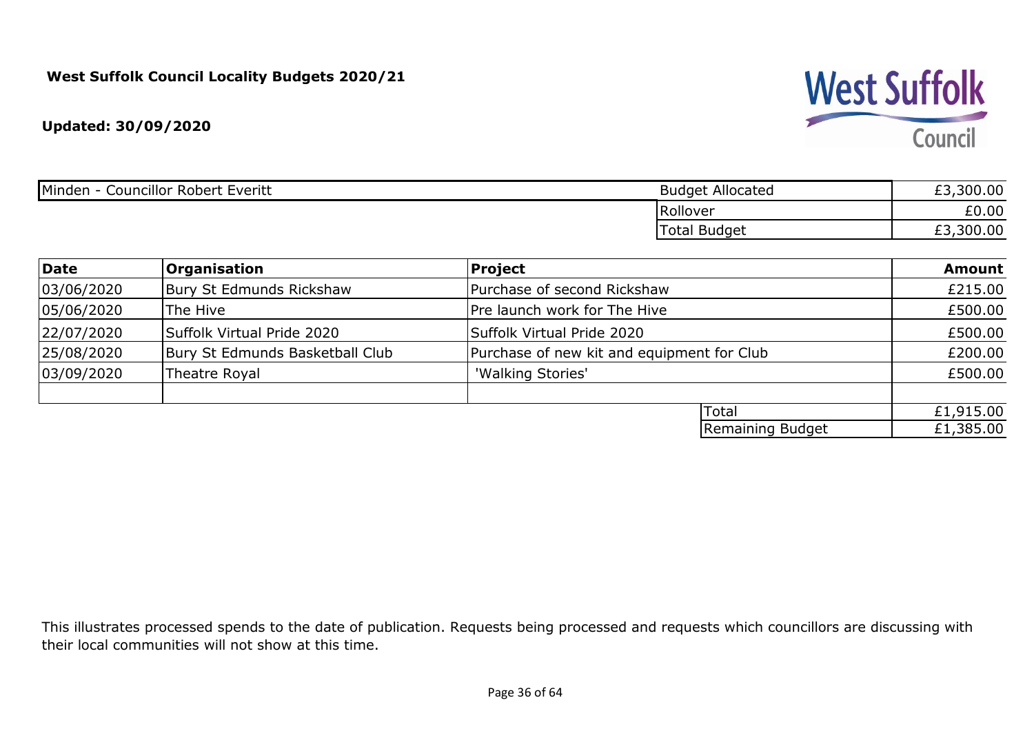**West Suffolk Council Locality Budgets 2020/21**

**Updated: 30/09/2020**

| Minden - Councillor Robert Everitt | Budget Allocated | £3,300.00 |
|---|---|---|
| | Rollover | £0.00 |
| | Total Budget | £3,300.00 |

| Date | Organisation | Project | Amount |
|---|---|---|---|
| 03/06/2020 | Bury St Edmunds Rickshaw | Purchase of second Rickshaw | £215.00 |
| 05/06/2020 | The Hive | Pre launch work for The Hive | £500.00 |
| 22/07/2020 | Suffolk Virtual Pride 2020 | Suffolk Virtual Pride 2020 | £500.00 |
| 25/08/2020 | Bury St Edmunds Basketball Club | Purchase of new kit and equipment for Club | £200.00 |
| 03/09/2020 | Theatre Royal | 'Walking Stories' | £500.00 |
| | | | |
| | | Total | £1,915.00 |
| | | Remaining Budget | £1,385.00 |

This illustrates processed spends to the date of publication. Requests being processed and requests which councillors are discussing with their local communities will not show at this time.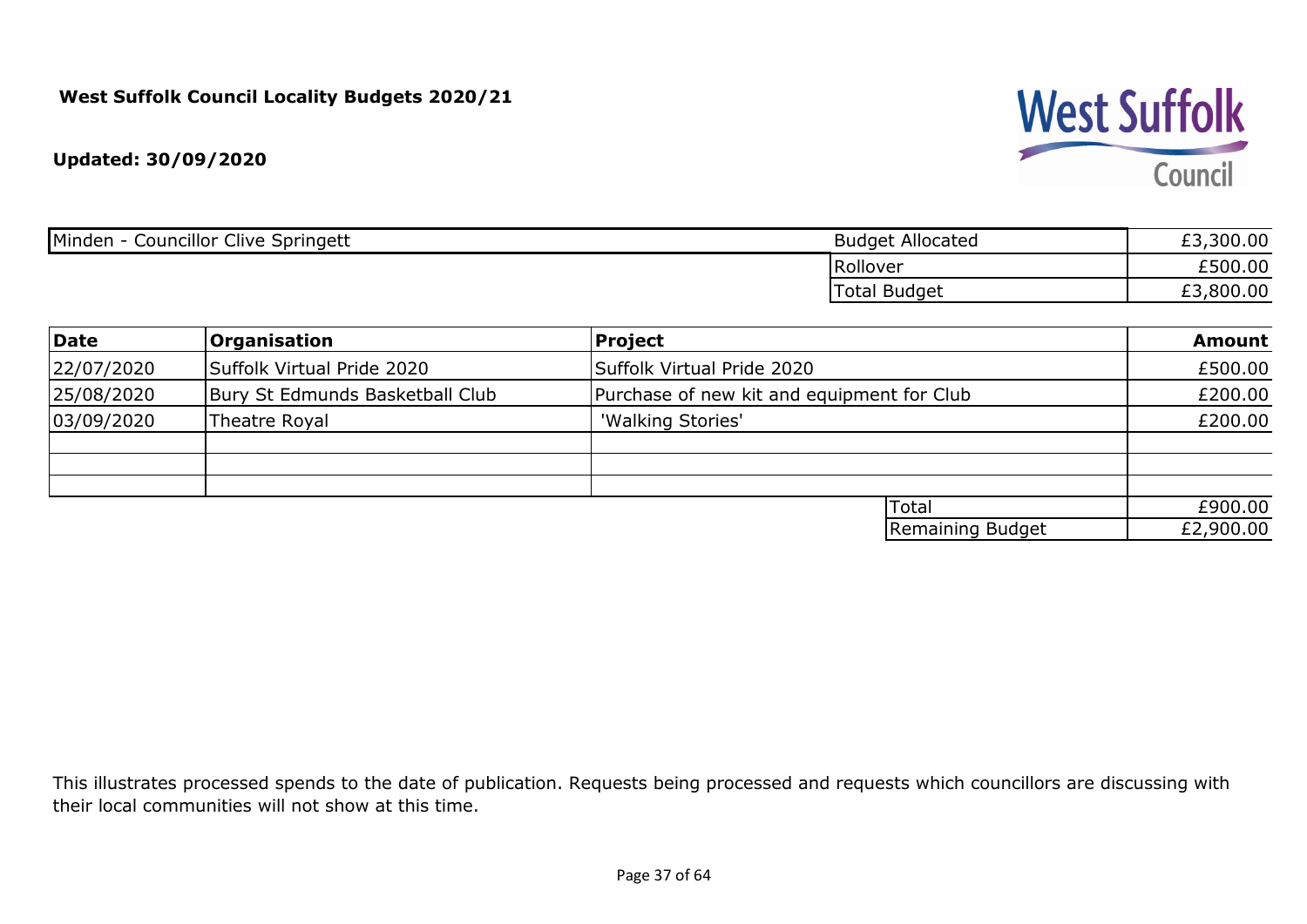**West Suffolk Council Locality Budgets 2020/21**

**Updated: 30/09/2020**

| Minden - Councillor Clive Springett | Budget Allocated | £3,300.00 |
|---|---|---|
| | Rollover | £500.00 |
| | Total Budget | £3,800.00 |

| **Date** | **Organisation** | **Project** | **Amount** |
|---|---|---|---|
| 22/07/2020 | Suffolk Virtual Pride 2020 | Suffolk Virtual Pride 2020 | £500.00 |
| 25/08/2020 | Bury St Edmunds Basketball Club | Purchase of new kit and equipment for Club | £200.00 |
| 03/09/2020 | Theatre Royal | 'Walking Stories' | £200.00 |
| | | | |
| | | | |
| | | | |
| | | Total | £900.00 |
| | | Remaining Budget | £2,900.00 |

This illustrates processed spends to the date of publication. Requests being processed and requests which councillors are discussing with their local communities will not show at this time.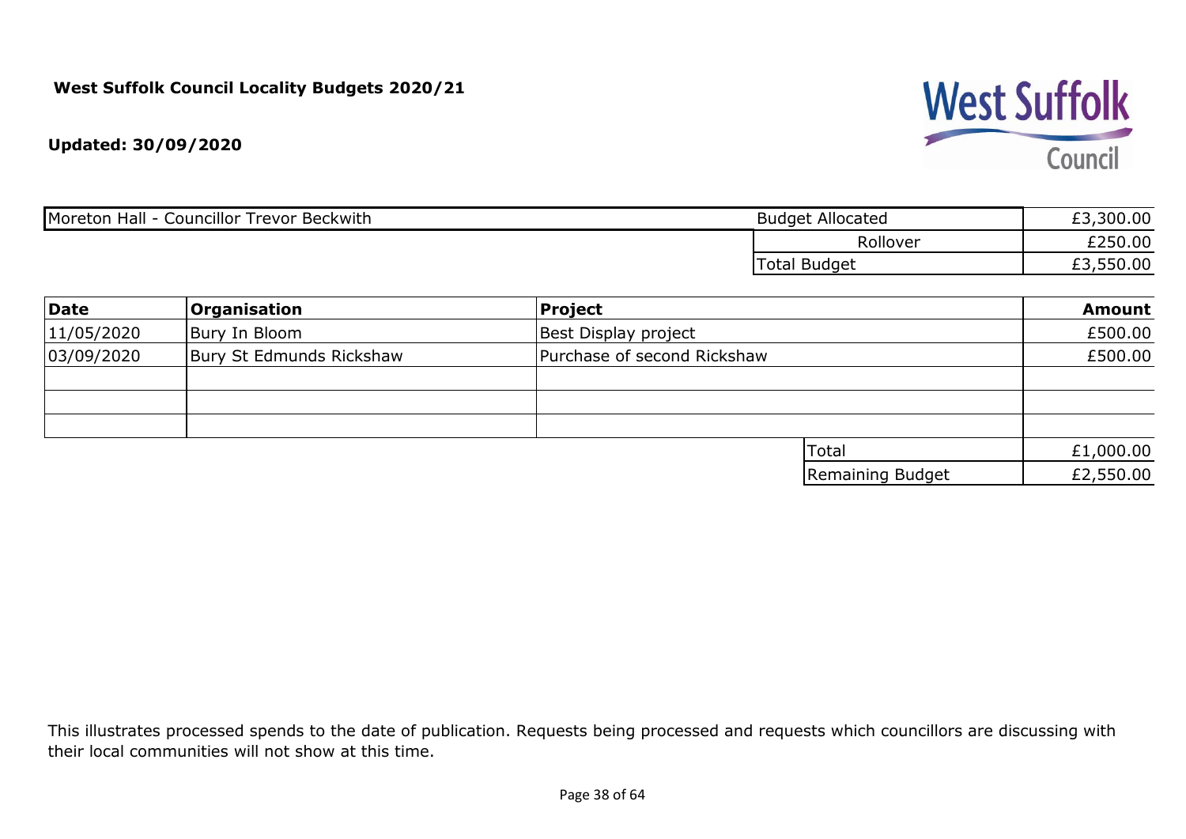**West Suffolk Council Locality Budgets 2020/21**

**Updated: 30/09/2020**

West Suffolk Council

| Moreton Hall - Councillor Trevor Beckwith | Budget Allocated | £3,300.00 |
|---|---|---|
| | Rollover | £250.00 |
| | Total Budget | £3,550.00 |

| Date | Organisation | Project | Amount |
|---|---|---|---|
| 11/05/2020 | Bury In Bloom | Best Display project | £500.00 |
| 03/09/2020 | Bury St Edmunds Rickshaw | Purchase of second Rickshaw | £500.00 |
| | | | |
| | | | |
| | | | |
| | | Total | £1,000.00 |
| | | Remaining Budget | £2,550.00 |

This illustrates processed spends to the date of publication. Requests being processed and requests which councillors are discussing with their local communities will not show at this time.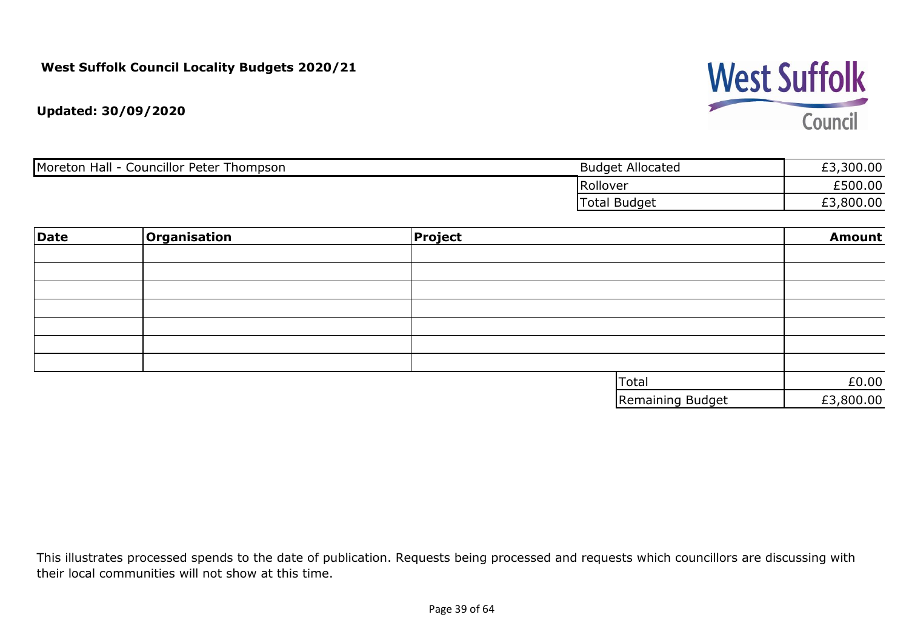**West Suffolk Council Locality Budgets 2020/21**

**Updated: 30/09/2020**

| Moreton Hall - Councillor Peter Thompson | Budget Allocated | £3,300.00 |
|---|---|---|
| | Rollover | £500.00 |
| | Total Budget | £3,800.00 |

| Date | Organisation | Project | Amount |
|---|---|---|---|
| | | | |
| | | | |
| | | | |
| | | | |
| | | | |
| | | | |
| | | | |
| | | Total | £0.00 |
| | | Remaining Budget | £3,800.00 |

This illustrates processed spends to the date of publication. Requests being processed and requests which councillors are discussing with their local communities will not show at this time.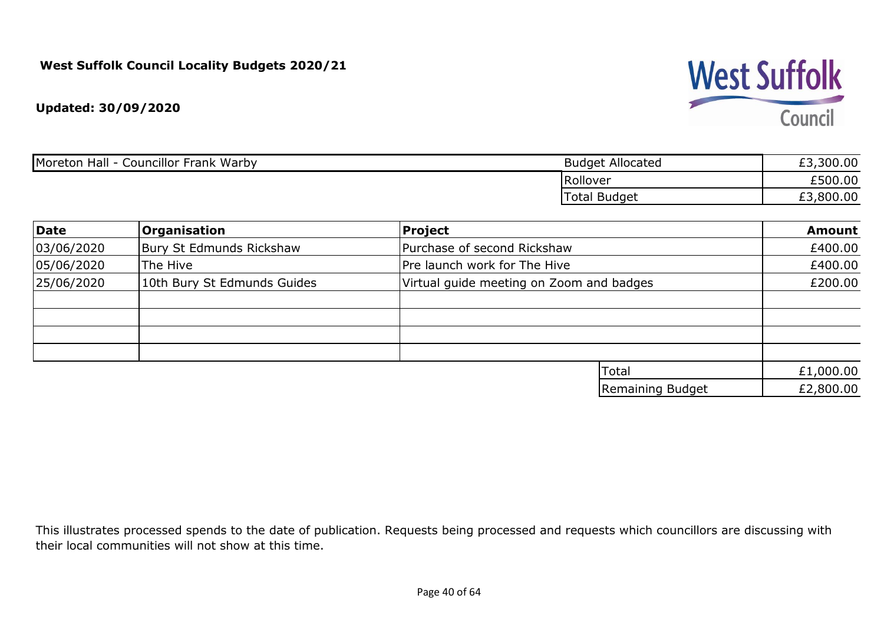**West Suffolk Council Locality Budgets 2020/21**

**Updated: 30/09/2020**

| Moreton Hall - Councillor Frank Warby | Budget Allocated | £3,300.00 |
|---|---|---|
| | Rollover | £500.00 |
| | Total Budget | £3,800.00 |

| Date | Organisation | Project | Amount |
|---|---|---|---|
| 03/06/2020 | Bury St Edmunds Rickshaw | Purchase of second Rickshaw | £400.00 |
| 05/06/2020 | The Hive | Pre launch work for The Hive | £400.00 |
| 25/06/2020 | 10th Bury St Edmunds Guides | Virtual guide meeting on Zoom and badges | £200.00 |
| | | | |
| | | | |
| | | | |
| | | | |
| | | Total | £1,000.00 |
| | | Remaining Budget | £2,800.00 |

This illustrates processed spends to the date of publication. Requests being processed and requests which councillors are discussing with their local communities will not show at this time.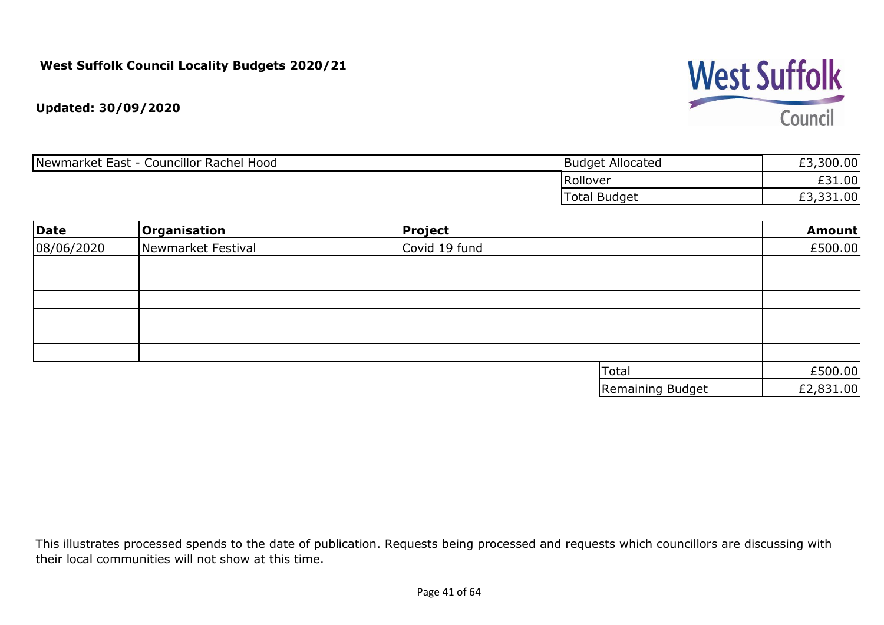**West Suffolk Council Locality Budgets 2020/21**

**Updated: 30/09/2020**

| Newmarket East - Councillor Rachel Hood | | |
|---|---|---|
| | Budget Allocated | £3,300.00 |
| | Rollover | £31.00 |
| | Total Budget | £3,331.00 |

| **Date** | **Organisation** | **Project** | **Amount** |
|---|---|---|---|
| 08/06/2020 | Newmarket Festival | Covid 19 fund | £500.00 |
| | | | |
| | | | |
| | | | |
| | | | |
| | | | |
| | | | |
| | | Total | £500.00 |
| | | Remaining Budget | £2,831.00 |

This illustrates processed spends to the date of publication. Requests being processed and requests which councillors are discussing with their local communities will not show at this time.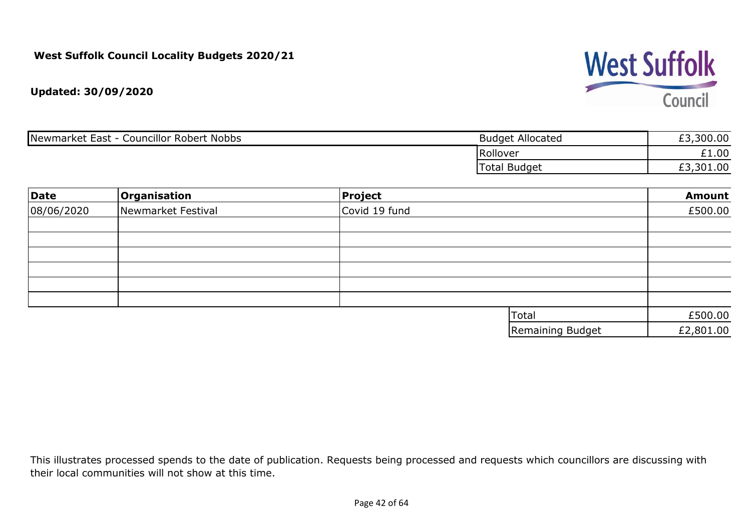**West Suffolk Council Locality Budgets 2020/21**

**Updated: 30/09/2020**

| Newmarket East - Councillor Robert Nobbs | Budget Allocated | £3,300.00 |
|---|---|---|
| | Rollover | £1.00 |
| | Total Budget | £3,301.00 |

| Date | Organisation | Project | Amount |
|---|---|---|---|
| 08/06/2020 | Newmarket Festival | Covid 19 fund | £500.00 |
| | | | |
| | | | |
| | | | |
| | | | |
| | | | |
| | | | |
| | | Total | £500.00 |
| | | Remaining Budget | £2,801.00 |

This illustrates processed spends to the date of publication. Requests being processed and requests which councillors are discussing with their local communities will not show at this time.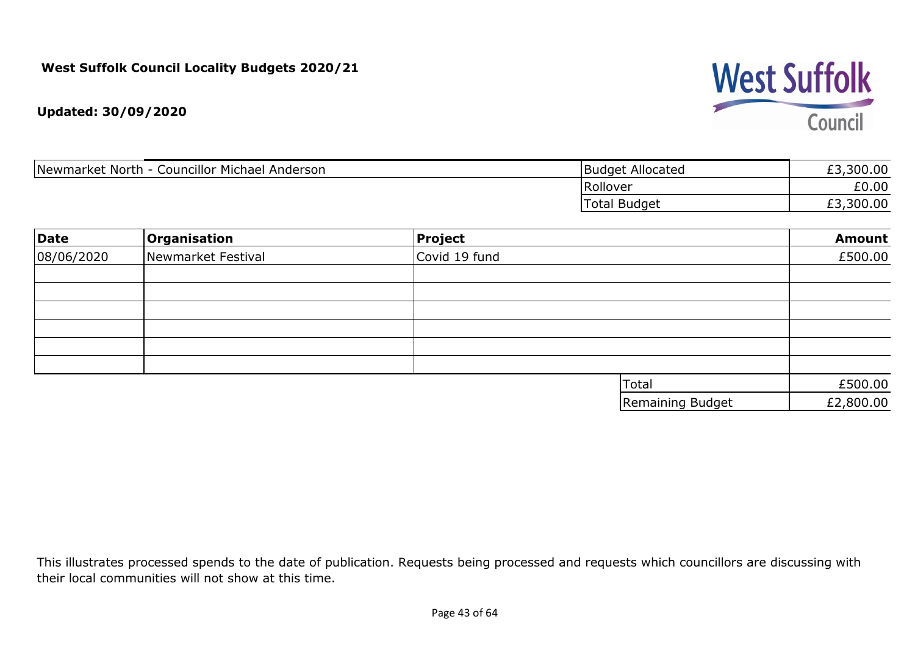**West Suffolk Council Locality Budgets 2020/21**

**Updated: 30/09/2020**

| Newmarket North - Councillor Michael Anderson | Budget Allocated | £3,300.00 |
|---|---|---|
| | Rollover | £0.00 |
| | Total Budget | £3,300.00 |

| **Date** | **Organisation** | **Project** | **Amount** |
|---|---|---|---|
| 08/06/2020 | Newmarket Festival | Covid 19 fund | £500.00 |
| | | | |
| | | | |
| | | | |
| | | | |
| | | | |
| | | | |
| | | Total | £500.00 |
| | | Remaining Budget | £2,800.00 |

This illustrates processed spends to the date of publication. Requests being processed and requests which councillors are discussing with their local communities will not show at this time.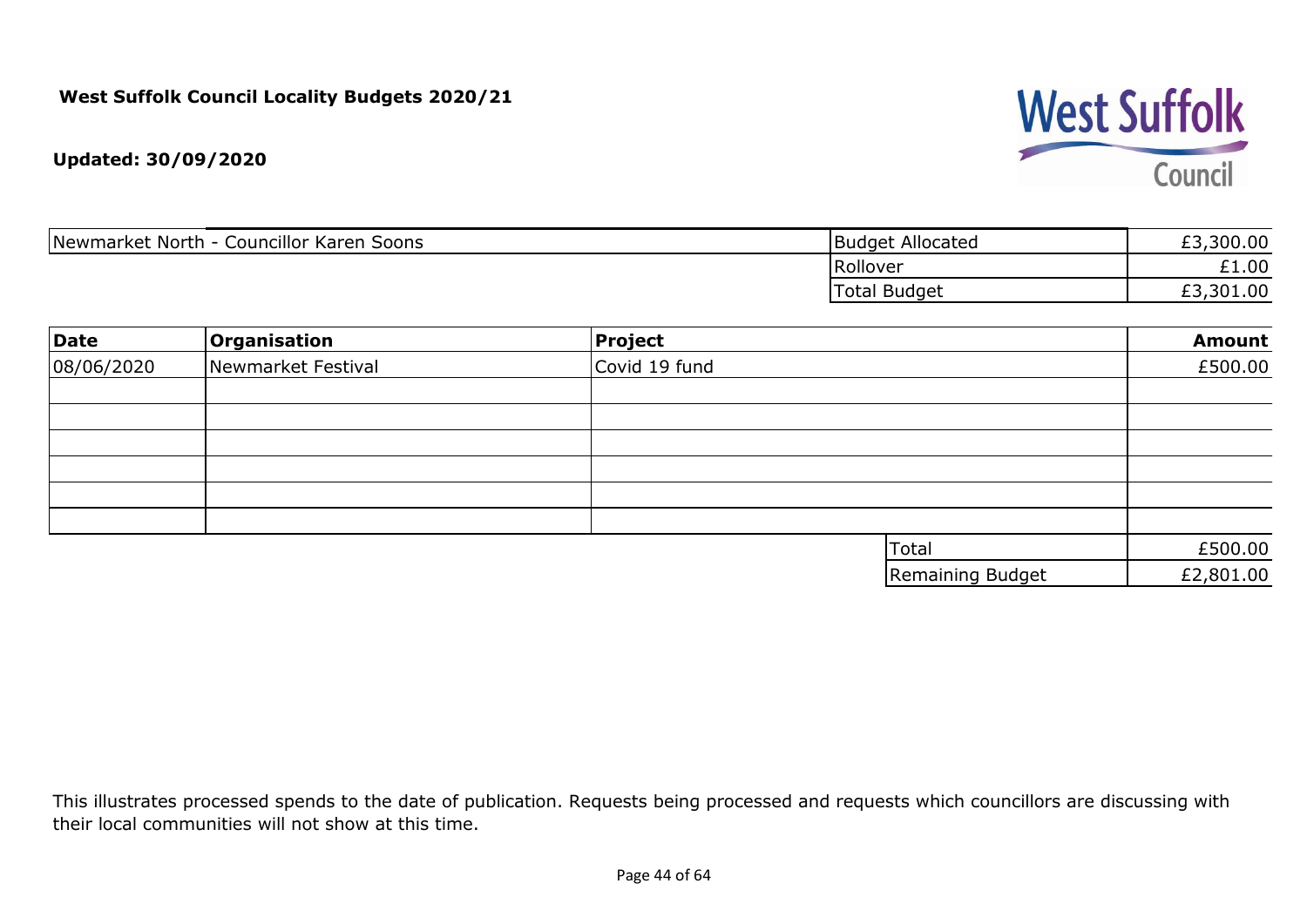**West Suffolk Council Locality Budgets 2020/21**

**Updated: 30/09/2020**

West Suffolk Council

| Newmarket North - Councillor Karen Soons | Budget Allocated | £3,300.00 |
|---|---|---|
| | Rollover | £1.00 |
| | Total Budget | £3,301.00 |

| Date | Organisation | Project | Amount |
|---|---|---|---|
| 08/06/2020 | Newmarket Festival | Covid 19 fund | £500.00 |
| | | | |
| | | | |
| | | | |
| | | | |
| | | | |
| | | | |
| | | Total | £500.00 |
| | | Remaining Budget | £2,801.00 |

This illustrates processed spends to the date of publication. Requests being processed and requests which councillors are discussing with their local communities will not show at this time.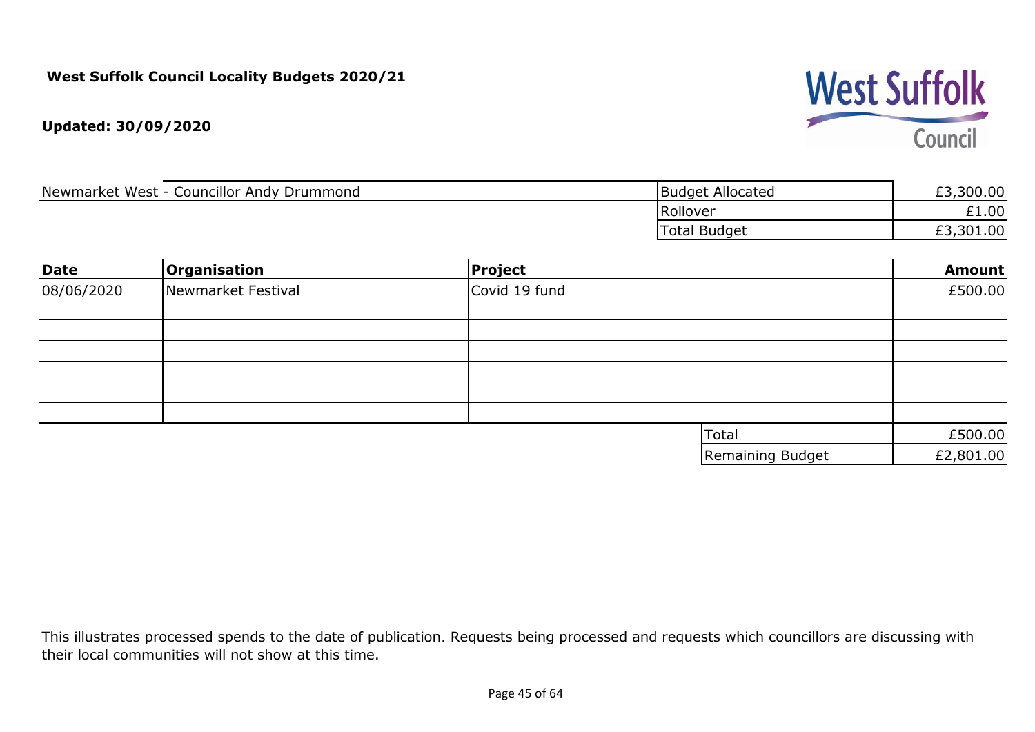**West Suffolk Council Locality Budgets 2020/21**

**Updated: 30/09/2020**

West Suffolk Council

| Newmarket West - Councillor Andy Drummond | Budget Allocated | £3,300.00 |
|---|---|---|
| | Rollover | £1.00 |
| | Total Budget | £3,301.00 |

| Date | Organisation | Project | Amount |
|---|---|---|---|
| 08/06/2020 | Newmarket Festival | Covid 19 fund | £500.00 |
| | | | |
| | | | |
| | | | |
| | | | |
| | | | |
| | | | |
| | | Total | £500.00 |
| | | Remaining Budget | £2,801.00 |

This illustrates processed spends to the date of publication. Requests being processed and requests which councillors are discussing with their local communities will not show at this time.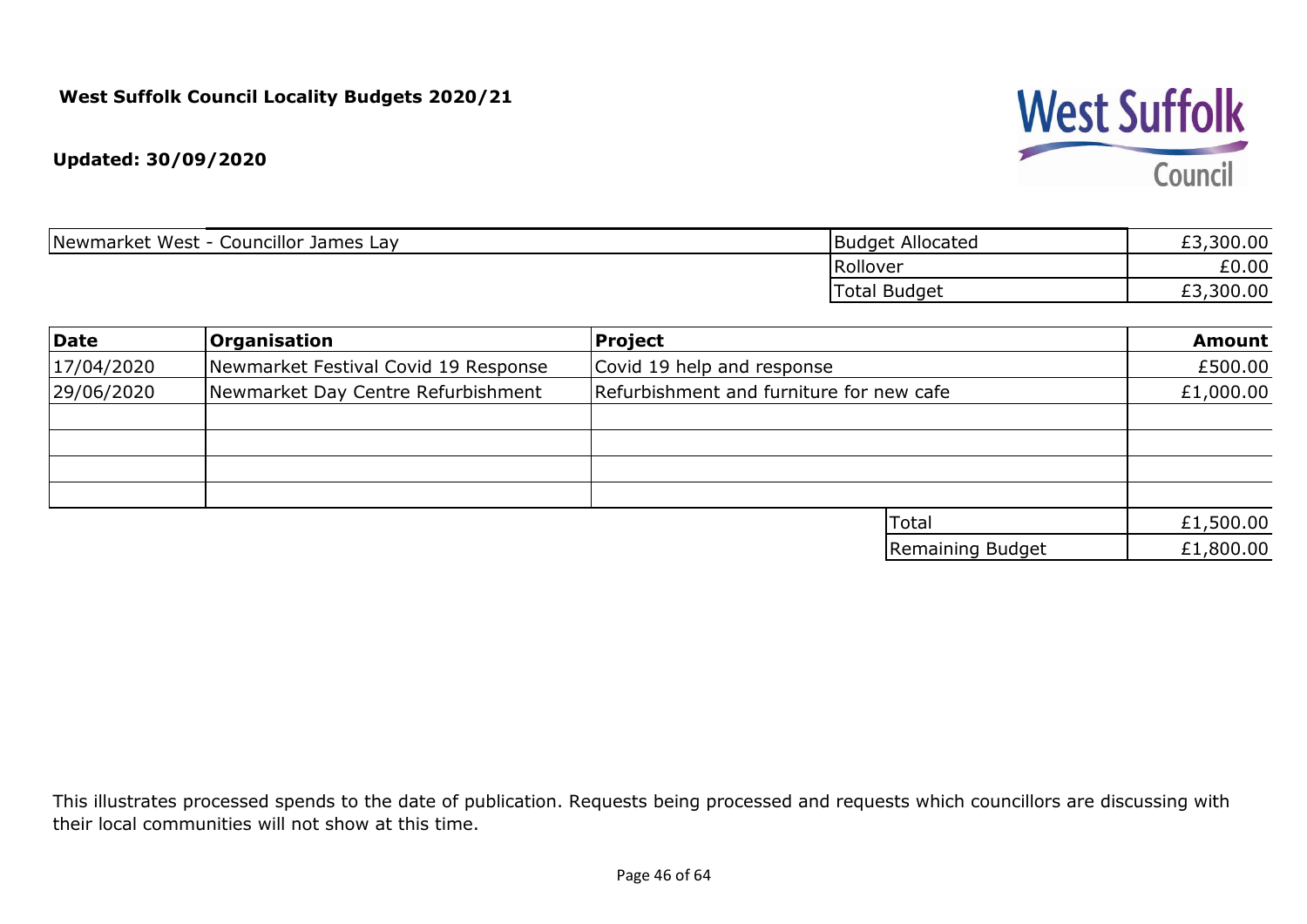**West Suffolk Council Locality Budgets 2020/21**

**Updated: 30/09/2020**

| Newmarket West - Councillor James Lay | Budget Allocated | £3,300.00 |
|---|---|---|
| | Rollover | £0.00 |
| | Total Budget | £3,300.00 |

| Date | Organisation | Project | Amount |
|---|---|---|---|
| 17/04/2020 | Newmarket Festival Covid 19 Response | Covid 19 help and response | £500.00 |
| 29/06/2020 | Newmarket Day Centre Refurbishment | Refurbishment and furniture for new cafe | £1,000.00 |
| | | | |
| | | | |
| | | | |
| | | | |
| | | Total | £1,500.00 |
| | | Remaining Budget | £1,800.00 |

This illustrates processed spends to the date of publication. Requests being processed and requests which councillors are discussing with their local communities will not show at this time.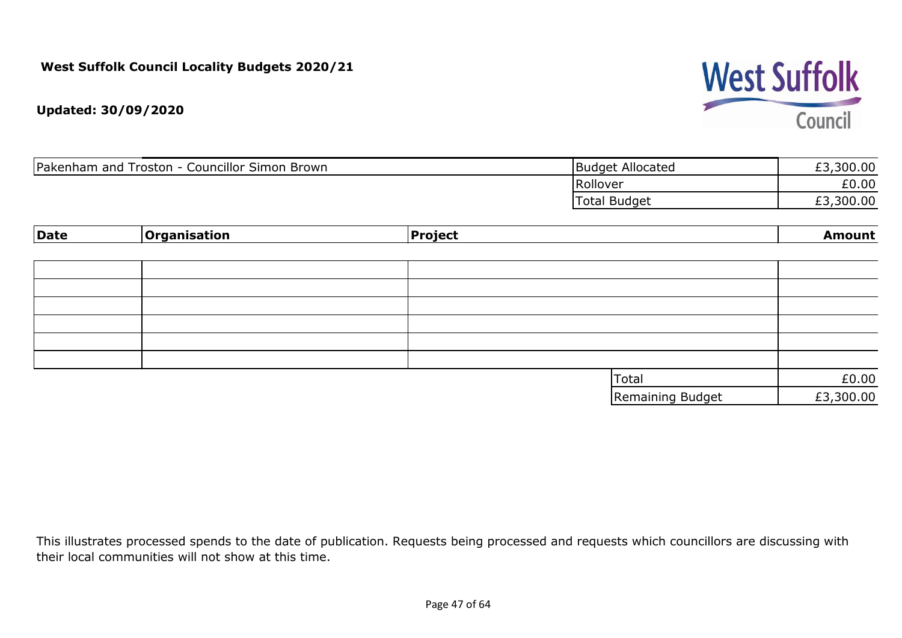**West Suffolk Council Locality Budgets 2020/21**

**Updated: 30/09/2020**

| Pakenham and Troston - Councillor Simon Brown | Budget Allocated | £3,300.00 |
|---|---|---|
| | Rollover | £0.00 |
| | Total Budget | £3,300.00 |

| Date | Organisation | Project | Amount |
|---|---|---|---|
| | | | |
| | | | |
| | | | |
| | | | |
| | | | |
| | | | |
| | | Total | £0.00 |
| | | Remaining Budget | £3,300.00 |

This illustrates processed spends to the date of publication. Requests being processed and requests which councillors are discussing with their local communities will not show at this time.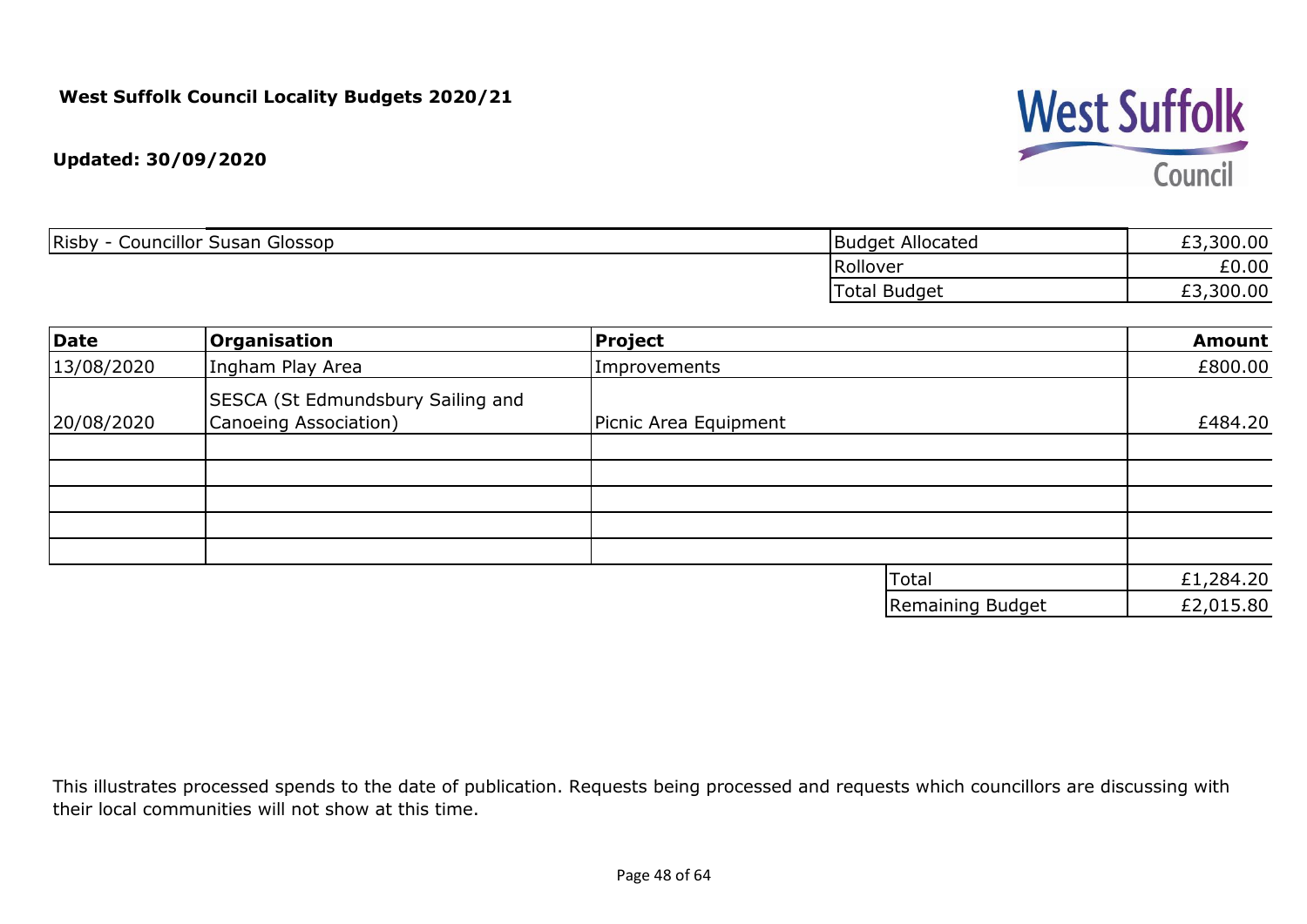**West Suffolk Council Locality Budgets 2020/21**

**Updated: 30/09/2020**

| Risby - Councillor Susan Glossop | Budget Allocated | £3,300.00 |
|---|---|---|
| | Rollover | £0.00 |
| | Total Budget | £3,300.00 |

| Date | Organisation | Project | Amount |
|---|---|---|---|
| 13/08/2020 | Ingham Play Area | Improvements | £800.00 |
| 20/08/2020 | SESCA (St Edmundsbury Sailing and Canoeing Association) | Picnic Area Equipment | £484.20 |
| | | | |
| | | | |
| | | | |
| | | | |
| | | | |
| | | Total | £1,284.20 |
| | | Remaining Budget | £2,015.80 |

This illustrates processed spends to the date of publication. Requests being processed and requests which councillors are discussing with their local communities will not show at this time.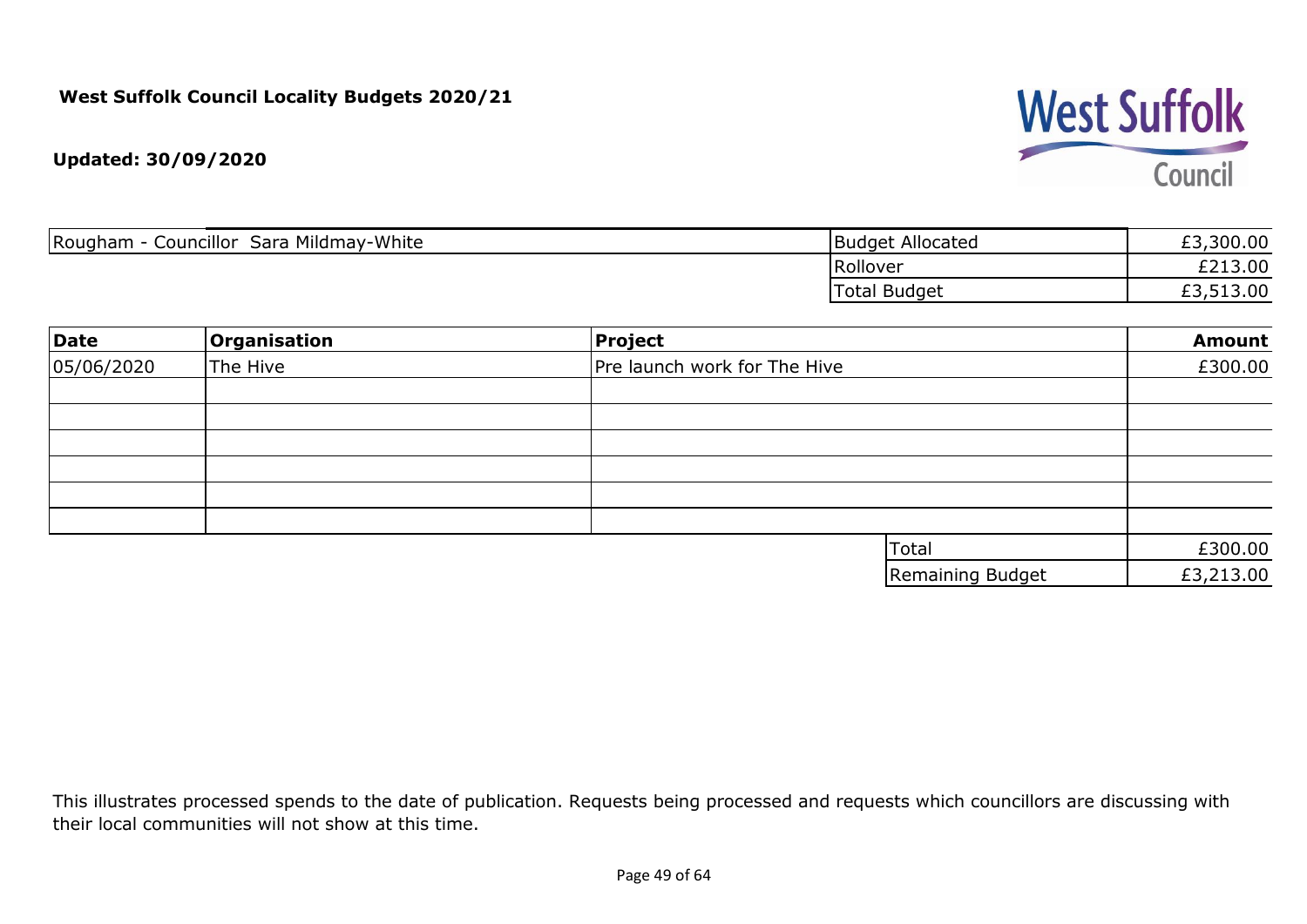**West Suffolk Council Locality Budgets 2020/21**

**Updated: 30/09/2020**

| Rougham - Councillor Sara Mildmay-White | Budget Allocated | £3,300.00 |
|---|---|---|
| | Rollover | £213.00 |
| | Total Budget | £3,513.00 |

| **Date** | **Organisation** | **Project** | **Amount** |
|---|---|---|---|
| 05/06/2020 | The Hive | Pre launch work for The Hive | £300.00 |
| | | | |
| | | | |
| | | | |
| | | | |
| | | | |
| | | | |
| | | Total | £300.00 |
| | | Remaining Budget | £3,213.00 |

This illustrates processed spends to the date of publication. Requests being processed and requests which councillors are discussing with their local communities will not show at this time.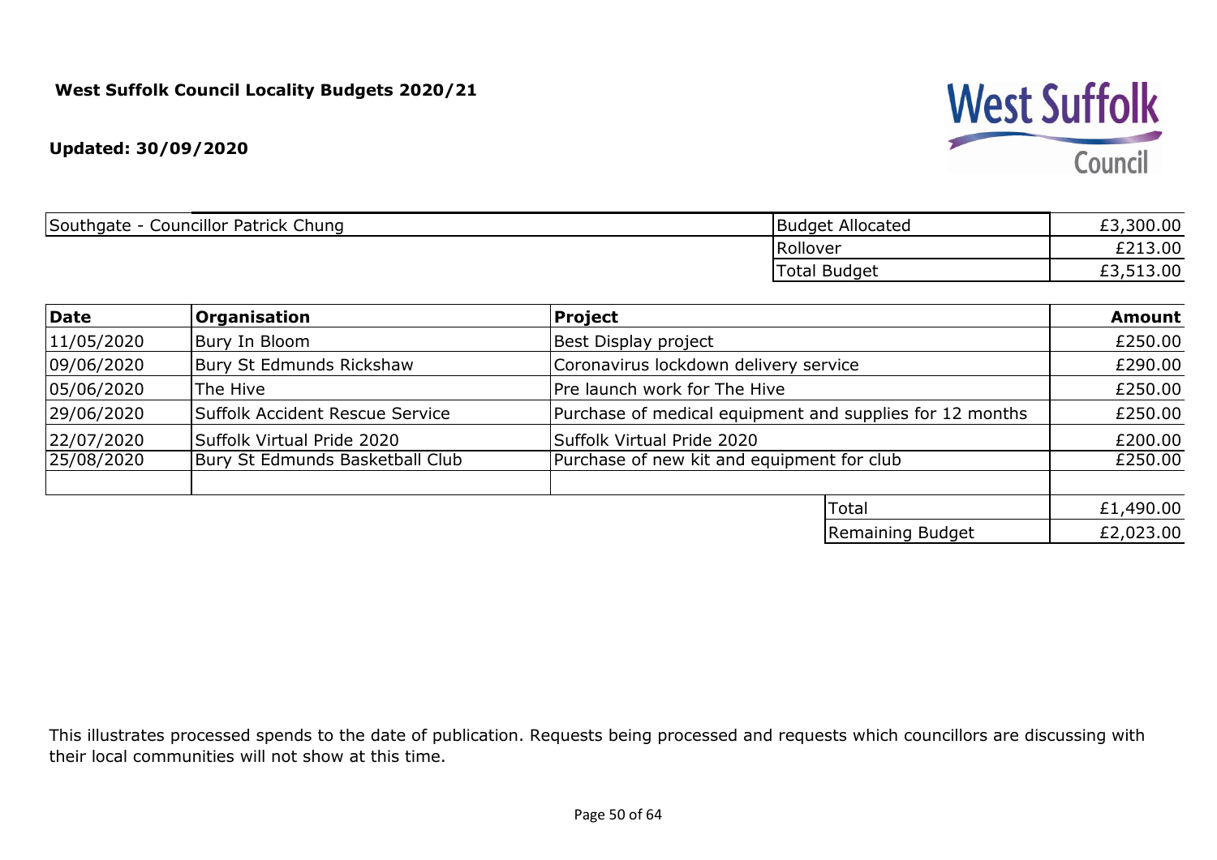**West Suffolk Council Locality Budgets 2020/21**

**Updated: 30/09/2020**

West Suffolk Council

| Southgate - Councillor Patrick Chung | Budget Allocated | £3,300.00 |
|---|---|---|
| | Rollover | £213.00 |
| | Total Budget | £3,513.00 |

| **Date** | **Organisation** | **Project** | **Amount** |
|---|---|---|---|
| 11/05/2020 | Bury In Bloom | Best Display project | £250.00 |
| 09/06/2020 | Bury St Edmunds Rickshaw | Coronavirus lockdown delivery service | £290.00 |
| 05/06/2020 | The Hive | Pre launch work for The Hive | £250.00 |
| 29/06/2020 | Suffolk Accident Rescue Service | Purchase of medical equipment and supplies for 12 months | £250.00 |
| 22/07/2020 | Suffolk Virtual Pride 2020 | Suffolk Virtual Pride 2020 | £200.00 |
| 25/08/2020 | Bury St Edmunds Basketball Club | Purchase of new kit and equipment for club | £250.00 |
| | | | |
| | | Total | £1,490.00 |
| | | Remaining Budget | £2,023.00 |

This illustrates processed spends to the date of publication. Requests being processed and requests which councillors are discussing with their local communities will not show at this time.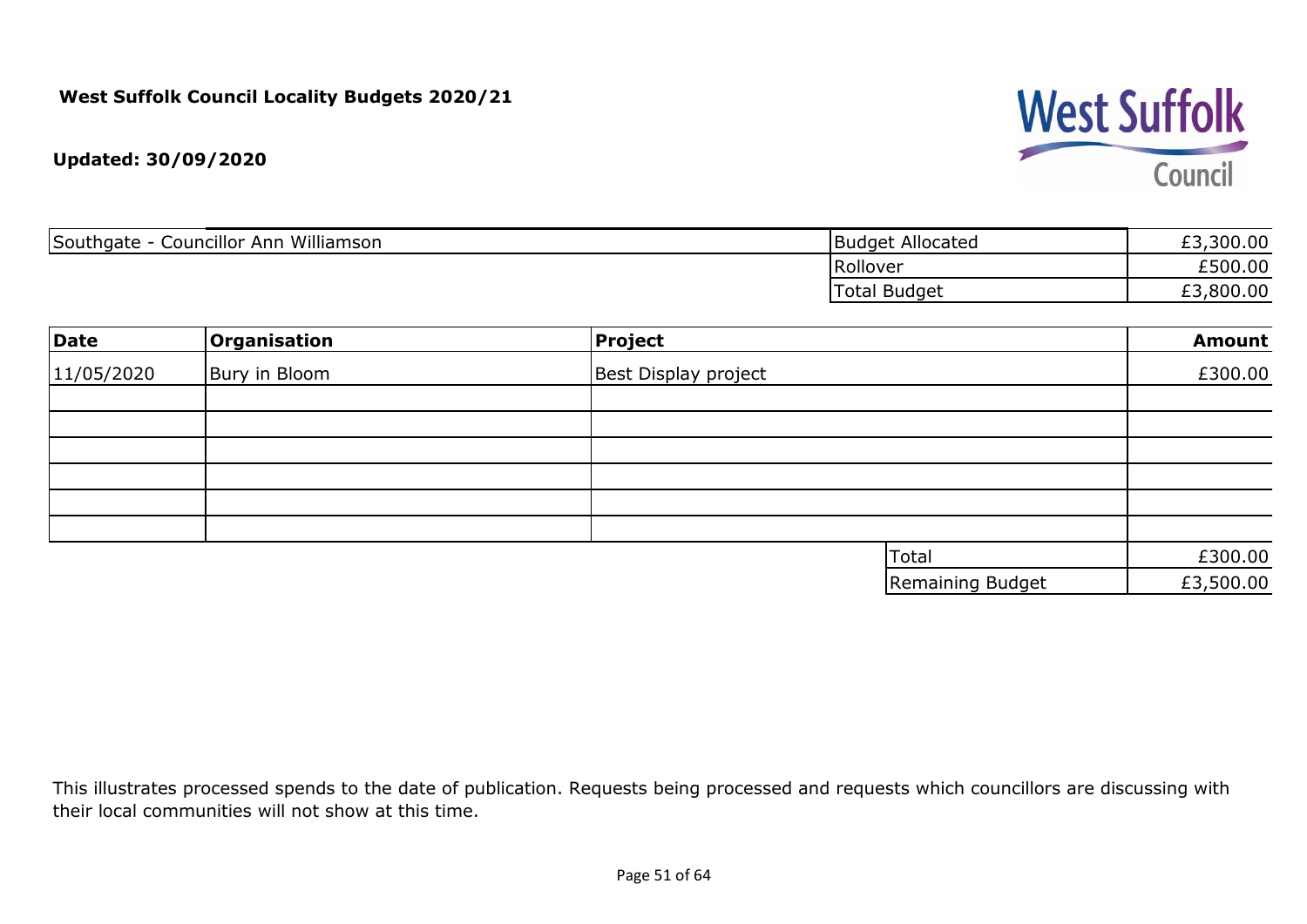**West Suffolk Council Locality Budgets 2020/21**

**Updated: 30/09/2020**

| Southgate - Councillor Ann Williamson | Budget Allocated | £3,300.00 |
|---|---|---|
| | Rollover | £500.00 |
| | Total Budget | £3,800.00 |

| Date | Organisation | Project | Amount |
|---|---|---|---|
| 11/05/2020 | Bury in Bloom | Best Display project | £300.00 |
| | | | |
| | | | |
| | | | |
| | | | |
| | | | |
| | | | |
| | | Total | £300.00 |
| | | Remaining Budget | £3,500.00 |

This illustrates processed spends to the date of publication. Requests being processed and requests which councillors are discussing with their local communities will not show at this time.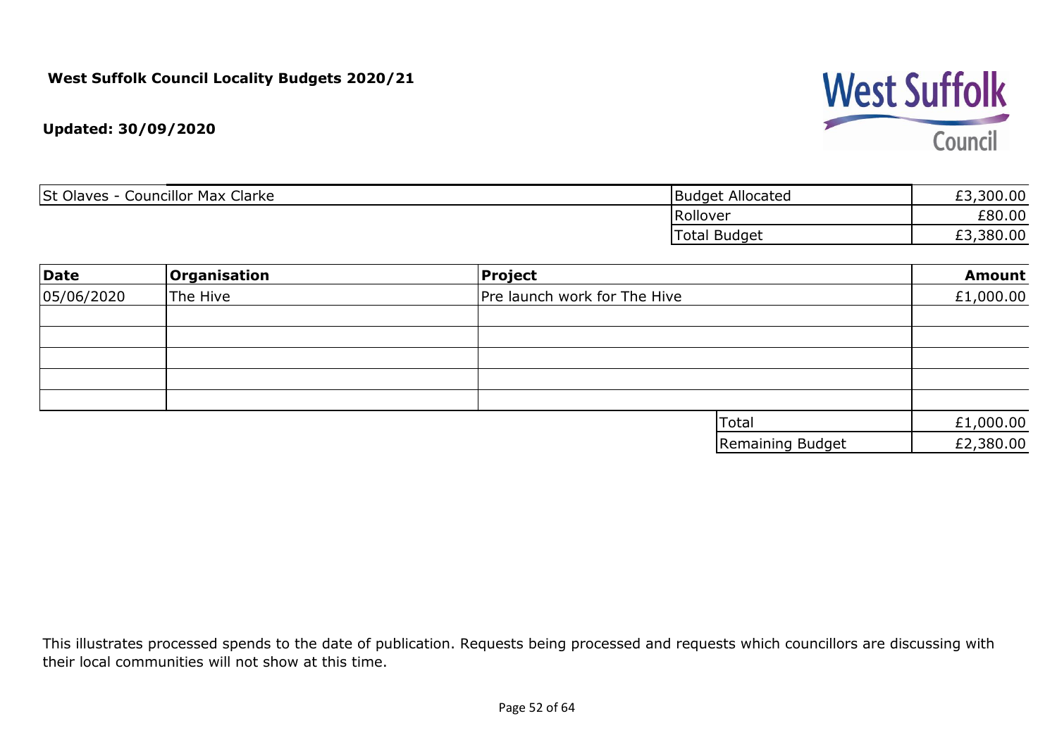**West Suffolk Council Locality Budgets 2020/21**

**Updated: 30/09/2020**

West Suffolk Council

| St Olaves - Councillor Max Clarke | Budget Allocated | £3,300.00 |
|---|---|---|
| | Rollover | £80.00 |
| | Total Budget | £3,380.00 |

| Date | Organisation | Project | Amount |
|---|---|---|---|
| 05/06/2020 | The Hive | Pre launch work for The Hive | £1,000.00 |
| | | | |
| | | | |
| | | | |
| | | | |
| | | | |
| | | Total | £1,000.00 |
| | | Remaining Budget | £2,380.00 |

This illustrates processed spends to the date of publication. Requests being processed and requests which councillors are discussing with their local communities will not show at this time.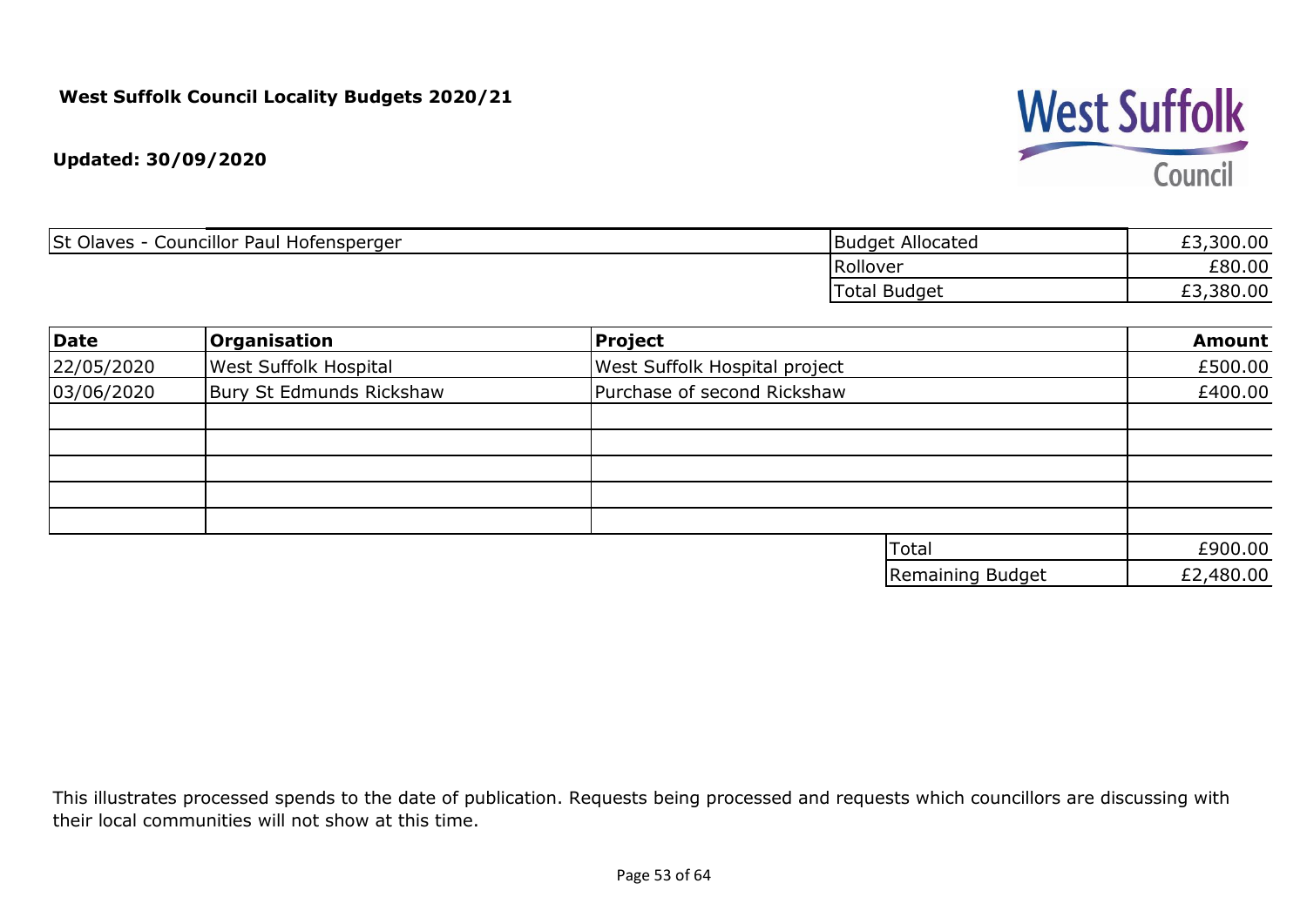**West Suffolk Council Locality Budgets 2020/21**

**Updated: 30/09/2020**

| St Olaves - Councillor Paul Hofensperger | Budget Allocated | £3,300.00 |
|---|---|---|
| | Rollover | £80.00 |
| | Total Budget | £3,380.00 |

| **Date** | **Organisation** | **Project** | **Amount** |
|---|---|---|---|
| 22/05/2020 | West Suffolk Hospital | West Suffolk Hospital project | £500.00 |
| 03/06/2020 | Bury St Edmunds Rickshaw | Purchase of second Rickshaw | £400.00 |
| | | | |
| | | | |
| | | | |
| | | | |
| | | | |
| | | Total | £900.00 |
| | | Remaining Budget | £2,480.00 |

This illustrates processed spends to the date of publication. Requests being processed and requests which councillors are discussing with their local communities will not show at this time.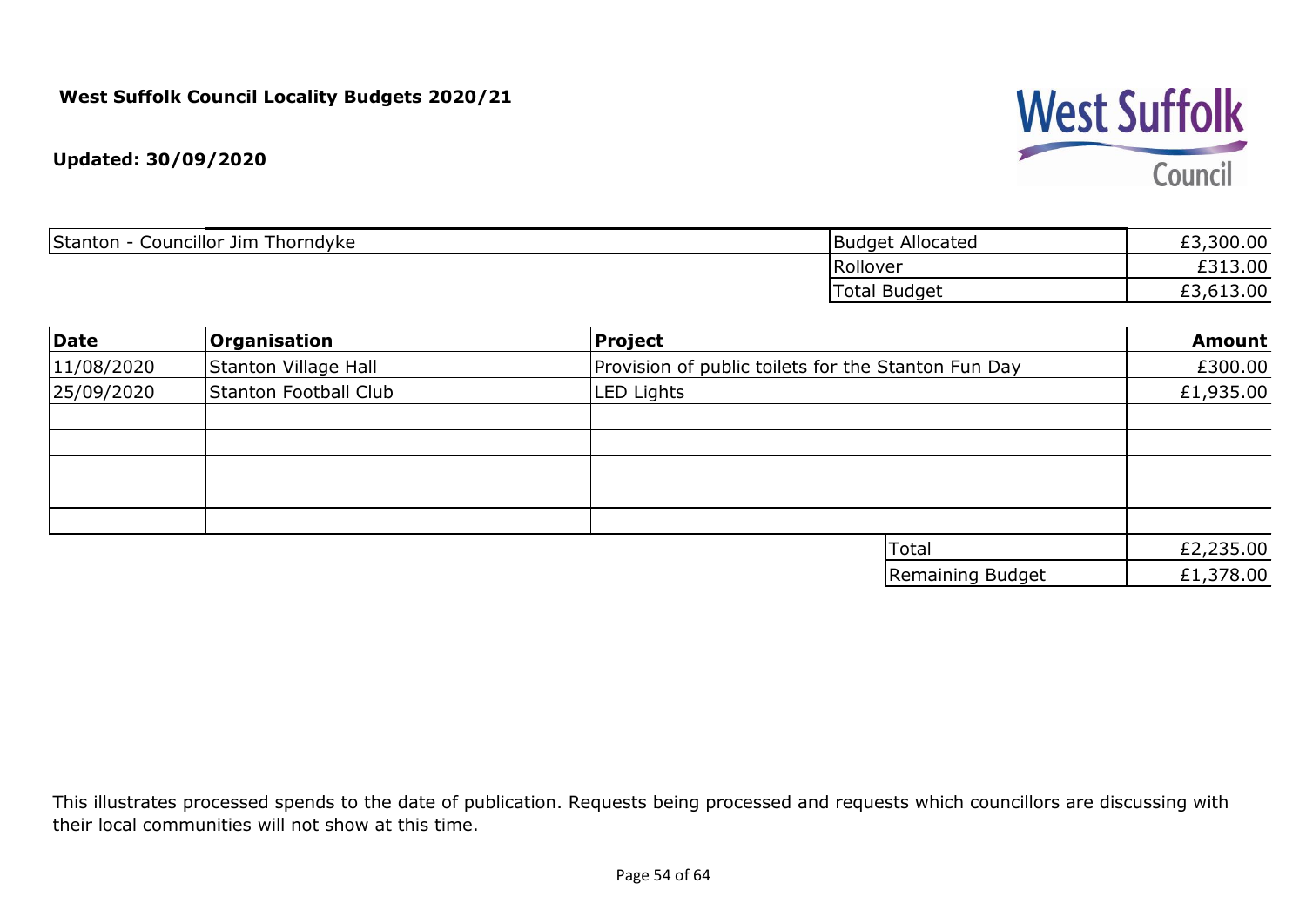**West Suffolk Council Locality Budgets 2020/21**

**Updated: 30/09/2020**

| Stanton - Councillor Jim Thorndyke | Budget Allocated | £3,300.00 |
|---|---|---|
| | Rollover | £313.00 |
| | Total Budget | £3,613.00 |

| Date | Organisation | Project | Amount |
|---|---|---|---|
| 11/08/2020 | Stanton Village Hall | Provision of public toilets for the Stanton Fun Day | £300.00 |
| 25/09/2020 | Stanton Football Club | LED Lights | £1,935.00 |
| | | | |
| | | | |
| | | | |
| | | | |
| | | | |
| | | Total | £2,235.00 |
| | | Remaining Budget | £1,378.00 |

This illustrates processed spends to the date of publication. Requests being processed and requests which councillors are discussing with their local communities will not show at this time.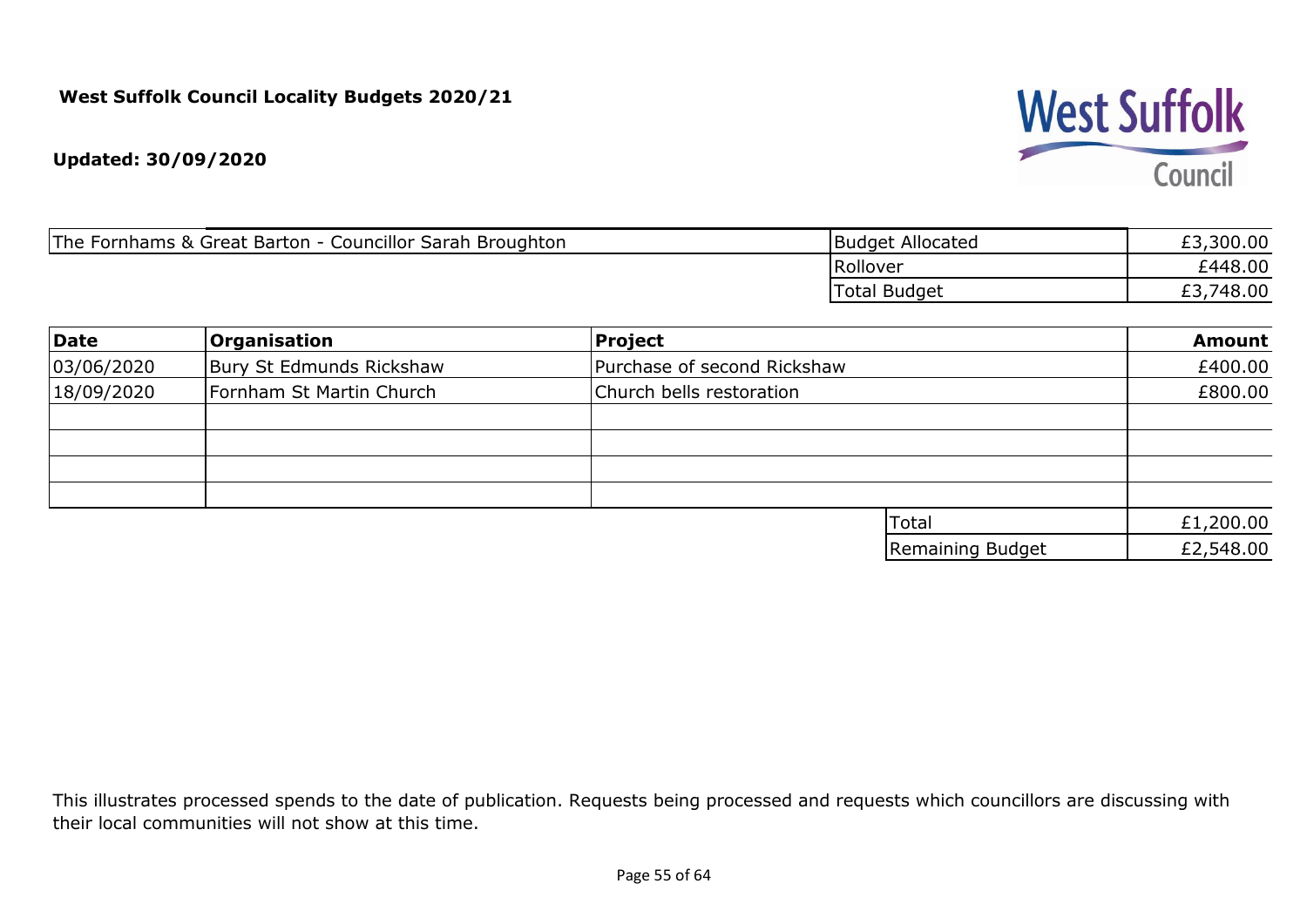**West Suffolk Council Locality Budgets 2020/21**

**Updated: 30/09/2020**

| The Fornhams & Great Barton - Councillor Sarah Broughton | Budget Allocated | £3,300.00 |
|---|---|---|
| | Rollover | £448.00 |
| | Total Budget | £3,748.00 |

| Date | Organisation | Project | Amount |
|---|---|---|---|
| 03/06/2020 | Bury St Edmunds Rickshaw | Purchase of second Rickshaw | £400.00 |
| 18/09/2020 | Fornham St Martin Church | Church bells restoration | £800.00 |
| | | | |
| | | | |
| | | | |
| | | | |
| | | Total | £1,200.00 |
| | | Remaining Budget | £2,548.00 |

This illustrates processed spends to the date of publication. Requests being processed and requests which councillors are discussing with their local communities will not show at this time.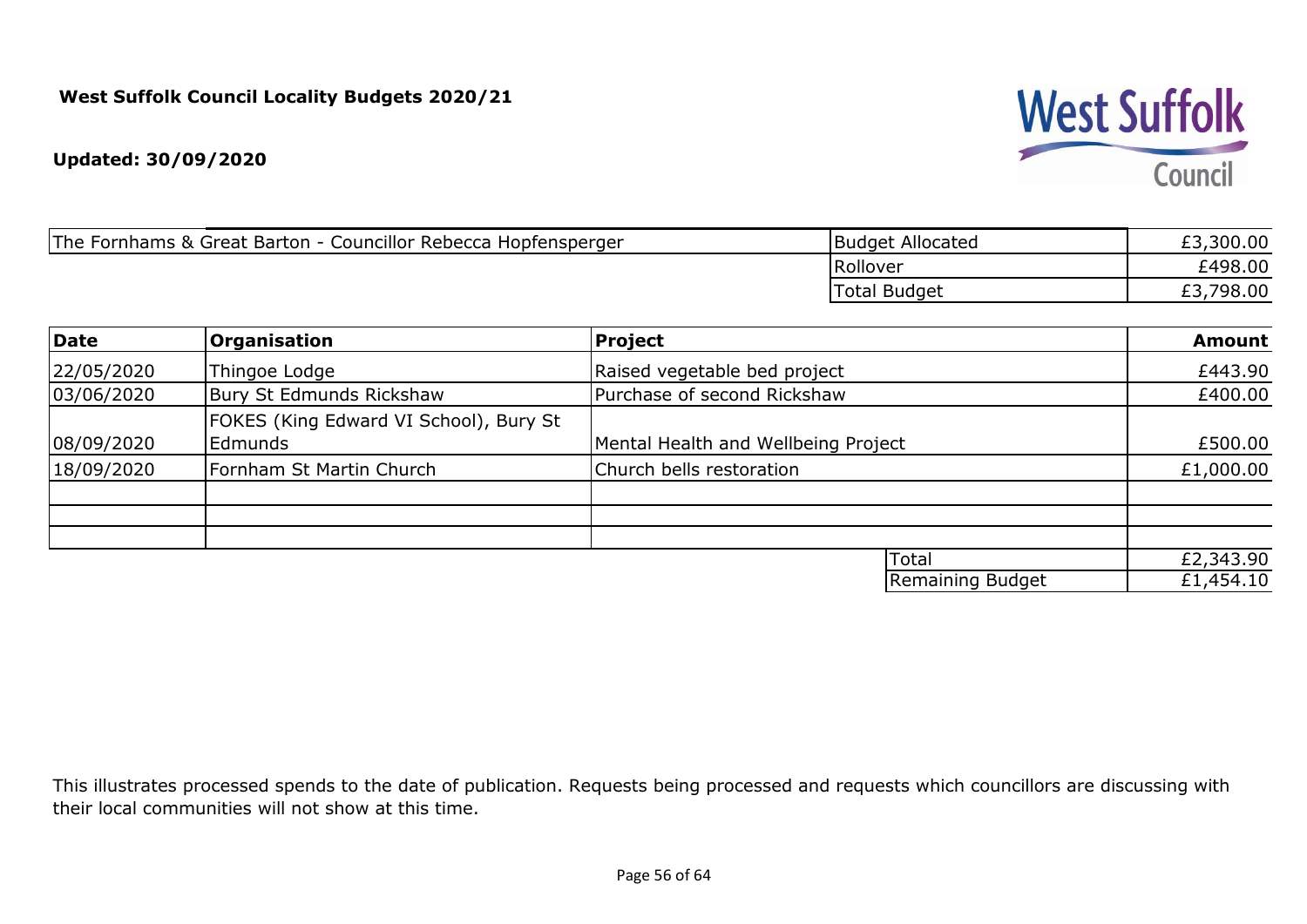**West Suffolk Council Locality Budgets 2020/21**

**Updated: 30/09/2020**

| The Fornhams & Great Barton - Councillor Rebecca Hopfensperger | Budget Allocated | £3,300.00 |
|---|---|---|
| | Rollover | £498.00 |
| | Total Budget | £3,798.00 |

| Date | Organisation | Project | Amount |
|---|---|---|---|
| 22/05/2020 | Thingoe Lodge | Raised vegetable bed project | £443.90 |
| 03/06/2020 | Bury St Edmunds Rickshaw | Purchase of second Rickshaw | £400.00 |
| 08/09/2020 | FOKES (King Edward VI School), Bury St Edmunds | Mental Health and Wellbeing Project | £500.00 |
| 18/09/2020 | Fornham St Martin Church | Church bells restoration | £1,000.00 |
| | | | |
| | | | |
| | | | |
| | | Total | £2,343.90 |
| | | Remaining Budget | £1,454.10 |

This illustrates processed spends to the date of publication. Requests being processed and requests which councillors are discussing with their local communities will not show at this time.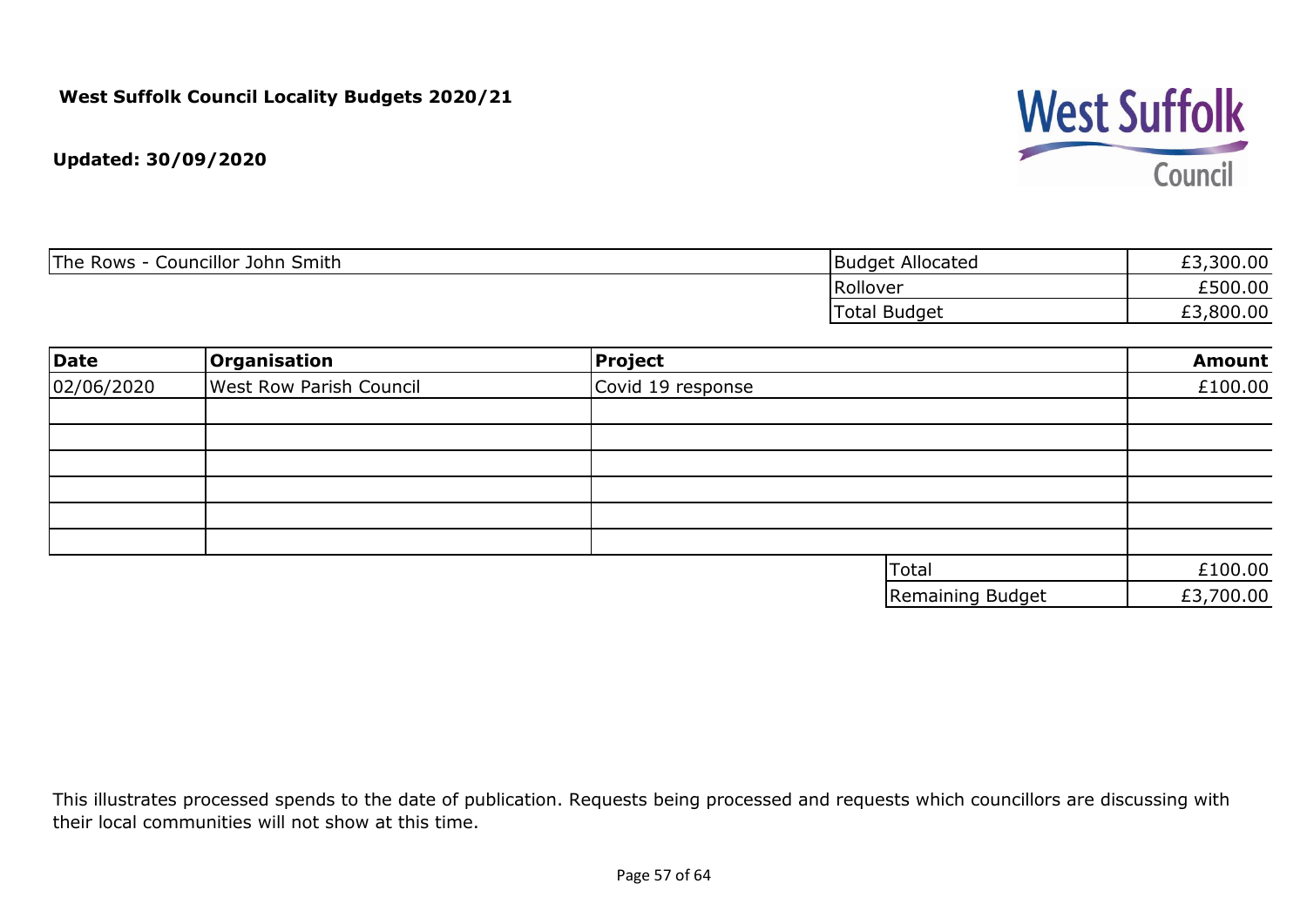**West Suffolk Council Locality Budgets 2020/21**

**Updated: 30/09/2020**

| The Rows - Councillor John Smith | Budget Allocated | £3,300.00 |
|---|---|---|
| | Rollover | £500.00 |
| | Total Budget | £3,800.00 |

| Date | Organisation | Project | Amount |
|---|---|---|---|
| 02/06/2020 | West Row Parish Council | Covid 19 response | £100.00 |
| | | | |
| | | | |
| | | | |
| | | | |
| | | | |
| | | | |
| | | Total | £100.00 |
| | | Remaining Budget | £3,700.00 |

This illustrates processed spends to the date of publication. Requests being processed and requests which councillors are discussing with their local communities will not show at this time.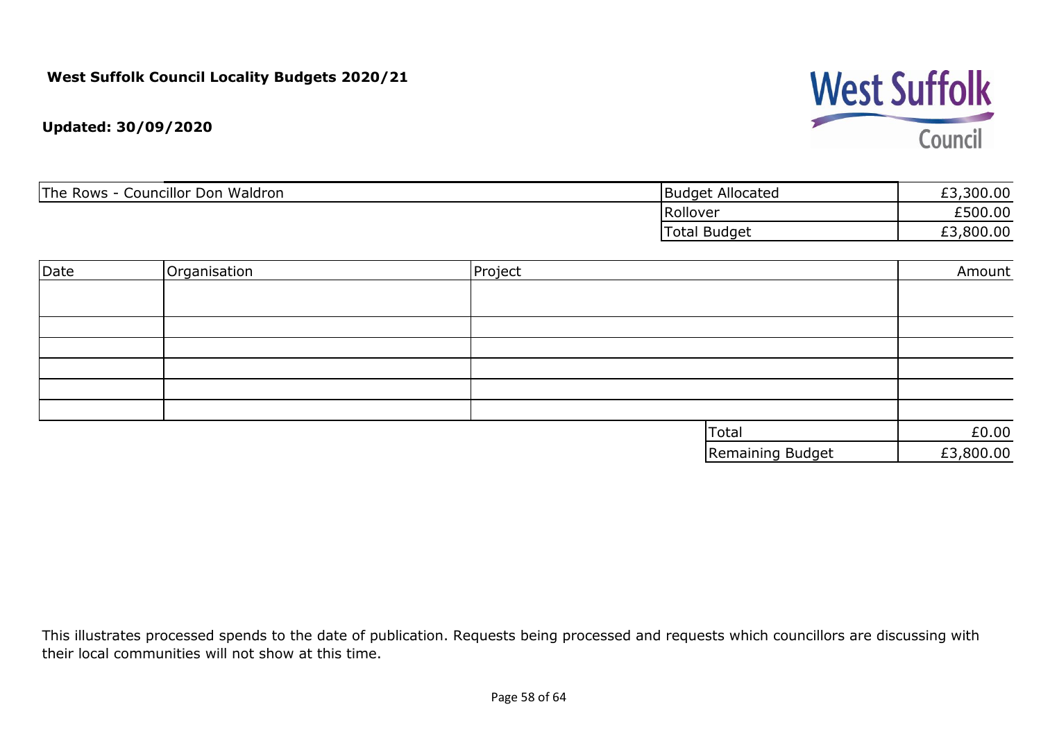**West Suffolk Council Locality Budgets 2020/21**

**Updated: 30/09/2020**

| The Rows - Councillor Don Waldron | | |
|---|---|---|
| | Budget Allocated | £3,300.00 |
| | Rollover | £500.00 |
| | Total Budget | £3,800.00 |

| Date | Organisation | Project | Amount |
|---|---|---|---|
| | | | |
| | | | |
| | | | |
| | | | |
| | | | |
| | | | |
| | | Total | £0.00 |
| | | Remaining Budget | £3,800.00 |

This illustrates processed spends to the date of publication. Requests being processed and requests which councillors are discussing with their local communities will not show at this time.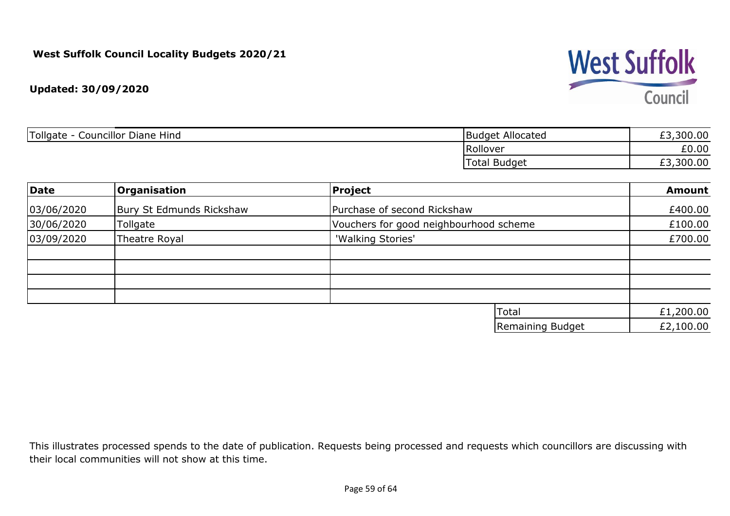**West Suffolk Council Locality Budgets 2020/21**

**Updated: 30/09/2020**

| Tollgate - Councillor Diane Hind | Budget Allocated | £3,300.00 |
|---|---|---|
| | Rollover | £0.00 |
| | Total Budget | £3,300.00 |

| Date | Organisation | Project | Amount |
|---|---|---|---|
| 03/06/2020 | Bury St Edmunds Rickshaw | Purchase of second Rickshaw | £400.00 |
| 30/06/2020 | Tollgate | Vouchers for good neighbourhood scheme | £100.00 |
| 03/09/2020 | Theatre Royal | 'Walking Stories' | £700.00 |
| | | | |
| | | | |
| | | | |
| | | | |
| | | Total | £1,200.00 |
| | | Remaining Budget | £2,100.00 |

This illustrates processed spends to the date of publication. Requests being processed and requests which councillors are discussing with their local communities will not show at this time.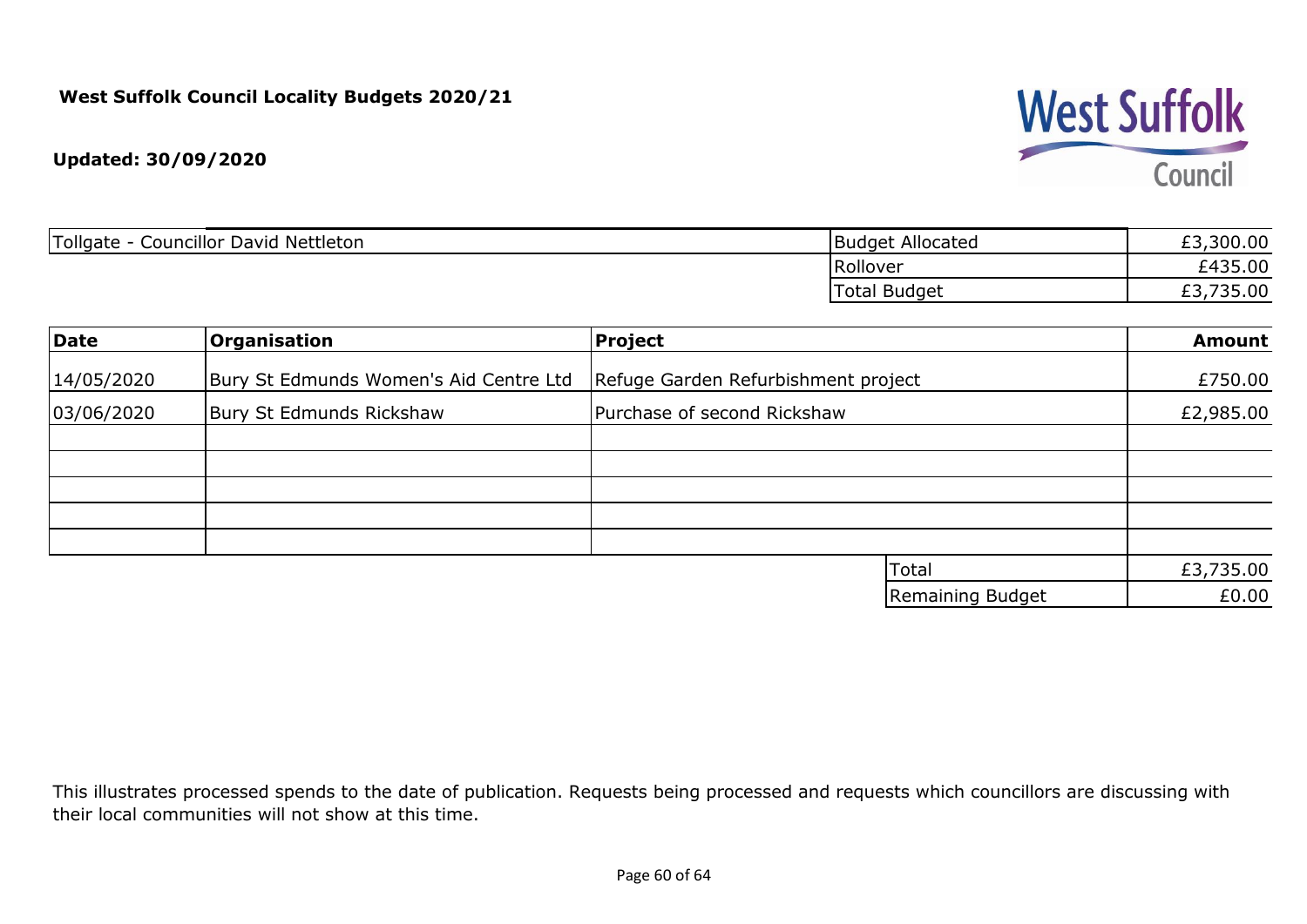**West Suffolk Council Locality Budgets 2020/21**

**Updated: 30/09/2020**

| Tollgate - Councillor David Nettleton | Budget Allocated | £3,300.00 |
|---|---|---|
| | Rollover | £435.00 |
| | Total Budget | £3,735.00 |

| **Date** | **Organisation** | **Project** | **Amount** |
|---|---|---|---|
| 14/05/2020 | Bury St Edmunds Women's Aid Centre Ltd | Refuge Garden Refurbishment project | £750.00 |
| 03/06/2020 | Bury St Edmunds Rickshaw | Purchase of second Rickshaw | £2,985.00 |
| | | | |
| | | | |
| | | | |
| | | | |
| | | | |
| | | Total | £3,735.00 |
| | | Remaining Budget | £0.00 |

This illustrates processed spends to the date of publication. Requests being processed and requests which councillors are discussing with their local communities will not show at this time.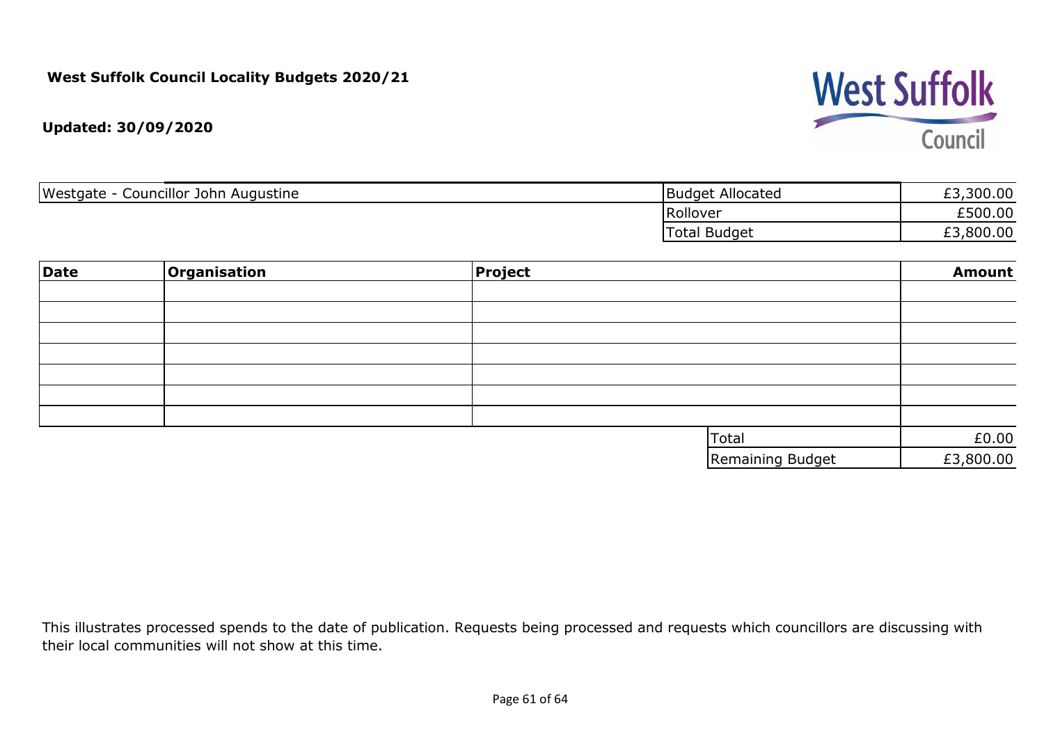**West Suffolk Council Locality Budgets 2020/21**

**Updated: 30/09/2020**

| Westgate - Councillor John Augustine | Budget Allocated | £3,300.00 |
|---|---|---|
| | Rollover | £500.00 |
| | Total Budget | £3,800.00 |

| Date | Organisation | Project | Amount |
|---|---|---|---|
| | | | |
| | | | |
| | | | |
| | | | |
| | | | |
| | | | |
| | | | |
| | | Total | £0.00 |
| | | Remaining Budget | £3,800.00 |

This illustrates processed spends to the date of publication. Requests being processed and requests which councillors are discussing with their local communities will not show at this time.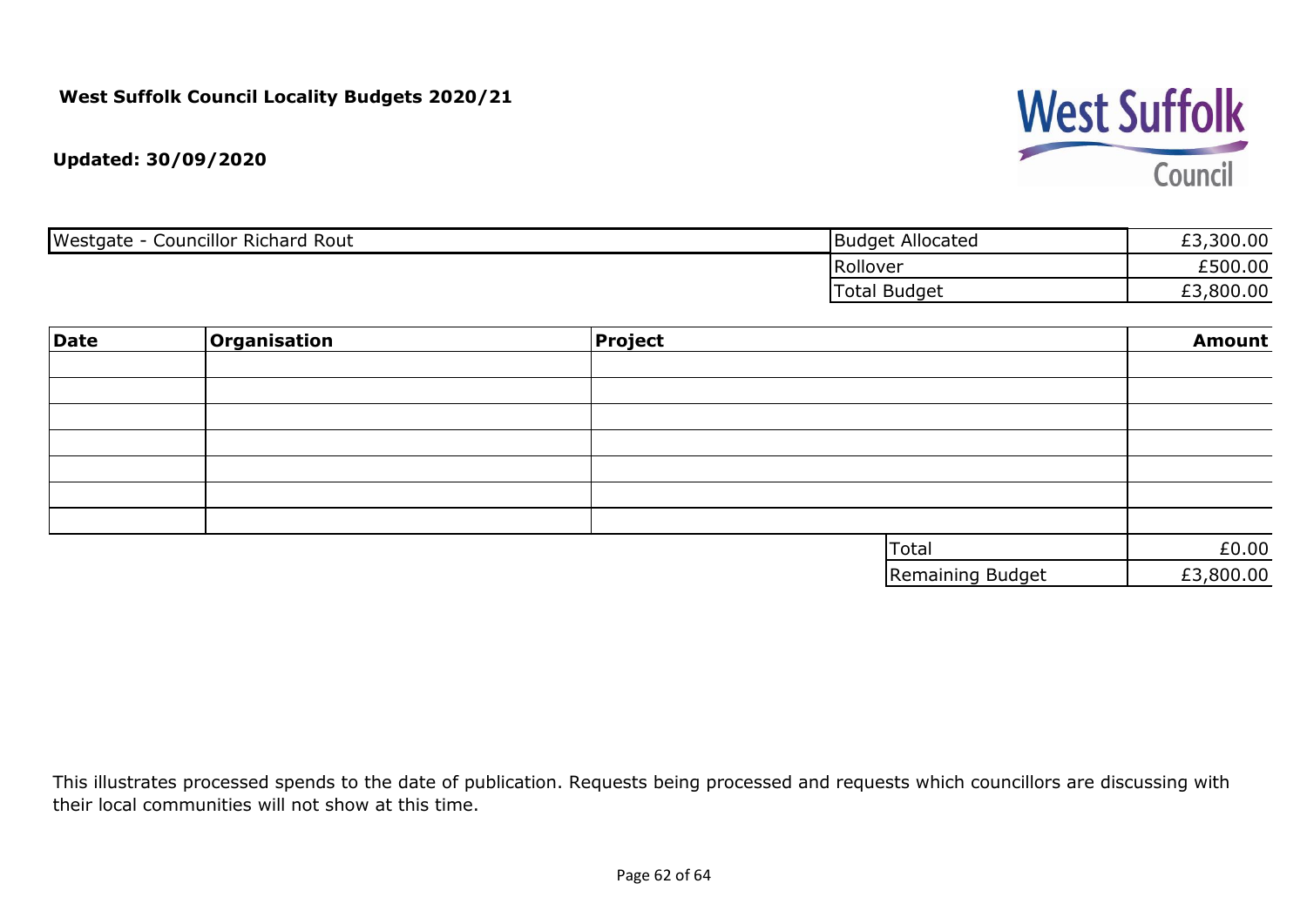**West Suffolk Council Locality Budgets 2020/21**

**Updated: 30/09/2020**

| Westgate - Councillor Richard Rout | | |
|---|---|---|
| | Budget Allocated | £3,300.00 |
| | Rollover | £500.00 |
| | Total Budget | £3,800.00 |

| Date | Organisation | Project | Amount |
|---|---|---|---|
| | | | |
| | | | |
| | | | |
| | | | |
| | | | |
| | | | |
| | | | |
| | | Total | £0.00 |
| | | Remaining Budget | £3,800.00 |

This illustrates processed spends to the date of publication. Requests being processed and requests which councillors are discussing with their local communities will not show at this time.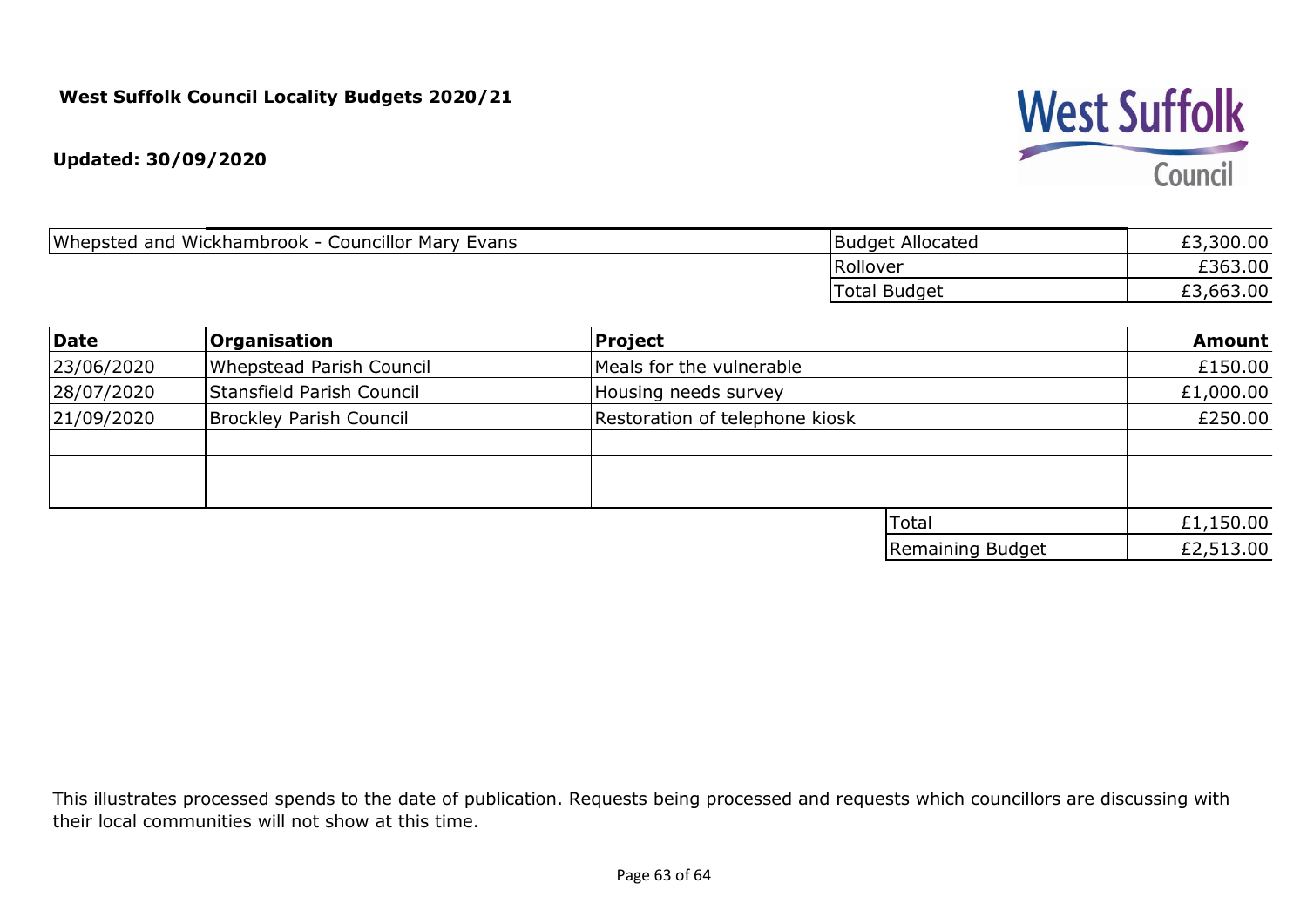**West Suffolk Council Locality Budgets 2020/21**

**Updated: 30/09/2020**

| Whepsted and Wickhambrook - Councillor Mary Evans | Budget Allocated | £3,300.00 |
|---|---|---|
| | Rollover | £363.00 |
| | Total Budget | £3,663.00 |

| **Date** | **Organisation** | **Project** | **Amount** |
|---|---|---|---|
| 23/06/2020 | Whepstead Parish Council | Meals for the vulnerable | £150.00 |
| 28/07/2020 | Stansfield Parish Council | Housing needs survey | £1,000.00 |
| 21/09/2020 | Brockley Parish Council | Restoration of telephone kiosk | £250.00 |
| | | | |
| | | | |
| | | | |
| | | Total | £1,150.00 |
| | | Remaining Budget | £2,513.00 |

This illustrates processed spends to the date of publication. Requests being processed and requests which councillors are discussing with their local communities will not show at this time.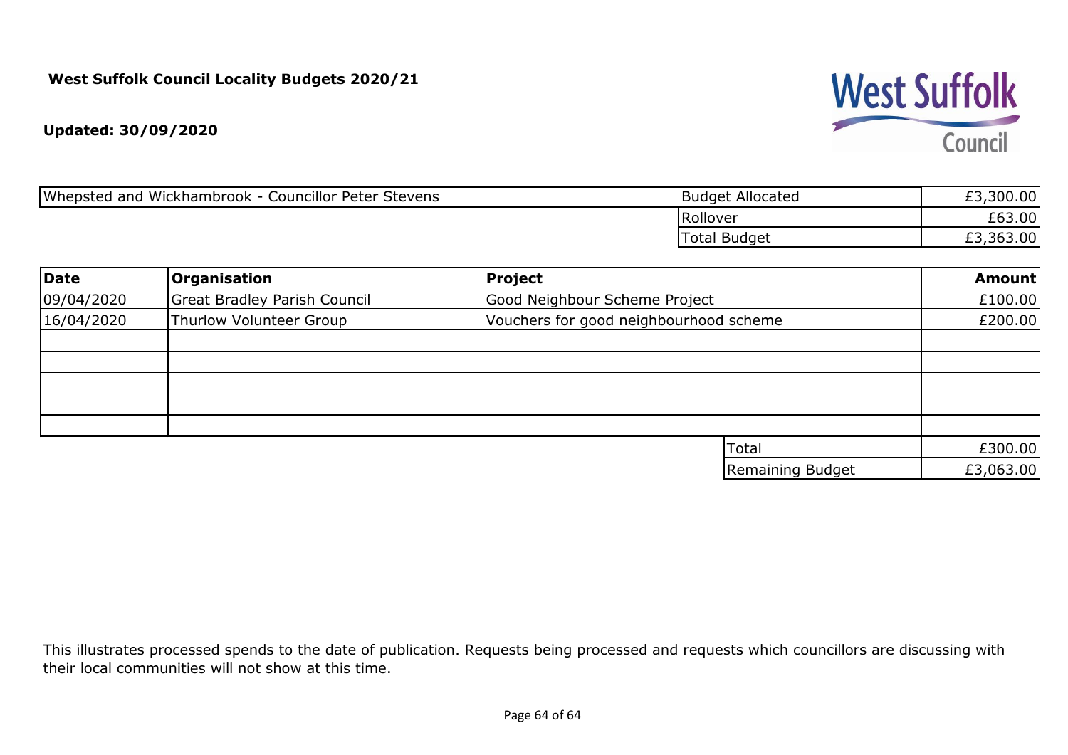**West Suffolk Council Locality Budgets 2020/21**

**Updated: 30/09/2020**

| Whepsted and Wickhambrook - Councillor Peter Stevens | Budget Allocated | £3,300.00 |
|---|---|---|
| | Rollover | £63.00 |
| | Total Budget | £3,363.00 |

| Date | Organisation | Project | Amount |
|---|---|---|---|
| 09/04/2020 | Great Bradley Parish Council | Good Neighbour Scheme Project | £100.00 |
| 16/04/2020 | Thurlow Volunteer Group | Vouchers for good neighbourhood scheme | £200.00 |
| | | | |
| | | | |
| | | | |
| | | | |
| | | | |
| | | Total | £300.00 |
| | | Remaining Budget | £3,063.00 |

This illustrates processed spends to the date of publication. Requests being processed and requests which councillors are discussing with their local communities will not show at this time.